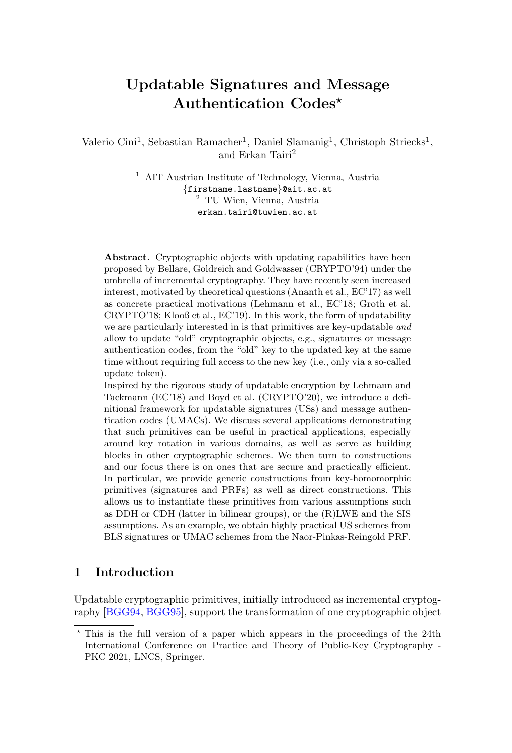# Updatable Signatures and Message Authentication Codes*

Valerio Cini[1], Sebastian Ramacher[1], Daniel Slamanig[1], Christoph Striecks[1], and Erkan Tairi[2]

[1] AIT Austrian Institute of Technology, Vienna, Austria
{firstname.lastname}@ait.ac.at
[2] TU Wien, Vienna, Austria
erkan.tairi@tuwien.ac.at

**Abstract.** Cryptographic objects with updating capabilities have been proposed by Bellare, Goldreich and Goldwasser (CRYPTO'94) under the umbrella of incremental cryptography. They have recently seen increased interest, motivated by theoretical questions (Ananth et al., EC'17) as well as concrete practical motivations (Lehmann et al., EC'18; Groth et al. CRYPTO'18; Klooß et al., EC'19). In this work, the form of updatability we are particularly interested in is that primitives are key-updatable *and* allow to update "old" cryptographic objects, e.g., signatures or message authentication codes, from the "old" key to the updated key at the same time without requiring full access to the new key (i.e., only via a so-called update token).

Inspired by the rigorous study of updatable encryption by Lehmann and Tackmann (EC'18) and Boyd et al. (CRYPTO'20), we introduce a definitional framework for updatable signatures (USs) and message authentication codes (UMACs). We discuss several applications demonstrating that such primitives can be useful in practical applications, especially around key rotation in various domains, as well as serve as building blocks in other cryptographic schemes. We then turn to constructions and our focus there is on ones that are secure and practically efficient. In particular, we provide generic constructions from key-homomorphic primitives (signatures and PRFs) as well as direct constructions. This allows us to instantiate these primitives from various assumptions such as DDH or CDH (latter in bilinear groups), or the (R)LWE and the SIS assumptions. As an example, we obtain highly practical US schemes from BLS signatures or UMAC schemes from the Naor-Pinkas-Reingold PRF.

## 1 Introduction

Updatable cryptographic primitives, initially introduced as incremental cryptography [BGG94, BGG95], support the transformation of one cryptographic object

---

* This is the full version of a paper which appears in the proceedings of the 24th International Conference on Practice and Theory of Public-Key Cryptography - PKC 2021, LNCS, Springer.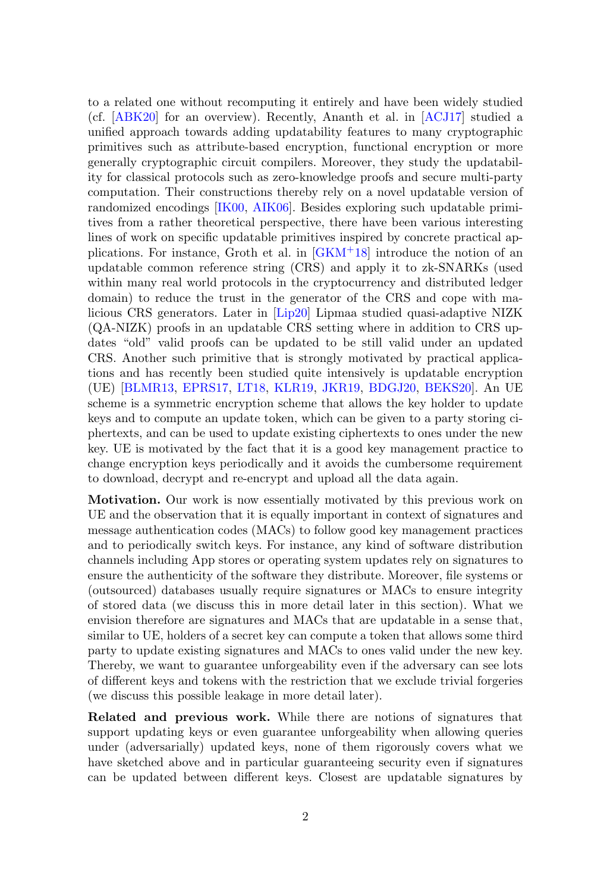to a related one without recomputing it entirely and have been widely studied (cf. [ABK20] for an overview). Recently, Ananth et al. in [ACJ17] studied a unified approach towards adding updatability features to many cryptographic primitives such as attribute-based encryption, functional encryption or more generally cryptographic circuit compilers. Moreover, they study the updatability for classical protocols such as zero-knowledge proofs and secure multi-party computation. Their constructions thereby rely on a novel updatable version of randomized encodings [IK00, AIK06]. Besides exploring such updatable primitives from a rather theoretical perspective, there have been various interesting lines of work on specific updatable primitives inspired by concrete practical applications. For instance, Groth et al. in [GKM+18] introduce the notion of an updatable common reference string (CRS) and apply it to zk-SNARKs (used within many real world protocols in the cryptocurrency and distributed ledger domain) to reduce the trust in the generator of the CRS and cope with malicious CRS generators. Later in [Lip20] Lipmaa studied quasi-adaptive NIZK (QA-NIZK) proofs in an updatable CRS setting where in addition to CRS updates "old" valid proofs can be updated to be still valid under an updated CRS. Another such primitive that is strongly motivated by practical applications and has recently been studied quite intensively is updatable encryption (UE) [BLMR13, EPRS17, LT18, KLR19, JKR19, BDGJ20, BEKS20]. An UE scheme is a symmetric encryption scheme that allows the key holder to update keys and to compute an update token, which can be given to a party storing ciphertexts, and can be used to update existing ciphertexts to ones under the new key. UE is motivated by the fact that it is a good key management practice to change encryption keys periodically and it avoids the cumbersome requirement to download, decrypt and re-encrypt and upload all the data again.

**Motivation.** Our work is now essentially motivated by this previous work on UE and the observation that it is equally important in context of signatures and message authentication codes (MACs) to follow good key management practices and to periodically switch keys. For instance, any kind of software distribution channels including App stores or operating system updates rely on signatures to ensure the authenticity of the software they distribute. Moreover, file systems or (outsourced) databases usually require signatures or MACs to ensure integrity of stored data (we discuss this in more detail later in this section). What we envision therefore are signatures and MACs that are updatable in a sense that, similar to UE, holders of a secret key can compute a token that allows some third party to update existing signatures and MACs to ones valid under the new key. Thereby, we want to guarantee unforgeability even if the adversary can see lots of different keys and tokens with the restriction that we exclude trivial forgeries (we discuss this possible leakage in more detail later).

**Related and previous work.** While there are notions of signatures that support updating keys or even guarantee unforgeability when allowing queries under (adversarially) updated keys, none of them rigorously covers what we have sketched above and in particular guaranteeing security even if signatures can be updated between different keys. Closest are updatable signatures by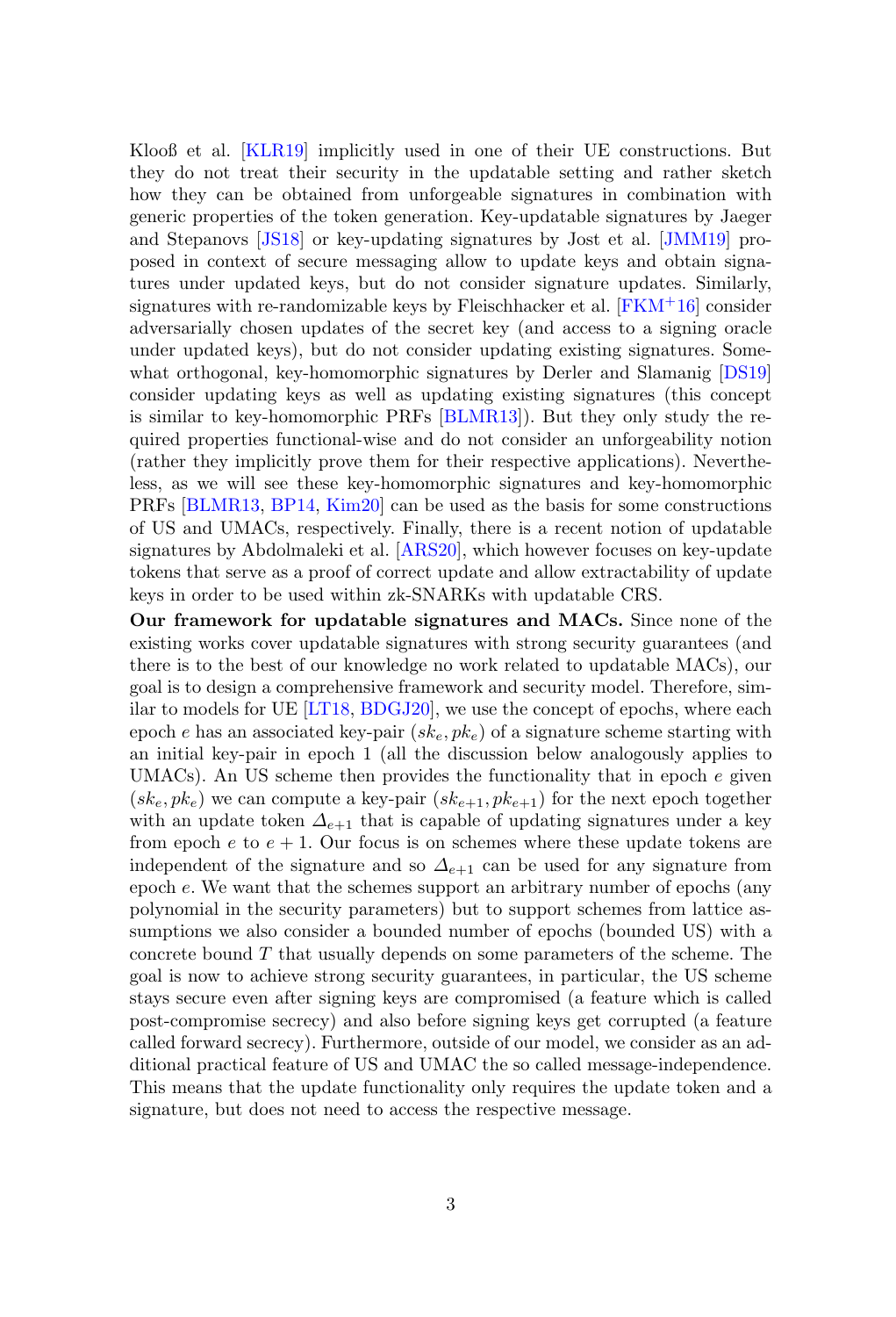Klooß et al. [KLR19] implicitly used in one of their UE constructions. But they do not treat their security in the updatable setting and rather sketch how they can be obtained from unforgeable signatures in combination with generic properties of the token generation. Key-updatable signatures by Jaeger and Stepanovs [JS18] or key-updating signatures by Jost et al. [JMM19] proposed in context of secure messaging allow to update keys and obtain signatures under updated keys, but do not consider signature updates. Similarly, signatures with re-randomizable keys by Fleischhacker et al. [FKM+16] consider adversarially chosen updates of the secret key (and access to a signing oracle under updated keys), but do not consider updating existing signatures. Somewhat orthogonal, key-homomorphic signatures by Derler and Slamanig [DS19] consider updating keys as well as updating existing signatures (this concept is similar to key-homomorphic PRFs [BLMR13]). But they only study the required properties functional-wise and do not consider an unforgeability notion (rather they implicitly prove them for their respective applications). Nevertheless, as we will see these key-homomorphic signatures and key-homomorphic PRFs [BLMR13, BP14, Kim20] can be used as the basis for some constructions of US and UMACs, respectively. Finally, there is a recent notion of updatable signatures by Abdolmaleki et al. [ARS20], which however focuses on key-update tokens that serve as a proof of correct update and allow extractability of update keys in order to be used within zk-SNARKs with updatable CRS.

**Our framework for updatable signatures and MACs.** Since none of the existing works cover updatable signatures with strong security guarantees (and there is to the best of our knowledge no work related to updatable MACs), our goal is to design a comprehensive framework and security model. Therefore, similar to models for UE [LT18, BDGJ20], we use the concept of epochs, where each epoch $e$ has an associated key-pair $(sk_e, pk_e)$ of a signature scheme starting with an initial key-pair in epoch 1 (all the discussion below analogously applies to UMACs). An US scheme then provides the functionality that in epoch $e$ given $(sk_e, pk_e)$ we can compute a key-pair $(sk_{e+1}, pk_{e+1})$ for the next epoch together with an update token $\Delta_{e+1}$ that is capable of updating signatures under a key from epoch $e$ to $e + 1$. Our focus is on schemes where these update tokens are independent of the signature and so $\Delta_{e+1}$ can be used for any signature from epoch $e$. We want that the schemes support an arbitrary number of epochs (any polynomial in the security parameters) but to support schemes from lattice assumptions we also consider a bounded number of epochs (bounded US) with a concrete bound $T$ that usually depends on some parameters of the scheme. The goal is now to achieve strong security guarantees, in particular, the US scheme stays secure even after signing keys are compromised (a feature which is called post-compromise secrecy) and also before signing keys get corrupted (a feature called forward secrecy). Furthermore, outside of our model, we consider as an additional practical feature of US and UMAC the so called message-independence. This means that the update functionality only requires the update token and a signature, but does not need to access the respective message.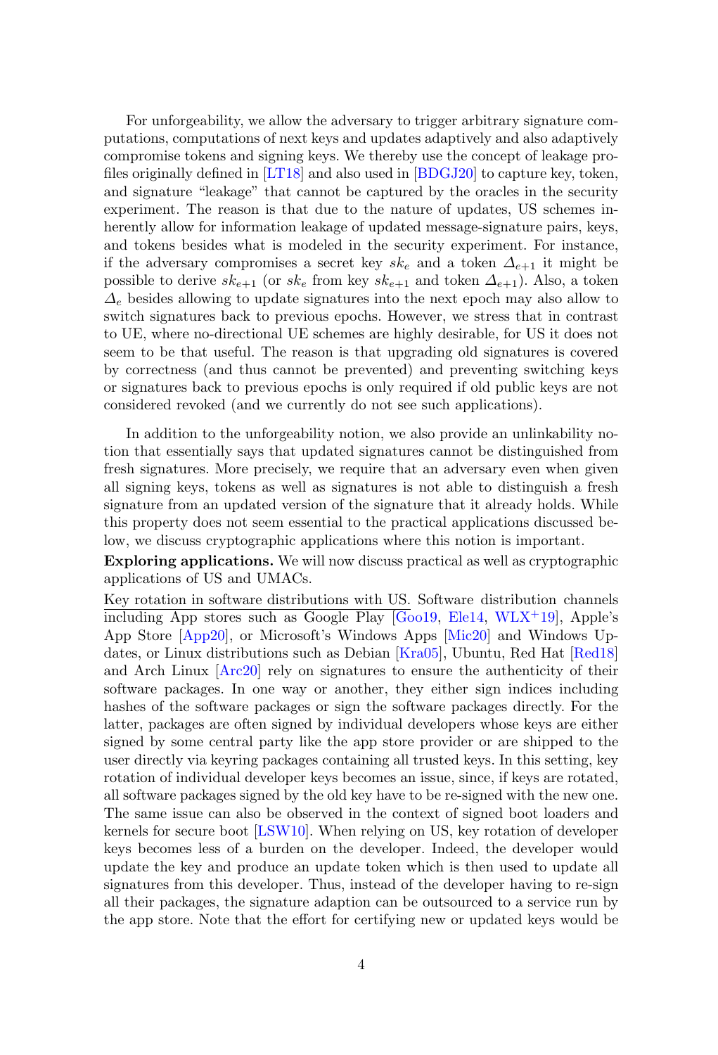For unforgeability, we allow the adversary to trigger arbitrary signature computations, computations of next keys and updates adaptively and also adaptively compromise tokens and signing keys. We thereby use the concept of leakage profiles originally defined in [LT18] and also used in [BDGJ20] to capture key, token, and signature "leakage" that cannot be captured by the oracles in the security experiment. The reason is that due to the nature of updates, US schemes inherently allow for information leakage of updated message-signature pairs, keys, and tokens besides what is modeled in the security experiment. For instance, if the adversary compromises a secret key $sk_e$ and a token $\Delta_{e+1}$ it might be possible to derive $sk_{e+1}$ (or $sk_e$ from key $sk_{e+1}$ and token $\Delta_{e+1}$). Also, a token $\Delta_e$ besides allowing to update signatures into the next epoch may also allow to switch signatures back to previous epochs. However, we stress that in contrast to UE, where no-directional UE schemes are highly desirable, for US it does not seem to be that useful. The reason is that upgrading old signatures is covered by correctness (and thus cannot be prevented) and preventing switching keys or signatures back to previous epochs is only required if old public keys are not considered revoked (and we currently do not see such applications).

In addition to the unforgeability notion, we also provide an unlinkability notion that essentially says that updated signatures cannot be distinguished from fresh signatures. More precisely, we require that an adversary even when given all signing keys, tokens as well as signatures is not able to distinguish a fresh signature from an updated version of the signature that it already holds. While this property does not seem essential to the practical applications discussed below, we discuss cryptographic applications where this notion is important.

**Exploring applications.** We will now discuss practical as well as cryptographic applications of US and UMACs.

Key rotation in software distributions with US. Software distribution channels including App stores such as Google Play [Goo19, Ele14, WLX+19], Apple's App Store [App20], or Microsoft's Windows Apps [Mic20] and Windows Updates, or Linux distributions such as Debian [Kra05], Ubuntu, Red Hat [Red18] and Arch Linux [Arc20] rely on signatures to ensure the authenticity of their software packages. In one way or another, they either sign indices including hashes of the software packages or sign the software packages directly. For the latter, packages are often signed by individual developers whose keys are either signed by some central party like the app store provider or are shipped to the user directly via keyring packages containing all trusted keys. In this setting, key rotation of individual developer keys becomes an issue, since, if keys are rotated, all software packages signed by the old key have to be re-signed with the new one. The same issue can also be observed in the context of signed boot loaders and kernels for secure boot [LSW10]. When relying on US, key rotation of developer keys becomes less of a burden on the developer. Indeed, the developer would update the key and produce an update token which is then used to update all signatures from this developer. Thus, instead of the developer having to re-sign all their packages, the signature adaption can be outsourced to a service run by the app store. Note that the effort for certifying new or updated keys would be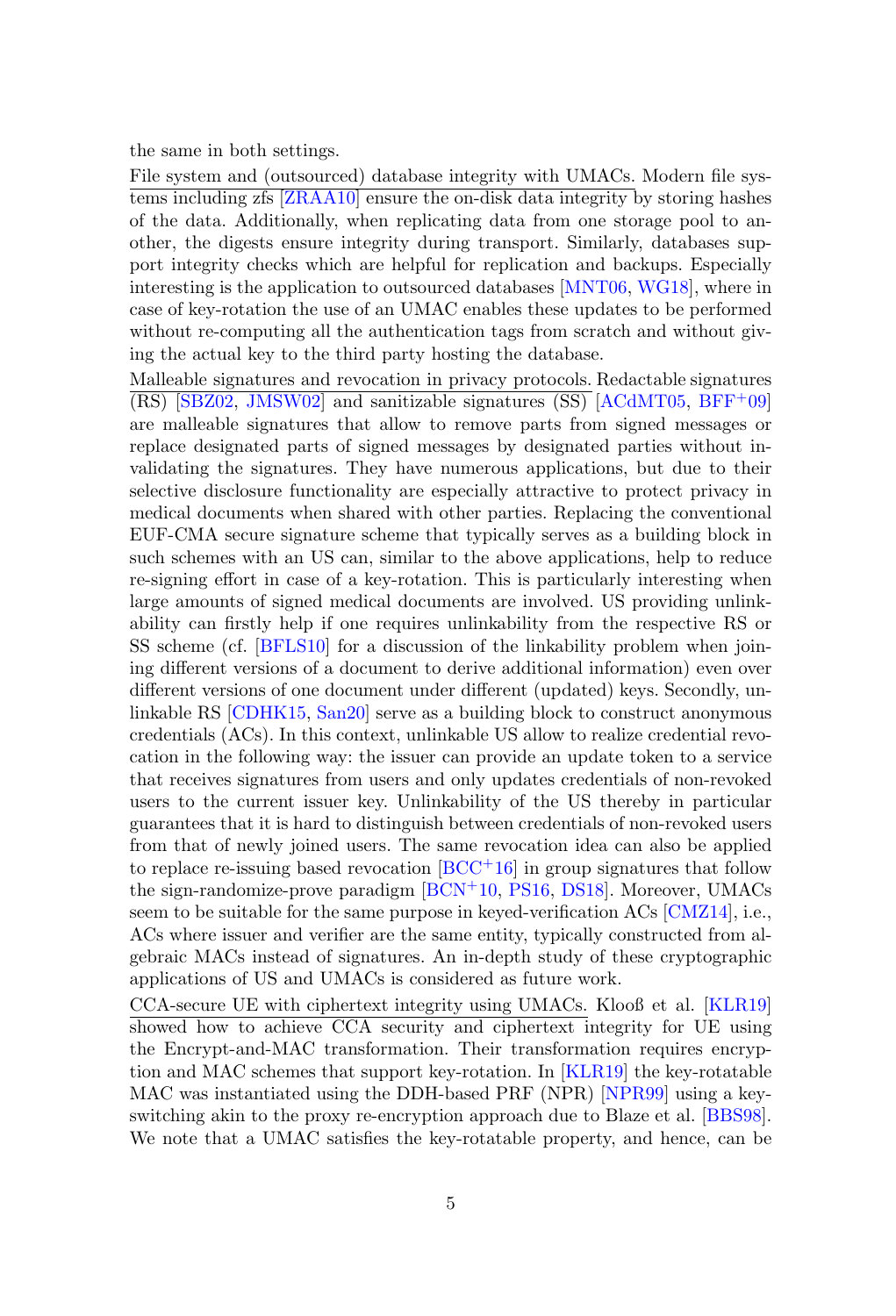the same in both settings.

File system and (outsourced) database integrity with UMACs. Modern file systems including zfs [ZRAA10] ensure the on-disk data integrity by storing hashes of the data. Additionally, when replicating data from one storage pool to another, the digests ensure integrity during transport. Similarly, databases support integrity checks which are helpful for replication and backups. Especially interesting is the application to outsourced databases [MNT06, WG18], where in case of key-rotation the use of an UMAC enables these updates to be performed without re-computing all the authentication tags from scratch and without giving the actual key to the third party hosting the database.

Malleable signatures and revocation in privacy protocols. Redactable signatures (RS) [SBZ02, JMSW02] and sanitizable signatures (SS) [ACdMT05, BFF+09] are malleable signatures that allow to remove parts from signed messages or replace designated parts of signed messages by designated parties without invalidating the signatures. They have numerous applications, but due to their selective disclosure functionality are especially attractive to protect privacy in medical documents when shared with other parties. Replacing the conventional EUF-CMA secure signature scheme that typically serves as a building block in such schemes with an US can, similar to the above applications, help to reduce re-signing effort in case of a key-rotation. This is particularly interesting when large amounts of signed medical documents are involved. US providing unlinkability can firstly help if one requires unlinkability from the respective RS or SS scheme (cf. [BFLS10] for a discussion of the linkability problem when joining different versions of a document to derive additional information) even over different versions of one document under different (updated) keys. Secondly, unlinkable RS [CDHK15, San20] serve as a building block to construct anonymous credentials (ACs). In this context, unlinkable US allow to realize credential revocation in the following way: the issuer can provide an update token to a service that receives signatures from users and only updates credentials of non-revoked users to the current issuer key. Unlinkability of the US thereby in particular guarantees that it is hard to distinguish between credentials of non-revoked users from that of newly joined users. The same revocation idea can also be applied to replace re-issuing based revocation [BCC+16] in group signatures that follow the sign-randomize-prove paradigm [BCN+10, PS16, DS18]. Moreover, UMACs seem to be suitable for the same purpose in keyed-verification ACs [CMZ14], i.e., ACs where issuer and verifier are the same entity, typically constructed from algebraic MACs instead of signatures. An in-depth study of these cryptographic applications of US and UMACs is considered as future work.

CCA-secure UE with ciphertext integrity using UMACs. Klooß et al. [KLR19] showed how to achieve CCA security and ciphertext integrity for UE using the Encrypt-and-MAC transformation. Their transformation requires encryption and MAC schemes that support key-rotation. In [KLR19] the key-rotatable MAC was instantiated using the DDH-based PRF (NPR) [NPR99] using a key-switching akin to the proxy re-encryption approach due to Blaze et al. [BBS98]. We note that a UMAC satisfies the key-rotatable property, and hence, can be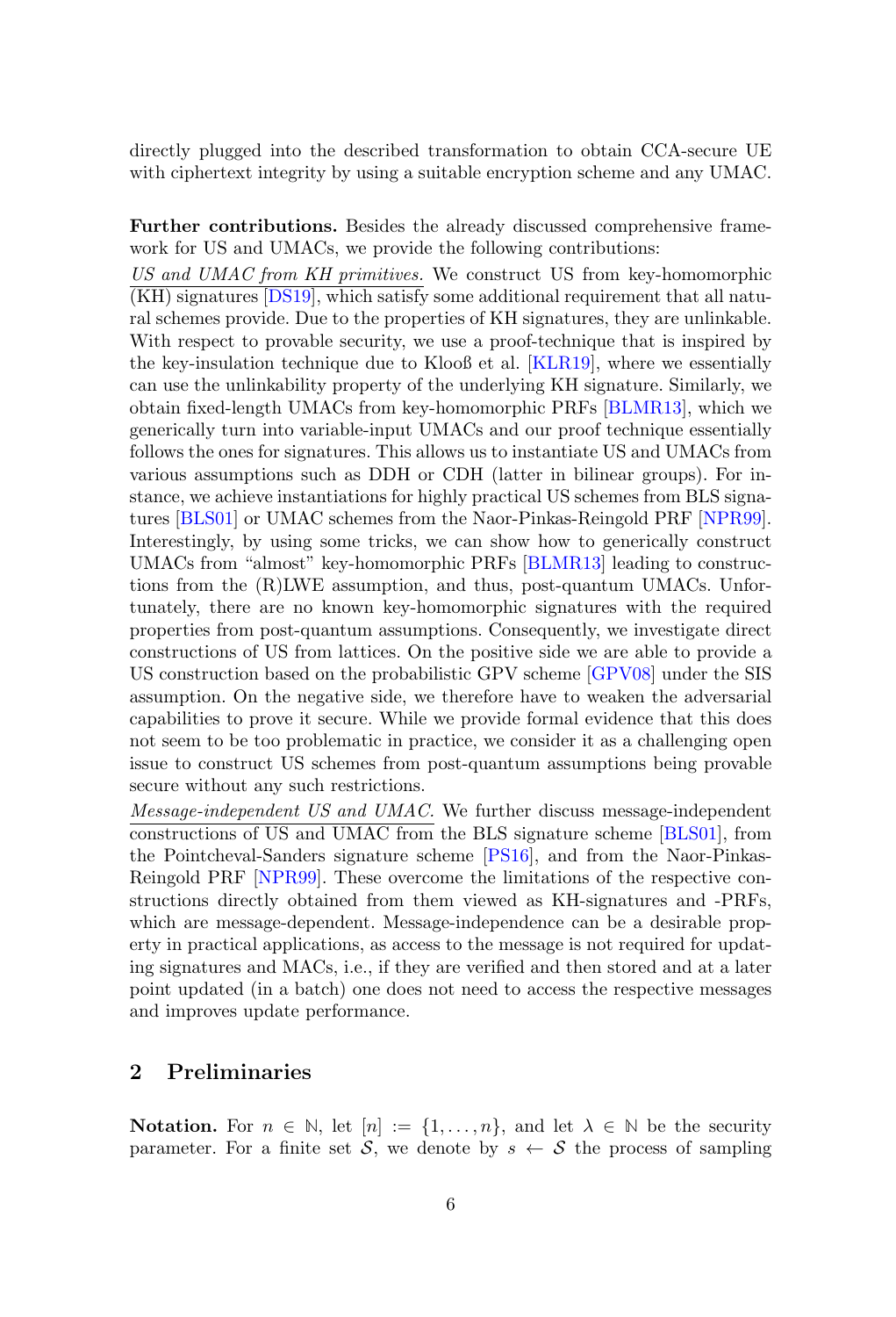directly plugged into the described transformation to obtain CCA-secure UE with ciphertext integrity by using a suitable encryption scheme and any UMAC.

**Further contributions.** Besides the already discussed comprehensive framework for US and UMACs, we provide the following contributions:

*US and UMAC from KH primitives.* We construct US from key-homomorphic (KH) signatures [DS19], which satisfy some additional requirement that all natural schemes provide. Due to the properties of KH signatures, they are unlinkable. With respect to provable security, we use a proof-technique that is inspired by the key-insulation technique due to Klooß et al. [KLR19], where we essentially can use the unlinkability property of the underlying KH signature. Similarly, we obtain fixed-length UMACs from key-homomorphic PRFs [BLMR13], which we generically turn into variable-input UMACs and our proof technique essentially follows the ones for signatures. This allows us to instantiate US and UMACs from various assumptions such as DDH or CDH (latter in bilinear groups). For instance, we achieve instantiations for highly practical US schemes from BLS signatures [BLS01] or UMAC schemes from the Naor-Pinkas-Reingold PRF [NPR99]. Interestingly, by using some tricks, we can show how to generically construct UMACs from "almost" key-homomorphic PRFs [BLMR13] leading to constructions from the (R)LWE assumption, and thus, post-quantum UMACs. Unfortunately, there are no known key-homomorphic signatures with the required properties from post-quantum assumptions. Consequently, we investigate direct constructions of US from lattices. On the positive side we are able to provide a US construction based on the probabilistic GPV scheme [GPV08] under the SIS assumption. On the negative side, we therefore have to weaken the adversarial capabilities to prove it secure. While we provide formal evidence that this does not seem to be too problematic in practice, we consider it as a challenging open issue to construct US schemes from post-quantum assumptions being provable secure without any such restrictions.

*Message-independent US and UMAC.* We further discuss message-independent constructions of US and UMAC from the BLS signature scheme [BLS01], from the Pointcheval-Sanders signature scheme [PS16], and from the Naor-Pinkas-Reingold PRF [NPR99]. These overcome the limitations of the respective constructions directly obtained from them viewed as KH-signatures and -PRFs, which are message-dependent. Message-independence can be a desirable property in practical applications, as access to the message is not required for updating signatures and MACs, i.e., if they are verified and then stored and at a later point updated (in a batch) one does not need to access the respective messages and improves update performance.

## 2 Preliminaries

**Notation.** For $n \in \mathbb{N}$, let $[n] := \{1, \ldots, n\}$, and let $\lambda \in \mathbb{N}$ be the security parameter. For a finite set $\mathcal{S}$, we denote by $s \leftarrow \mathcal{S}$ the process of sampling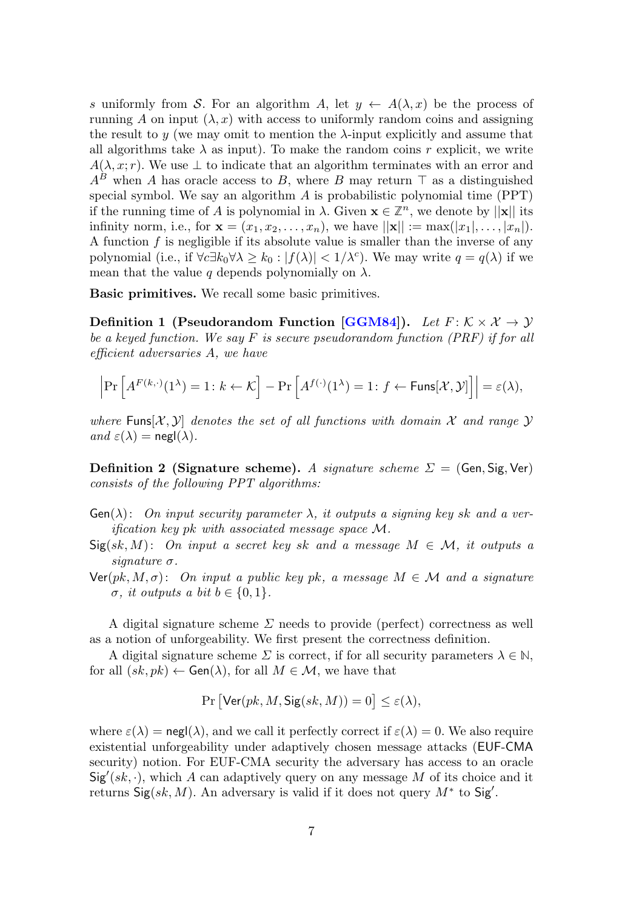$s$ uniformly from $\mathcal{S}$. For an algorithm $A$, let $y \leftarrow A(\lambda, x)$ be the process of running $A$ on input $(\lambda, x)$ with access to uniformly random coins and assigning the result to $y$ (we may omit to mention the $\lambda$-input explicitly and assume that all algorithms take $\lambda$ as input). To make the random coins $r$ explicit, we write $A(\lambda, x; r)$. We use $\perp$ to indicate that an algorithm terminates with an error and $A^B$ when $A$ has oracle access to $B$, where $B$ may return $\top$ as a distinguished special symbol. We say an algorithm $A$ is probabilistic polynomial time (PPT) if the running time of $A$ is polynomial in $\lambda$. Given $\mathbf{x} \in \mathbb{Z}^n$, we denote by $||\mathbf{x}||$ its infinity norm, i.e., for $\mathbf{x} = (x_1, x_2, \ldots, x_n)$, we have $||\mathbf{x}|| := \max(|x_1|, \ldots, |x_n|)$. A function $f$ is negligible if its absolute value is smaller than the inverse of any polynomial (i.e., if $\forall c \exists k_0 \forall \lambda \geq k_0 : |f(\lambda)| < 1/\lambda^c$). We may write $q = q(\lambda)$ if we mean that the value $q$ depends polynomially on $\lambda$.

**Basic primitives.** We recall some basic primitives.

**Definition 1 (Pseudorandom Function [GGM84]).** *Let $F\colon \mathcal{K} \times \mathcal{X} \to \mathcal{Y}$ be a keyed function. We say $F$ is secure pseudorandom function (PRF) if for all efficient adversaries $A$, we have*

$$\left|\Pr\left[A^{F(k,\cdot)}(1^\lambda) = 1 \colon k \leftarrow \mathcal{K}\right] - \Pr\left[A^{f(\cdot)}(1^\lambda) = 1 \colon f \leftarrow \mathsf{Funs}[\mathcal{X}, \mathcal{Y}]\right]\right| = \varepsilon(\lambda),$$

*where $\mathsf{Funs}[\mathcal{X}, \mathcal{Y}]$ denotes the set of all functions with domain $\mathcal{X}$ and range $\mathcal{Y}$ and $\varepsilon(\lambda) = \mathsf{negl}(\lambda)$.*

**Definition 2 (Signature scheme).** *A signature scheme $\Sigma = (\mathsf{Gen}, \mathsf{Sig}, \mathsf{Ver})$ consists of the following PPT algorithms:*

- $\mathsf{Gen}(\lambda)$: *On input security parameter $\lambda$, it outputs a signing key $sk$ and a verification key $pk$ with associated message space $\mathcal{M}$.*
- $\mathsf{Sig}(sk, M)$: *On input a secret key $sk$ and a message $M \in \mathcal{M}$, it outputs a signature $\sigma$.*
- $\mathsf{Ver}(pk, M, \sigma)$: *On input a public key $pk$, a message $M \in \mathcal{M}$ and a signature $\sigma$, it outputs a bit $b \in \{0, 1\}$.*

A digital signature scheme $\Sigma$ needs to provide (perfect) correctness as well as a notion of unforgeability. We first present the correctness definition.

A digital signature scheme $\Sigma$ is correct, if for all security parameters $\lambda \in \mathbb{N}$, for all $(sk, pk) \leftarrow \mathsf{Gen}(\lambda)$, for all $M \in \mathcal{M}$, we have that

$$\Pr\left[\mathsf{Ver}(pk, M, \mathsf{Sig}(sk, M)) = 0\right] \leq \varepsilon(\lambda),$$

where $\varepsilon(\lambda) = \mathsf{negl}(\lambda)$, and we call it perfectly correct if $\varepsilon(\lambda) = 0$. We also require existential unforgeability under adaptively chosen message attacks (EUF-CMA security) notion. For EUF-CMA security the adversary has access to an oracle $\mathsf{Sig}'(sk, \cdot)$, which $A$ can adaptively query on any message $M$ of its choice and it returns $\mathsf{Sig}(sk, M)$. An adversary is valid if it does not query $M^*$ to $\mathsf{Sig}'$.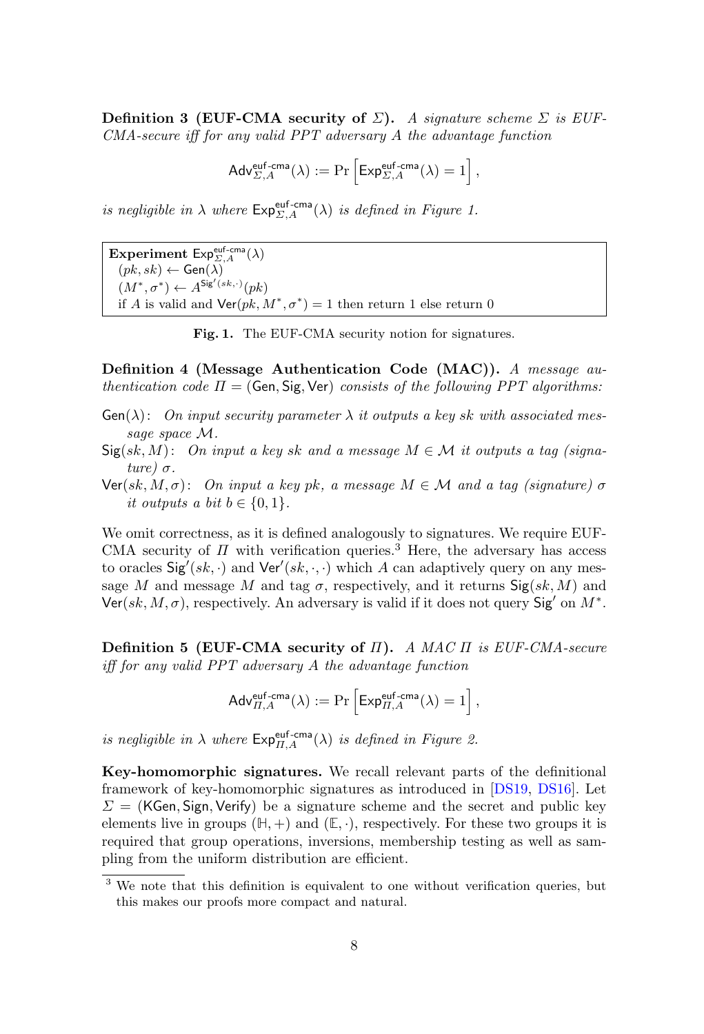**Definition 3 (EUF-CMA security of $\Sigma$).** *A signature scheme $\Sigma$ is EUF-CMA-secure iff for any valid PPT adversary $A$ the advantage function*

$$\mathsf{Adv}^{\mathsf{euf\text{-}cma}}_{\Sigma,A}(\lambda) := \Pr\left[\mathsf{Exp}^{\mathsf{euf\text{-}cma}}_{\Sigma,A}(\lambda) = 1\right],$$

*is negligible in $\lambda$ where $\mathsf{Exp}^{\mathsf{euf\text{-}cma}}_{\Sigma,A}(\lambda)$ is defined in Figure 1.*

```
Experiment Exp^{euf-cma}_{Σ,A}(λ)
  (pk, sk) ← Gen(λ)
  (M*, σ*) ← A^{Sig'(sk,·)}(pk)
  if A is valid and Ver(pk, M*, σ*) = 1 then return 1 else return 0
```

**Fig. 1.** The EUF-CMA security notion for signatures.

**Definition 4 (Message Authentication Code (MAC)).** *A message authentication code $\Pi = (\mathsf{Gen}, \mathsf{Sig}, \mathsf{Ver})$ consists of the following PPT algorithms:*

- $\mathsf{Gen}(\lambda)$: *On input security parameter $\lambda$ it outputs a key $sk$ with associated message space $\mathcal{M}$.*
- $\mathsf{Sig}(sk, M)$: *On input a key $sk$ and a message $M \in \mathcal{M}$ it outputs a tag (signature) $\sigma$.*
- $\mathsf{Ver}(sk, M, \sigma)$: *On input a key $pk$, a message $M \in \mathcal{M}$ and a tag (signature) $\sigma$ it outputs a bit $b \in \{0, 1\}$.*

We omit correctness, as it is defined analogously to signatures. We require EUF-CMA security of $\Pi$ with verification queries.[3] Here, the adversary has access to oracles $\mathsf{Sig}'(sk, \cdot)$ and $\mathsf{Ver}'(sk, \cdot, \cdot)$ which $A$ can adaptively query on any message $M$ and message $M$ and tag $\sigma$, respectively, and it returns $\mathsf{Sig}(sk, M)$ and $\mathsf{Ver}(sk, M, \sigma)$, respectively. An adversary is valid if it does not query $\mathsf{Sig}'$ on $M^*$.

**Definition 5 (EUF-CMA security of $\Pi$).** *A MAC $\Pi$ is EUF-CMA-secure iff for any valid PPT adversary $A$ the advantage function*

$$\mathsf{Adv}^{\mathsf{euf\text{-}cma}}_{\Pi,A}(\lambda) := \Pr\left[\mathsf{Exp}^{\mathsf{euf\text{-}cma}}_{\Pi,A}(\lambda) = 1\right],$$

*is negligible in $\lambda$ where $\mathsf{Exp}^{\mathsf{euf\text{-}cma}}_{\Pi,A}(\lambda)$ is defined in Figure 2.*

**Key-homomorphic signatures.** We recall relevant parts of the definitional framework of key-homomorphic signatures as introduced in [DS19, DS16]. Let $\Sigma = (\mathsf{KGen}, \mathsf{Sign}, \mathsf{Verify})$ be a signature scheme and the secret and public key elements live in groups $(\mathbb{H}, +)$ and $(\mathbb{E}, \cdot)$, respectively. For these two groups it is required that group operations, inversions, membership testing as well as sampling from the uniform distribution are efficient.

[3] We note that this definition is equivalent to one without verification queries, but this makes our proofs more compact and natural.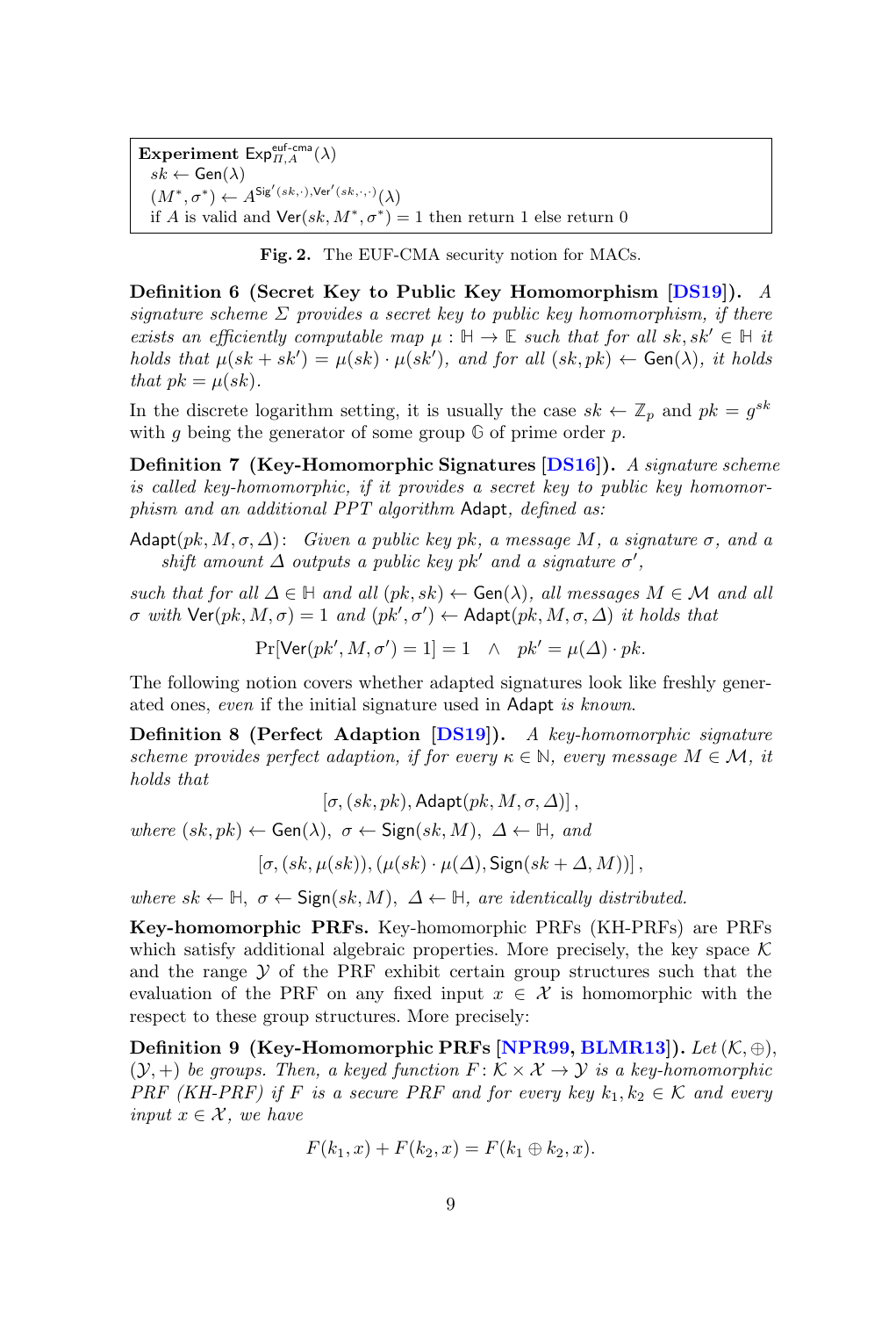**Experiment** $\mathsf{Exp}^{\mathsf{euf\text{-}cma}}_{\Pi,A}(\lambda)$
$sk \leftarrow \mathsf{Gen}(\lambda)$
$(M^*, \sigma^*) \leftarrow A^{\mathsf{Sig}'(sk,\cdot),\mathsf{Ver}'(sk,\cdot,\cdot)}(\lambda)$
if $A$ is valid and $\mathsf{Ver}(sk, M^*, \sigma^*) = 1$ then return 1 else return 0

**Fig. 2.** The EUF-CMA security notion for MACs.

**Definition 6 (Secret Key to Public Key Homomorphism [DS19]).** *A signature scheme $\Sigma$ provides a secret key to public key homomorphism, if there exists an efficiently computable map $\mu : \mathbb{H} \rightarrow \mathbb{E}$ such that for all $sk, sk' \in \mathbb{H}$ it holds that $\mu(sk + sk') = \mu(sk) \cdot \mu(sk')$, and for all $(sk, pk) \leftarrow \mathsf{Gen}(\lambda)$, it holds that $pk = \mu(sk)$.*

In the discrete logarithm setting, it is usually the case $sk \leftarrow \mathbb{Z}_p$ and $pk = g^{sk}$ with $g$ being the generator of some group $\mathbb{G}$ of prime order $p$.

**Definition 7 (Key-Homomorphic Signatures [DS16]).** *A signature scheme is called key-homomorphic, if it provides a secret key to public key homomorphism and an additional PPT algorithm* $\mathsf{Adapt}$*, defined as:*

$\mathsf{Adapt}(pk, M, \sigma, \Delta)$: *Given a public key $pk$, a message $M$, a signature $\sigma$, and a shift amount $\Delta$ outputs a public key $pk'$ and a signature $\sigma'$,*

*such that for all $\Delta \in \mathbb{H}$ and all $(pk, sk) \leftarrow \mathsf{Gen}(\lambda)$, all messages $M \in \mathcal{M}$ and all $\sigma$ with $\mathsf{Ver}(pk, M, \sigma) = 1$ and $(pk', \sigma') \leftarrow \mathsf{Adapt}(pk, M, \sigma, \Delta)$ it holds that*

$$\Pr[\mathsf{Ver}(pk', M, \sigma') = 1] = 1 \quad \wedge \quad pk' = \mu(\Delta) \cdot pk.$$

The following notion covers whether adapted signatures look like freshly generated ones, *even* if the initial signature used in $\mathsf{Adapt}$ *is known*.

**Definition 8 (Perfect Adaption [DS19]).** *A key-homomorphic signature scheme provides perfect adaption, if for every $\kappa \in \mathbb{N}$, every message $M \in \mathcal{M}$, it holds that*

$$[\sigma, (sk, pk), \mathsf{Adapt}(pk, M, \sigma, \Delta)],$$

*where $(sk, pk) \leftarrow \mathsf{Gen}(\lambda)$, $\sigma \leftarrow \mathsf{Sign}(sk, M)$, $\Delta \leftarrow \mathbb{H}$, and*

$$[\sigma, (sk, \mu(sk)), (\mu(sk) \cdot \mu(\Delta), \mathsf{Sign}(sk + \Delta, M))],$$

*where $sk \leftarrow \mathbb{H}$, $\sigma \leftarrow \mathsf{Sign}(sk, M)$, $\Delta \leftarrow \mathbb{H}$, are identically distributed.*

**Key-homomorphic PRFs.** Key-homomorphic PRFs (KH-PRFs) are PRFs which satisfy additional algebraic properties. More precisely, the key space $\mathcal{K}$ and the range $\mathcal{Y}$ of the PRF exhibit certain group structures such that the evaluation of the PRF on any fixed input $x \in \mathcal{X}$ is homomorphic with the respect to these group structures. More precisely:

**Definition 9 (Key-Homomorphic PRFs [NPR99, BLMR13]).** *Let $(\mathcal{K}, \oplus)$, $(\mathcal{Y}, +)$ be groups. Then, a keyed function $F : \mathcal{K} \times \mathcal{X} \rightarrow \mathcal{Y}$ is a key-homomorphic PRF (KH-PRF) if $F$ is a secure PRF and for every key $k_1, k_2 \in \mathcal{K}$ and every input $x \in \mathcal{X}$, we have*

$$F(k_1, x) + F(k_2, x) = F(k_1 \oplus k_2, x).$$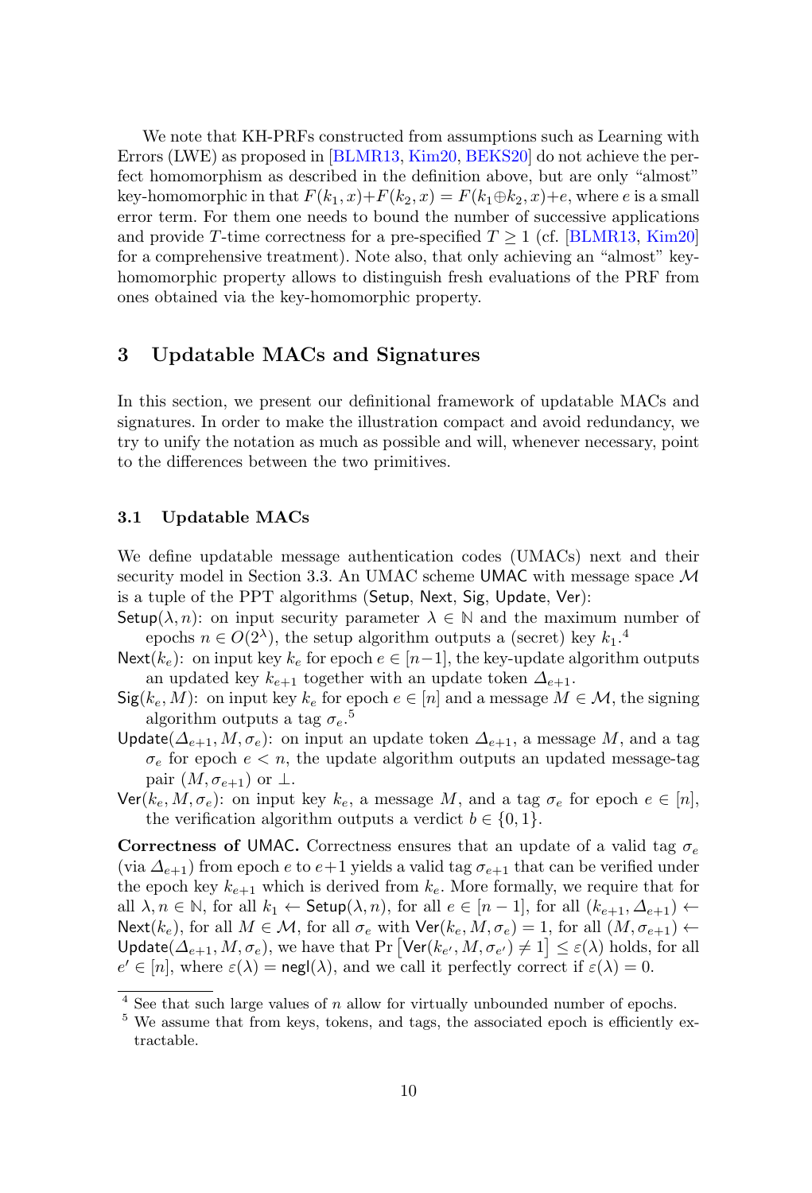We note that KH-PRFs constructed from assumptions such as Learning with Errors (LWE) as proposed in [BLMR13, Kim20, BEKS20] do not achieve the perfect homomorphism as described in the definition above, but are only "almost" key-homomorphic in that $F(k_1, x) + F(k_2, x) = F(k_1 \oplus k_2, x) + e$, where $e$ is a small error term. For them one needs to bound the number of successive applications and provide $T$-time correctness for a pre-specified $T \geq 1$ (cf. [BLMR13, Kim20] for a comprehensive treatment). Note also, that only achieving an "almost" key-homomorphic property allows to distinguish fresh evaluations of the PRF from ones obtained via the key-homomorphic property.

## 3 Updatable MACs and Signatures

In this section, we present our definitional framework of updatable MACs and signatures. In order to make the illustration compact and avoid redundancy, we try to unify the notation as much as possible and will, whenever necessary, point to the differences between the two primitives.

### 3.1 Updatable MACs

We define updatable message authentication codes (UMACs) next and their security model in Section 3.3. An UMAC scheme $\mathsf{UMAC}$ with message space $\mathcal{M}$ is a tuple of the PPT algorithms ($\mathsf{Setup}$, $\mathsf{Next}$, $\mathsf{Sig}$, $\mathsf{Update}$, $\mathsf{Ver}$):

$\mathsf{Setup}(\lambda, n)$: on input security parameter $\lambda \in \mathbb{N}$ and the maximum number of epochs $n \in O(2^\lambda)$, the setup algorithm outputs a (secret) key $k_1$.[4]

$\mathsf{Next}(k_e)$: on input key $k_e$ for epoch $e \in [n-1]$, the key-update algorithm outputs an updated key $k_{e+1}$ together with an update token $\Delta_{e+1}$.

$\mathsf{Sig}(k_e, M)$: on input key $k_e$ for epoch $e \in [n]$ and a message $M \in \mathcal{M}$, the signing algorithm outputs a tag $\sigma_e$.[5]

$\mathsf{Update}(\Delta_{e+1}, M, \sigma_e)$: on input an update token $\Delta_{e+1}$, a message $M$, and a tag $\sigma_e$ for epoch $e < n$, the update algorithm outputs an updated message-tag pair $(M, \sigma_{e+1})$ or $\perp$.

$\mathsf{Ver}(k_e, M, \sigma_e)$: on input key $k_e$, a message $M$, and a tag $\sigma_e$ for epoch $e \in [n]$, the verification algorithm outputs a verdict $b \in \{0, 1\}$.

**Correctness of $\mathsf{UMAC}$.** Correctness ensures that an update of a valid tag $\sigma_e$ (via $\Delta_{e+1}$) from epoch $e$ to $e+1$ yields a valid tag $\sigma_{e+1}$ that can be verified under the epoch key $k_{e+1}$ which is derived from $k_e$. More formally, we require that for all $\lambda, n \in \mathbb{N}$, for all $k_1 \leftarrow \mathsf{Setup}(\lambda, n)$, for all $e \in [n-1]$, for all $(k_{e+1}, \Delta_{e+1}) \leftarrow \mathsf{Next}(k_e)$, for all $M \in \mathcal{M}$, for all $\sigma_e$ with $\mathsf{Ver}(k_e, M, \sigma_e) = 1$, for all $(M, \sigma_{e+1}) \leftarrow \mathsf{Update}(\Delta_{e+1}, M, \sigma_e)$, we have that $\Pr\left[\mathsf{Ver}(k_{e'}, M, \sigma_{e'}) \neq 1\right] \leq \varepsilon(\lambda)$ holds, for all $e' \in [n]$, where $\varepsilon(\lambda) = \mathsf{negl}(\lambda)$, and we call it perfectly correct if $\varepsilon(\lambda) = 0$.

---

[4] See that such large values of $n$ allow for virtually unbounded number of epochs.

[5] We assume that from keys, tokens, and tags, the associated epoch is efficiently extractable.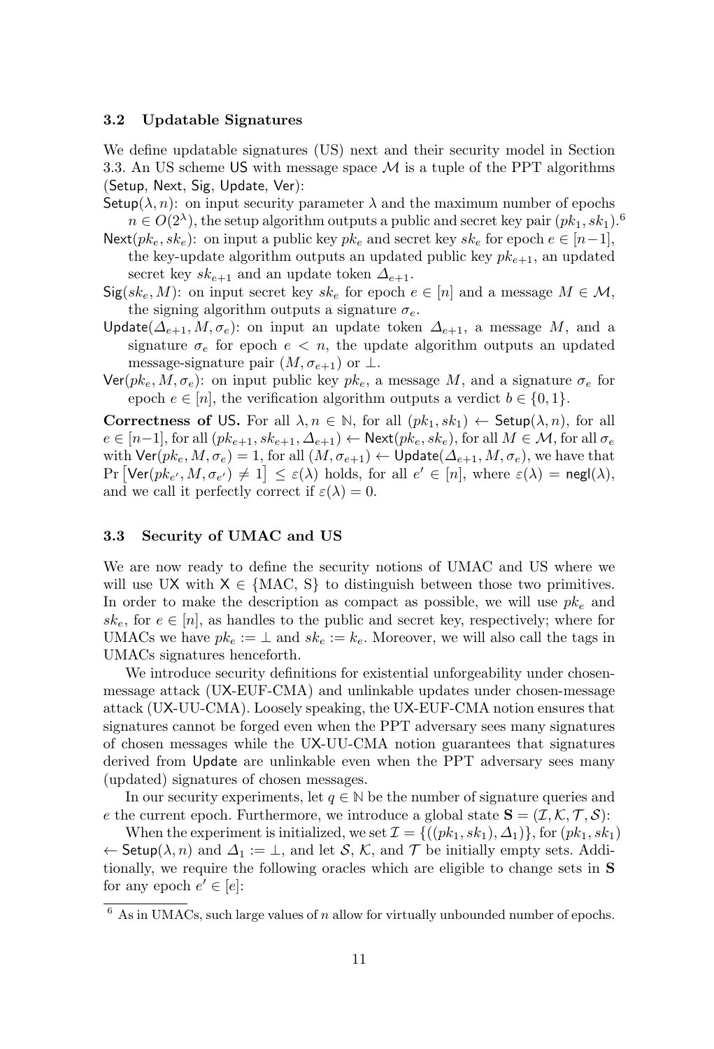### 3.2 Updatable Signatures

We define updatable signatures (US) next and their security model in Section 3.3. An US scheme $\mathsf{US}$ with message space $\mathcal{M}$ is a tuple of the PPT algorithms ($\mathsf{Setup}$, $\mathsf{Next}$, $\mathsf{Sig}$, $\mathsf{Update}$, $\mathsf{Ver}$):

$\mathsf{Setup}(\lambda, n)$: on input security parameter $\lambda$ and the maximum number of epochs $n \in O(2^\lambda)$, the setup algorithm outputs a public and secret key pair $(pk_1, sk_1)$.[6]

$\mathsf{Next}(pk_e, sk_e)$: on input a public key $pk_e$ and secret key $sk_e$ for epoch $e \in [n-1]$, the key-update algorithm outputs an updated public key $pk_{e+1}$, an updated secret key $sk_{e+1}$ and an update token $\Delta_{e+1}$.

$\mathsf{Sig}(sk_e, M)$: on input secret key $sk_e$ for epoch $e \in [n]$ and a message $M \in \mathcal{M}$, the signing algorithm outputs a signature $\sigma_e$.

$\mathsf{Update}(\Delta_{e+1}, M, \sigma_e)$: on input an update token $\Delta_{e+1}$, a message $M$, and a signature $\sigma_e$ for epoch $e < n$, the update algorithm outputs an updated message-signature pair $(M, \sigma_{e+1})$ or $\perp$.

$\mathsf{Ver}(pk_e, M, \sigma_e)$: on input public key $pk_e$, a message $M$, and a signature $\sigma_e$ for epoch $e \in [n]$, the verification algorithm outputs a verdict $b \in \{0, 1\}$.

**Correctness of US.** For all $\lambda, n \in \mathbb{N}$, for all $(pk_1, sk_1) \leftarrow \mathsf{Setup}(\lambda, n)$, for all $e \in [n-1]$, for all $(pk_{e+1}, sk_{e+1}, \Delta_{e+1}) \leftarrow \mathsf{Next}(pk_e, sk_e)$, for all $M \in \mathcal{M}$, for all $\sigma_e$ with $\mathsf{Ver}(pk_e, M, \sigma_e) = 1$, for all $(M, \sigma_{e+1}) \leftarrow \mathsf{Update}(\Delta_{e+1}, M, \sigma_e)$, we have that $\Pr\left[\mathsf{Ver}(pk_{e'}, M, \sigma_{e'}) \neq 1\right] \leq \varepsilon(\lambda)$ holds, for all $e' \in [n]$, where $\varepsilon(\lambda) = \mathsf{negl}(\lambda)$, and we call it perfectly correct if $\varepsilon(\lambda) = 0$.

### 3.3 Security of UMAC and US

We are now ready to define the security notions of UMAC and US where we will use UX with $\mathsf{X} \in \{\text{MAC, S}\}$ to distinguish between those two primitives. In order to make the description as compact as possible, we will use $pk_e$ and $sk_e$, for $e \in [n]$, as handles to the public and secret key, respectively; where for UMACs we have $pk_e := \perp$ and $sk_e := k_e$. Moreover, we will also call the tags in UMACs signatures henceforth.

We introduce security definitions for existential unforgeability under chosen-message attack (UX-EUF-CMA) and unlinkable updates under chosen-message attack (UX-UU-CMA). Loosely speaking, the UX-EUF-CMA notion ensures that signatures cannot be forged even when the PPT adversary sees many signatures of chosen messages while the UX-UU-CMA notion guarantees that signatures derived from $\mathsf{Update}$ are unlinkable even when the PPT adversary sees many (updated) signatures of chosen messages.

In our security experiments, let $q \in \mathbb{N}$ be the number of signature queries and $e$ the current epoch. Furthermore, we introduce a global state $\mathbf{S} = (\mathcal{I}, \mathcal{K}, \mathcal{T}, \mathcal{S})$:

When the experiment is initialized, we set $\mathcal{I} = \{((pk_1, sk_1), \Delta_1)\}$, for $(pk_1, sk_1) \leftarrow \mathsf{Setup}(\lambda, n)$ and $\Delta_1 := \perp$, and let $\mathcal{S}$, $\mathcal{K}$, and $\mathcal{T}$ be initially empty sets. Additionally, we require the following oracles which are eligible to change sets in $\mathbf{S}$ for any epoch $e' \in [e]$:

[6] As in UMACs, such large values of $n$ allow for virtually unbounded number of epochs.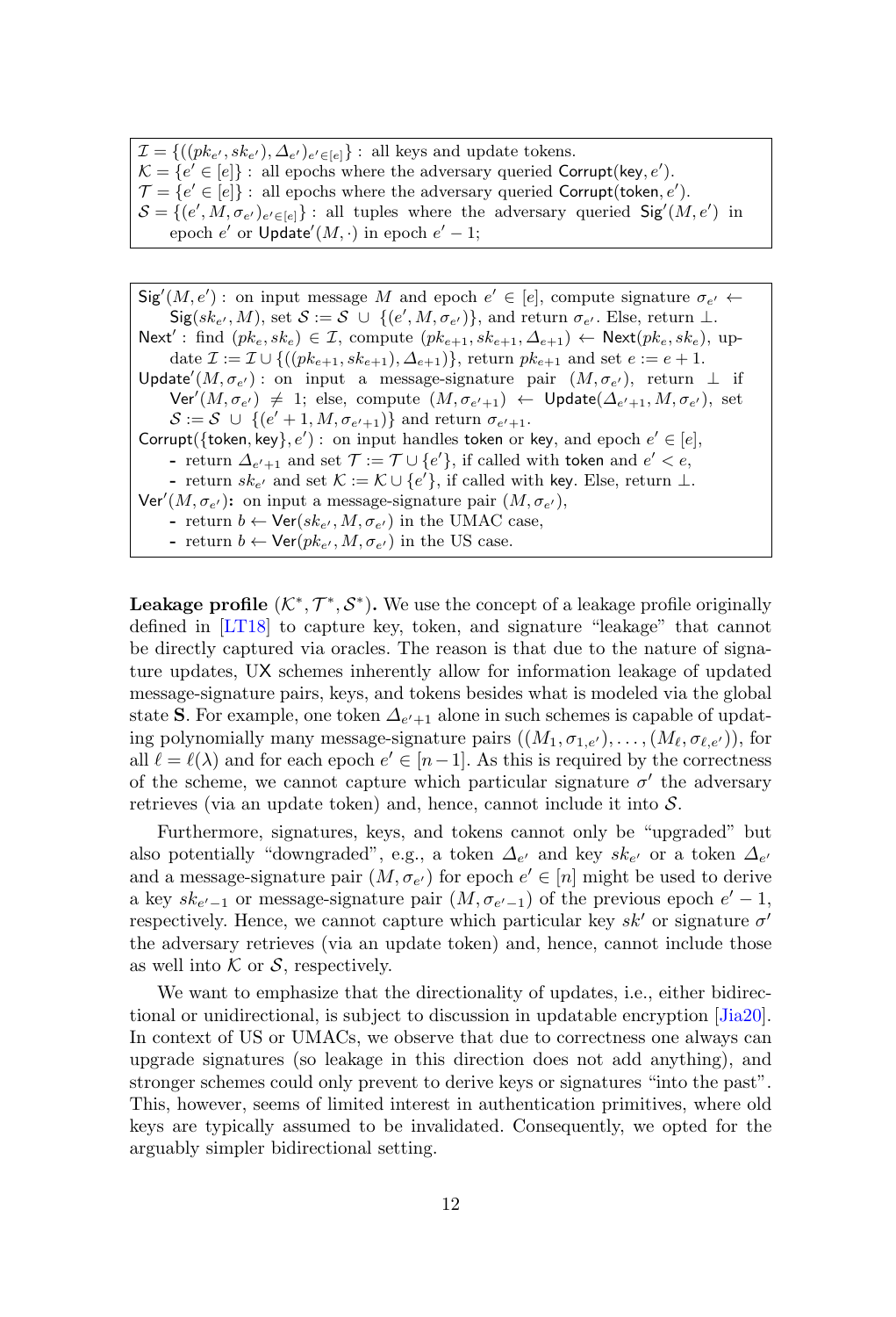$\mathcal{I} = \{((pk_{e'}, sk_{e'}), \Delta_{e'})_{e' \in [e]}\}$ : all keys and update tokens.
$\mathcal{K} = \{e' \in [e]\}$ : all epochs where the adversary queried $\mathsf{Corrupt}(\mathsf{key}, e')$.
$\mathcal{T} = \{e' \in [e]\}$ : all epochs where the adversary queried $\mathsf{Corrupt}(\mathsf{token}, e')$.
$\mathcal{S} = \{(e', M, \sigma_{e'})_{e' \in [e]}\}$ : all tuples where the adversary queried $\mathsf{Sig}'(M, e')$ in epoch $e'$ or $\mathsf{Update}'(M, \cdot)$ in epoch $e' - 1$;

$\mathsf{Sig}'(M, e')$ : on input message $M$ and epoch $e' \in [e]$, compute signature $\sigma_{e'} \leftarrow \mathsf{Sig}(sk_{e'}, M)$, set $\mathcal{S} := \mathcal{S} \cup \{(e', M, \sigma_{e'})\}$, and return $\sigma_{e'}$. Else, return $\perp$.
$\mathsf{Next}'$ : find $(pk_e, sk_e) \in \mathcal{I}$, compute $(pk_{e+1}, sk_{e+1}, \Delta_{e+1}) \leftarrow \mathsf{Next}(pk_e, sk_e)$, update $\mathcal{I} := \mathcal{I} \cup \{((pk_{e+1}, sk_{e+1}), \Delta_{e+1})\}$, return $pk_{e+1}$ and set $e := e + 1$.
$\mathsf{Update}'(M, \sigma_{e'})$ : on input a message-signature pair $(M, \sigma_{e'})$, return $\perp$ if $\mathsf{Ver}'(M, \sigma_{e'}) \neq 1$; else, compute $(M, \sigma_{e'+1}) \leftarrow \mathsf{Update}(\Delta_{e'+1}, M, \sigma_{e'})$, set $\mathcal{S} := \mathcal{S} \cup \{(e' + 1, M, \sigma_{e'+1})\}$ and return $\sigma_{e'+1}$.
$\mathsf{Corrupt}(\{\mathsf{token}, \mathsf{key}\}, e')$ : on input handles $\mathsf{token}$ or $\mathsf{key}$, and epoch $e' \in [e]$,
- return $\Delta_{e'+1}$ and set $\mathcal{T} := \mathcal{T} \cup \{e'\}$, if called with $\mathsf{token}$ and $e' < e$,
- return $sk_{e'}$ and set $\mathcal{K} := \mathcal{K} \cup \{e'\}$, if called with $\mathsf{key}$. Else, return $\perp$.

$\mathsf{Ver}'(M, \sigma_{e'})$: on input a message-signature pair $(M, \sigma_{e'})$,
- return $b \leftarrow \mathsf{Ver}(sk_{e'}, M, \sigma_{e'})$ in the UMAC case,
- return $b \leftarrow \mathsf{Ver}(pk_{e'}, M, \sigma_{e'})$ in the US case.

**Leakage profile $(\mathcal{K}^*, \mathcal{T}^*, \mathcal{S}^*)$.** We use the concept of a leakage profile originally defined in [LT18] to capture key, token, and signature "leakage" that cannot be directly captured via oracles. The reason is that due to the nature of signature updates, UX schemes inherently allow for information leakage of updated message-signature pairs, keys, and tokens besides what is modeled via the global state $\mathbf{S}$. For example, one token $\Delta_{e'+1}$ alone in such schemes is capable of updating polynomially many message-signature pairs $((M_1, \sigma_{1,e'}), \ldots, (M_\ell, \sigma_{\ell,e'}))$, for all $\ell = \ell(\lambda)$ and for each epoch $e' \in [n-1]$. As this is required by the correctness of the scheme, we cannot capture which particular signature $\sigma'$ the adversary retrieves (via an update token) and, hence, cannot include it into $\mathcal{S}$.

Furthermore, signatures, keys, and tokens cannot only be "upgraded" but also potentially "downgraded", e.g., a token $\Delta_{e'}$ and key $sk_{e'}$ or a token $\Delta_{e'}$ and a message-signature pair $(M, \sigma_{e'})$ for epoch $e' \in [n]$ might be used to derive a key $sk_{e'-1}$ or message-signature pair $(M, \sigma_{e'-1})$ of the previous epoch $e' - 1$, respectively. Hence, we cannot capture which particular key $sk'$ or signature $\sigma'$ the adversary retrieves (via an update token) and, hence, cannot include those as well into $\mathcal{K}$ or $\mathcal{S}$, respectively.

We want to emphasize that the directionality of updates, i.e., either bidirectional or unidirectional, is subject to discussion in updatable encryption [Jia20]. In context of US or UMACs, we observe that due to correctness one always can upgrade signatures (so leakage in this direction does not add anything), and stronger schemes could only prevent to derive keys or signatures "into the past". This, however, seems of limited interest in authentication primitives, where old keys are typically assumed to be invalidated. Consequently, we opted for the arguably simpler bidirectional setting.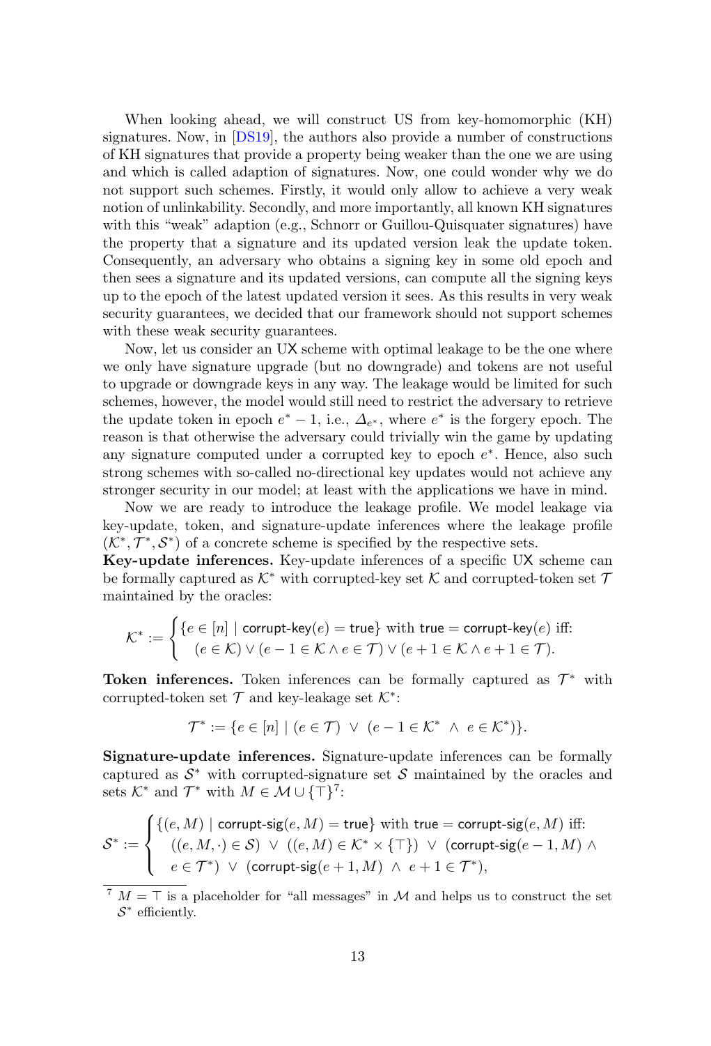When looking ahead, we will construct US from key-homomorphic (KH) signatures. Now, in [DS19], the authors also provide a number of constructions of KH signatures that provide a property being weaker than the one we are using and which is called adaption of signatures. Now, one could wonder why we do not support such schemes. Firstly, it would only allow to achieve a very weak notion of unlinkability. Secondly, and more importantly, all known KH signatures with this "weak" adaption (e.g., Schnorr or Guillou-Quisquater signatures) have the property that a signature and its updated version leak the update token. Consequently, an adversary who obtains a signing key in some old epoch and then sees a signature and its updated versions, can compute all the signing keys up to the epoch of the latest updated version it sees. As this results in very weak security guarantees, we decided that our framework should not support schemes with these weak security guarantees.

Now, let us consider an UX scheme with optimal leakage to be the one where we only have signature upgrade (but no downgrade) and tokens are not useful to upgrade or downgrade keys in any way. The leakage would be limited for such schemes, however, the model would still need to restrict the adversary to retrieve the update token in epoch $e^*-1$, i.e., $\Delta_{e^*}$, where $e^*$ is the forgery epoch. The reason is that otherwise the adversary could trivially win the game by updating any signature computed under a corrupted key to epoch $e^*$. Hence, also such strong schemes with so-called no-directional key updates would not achieve any stronger security in our model; at least with the applications we have in mind.

Now we are ready to introduce the leakage profile. We model leakage via key-update, token, and signature-update inferences where the leakage profile $(\mathcal{K}^*, \mathcal{T}^*, \mathcal{S}^*)$ of a concrete scheme is specified by the respective sets.

**Key-update inferences.** Key-update inferences of a specific UX scheme can be formally captured as $\mathcal{K}^*$ with corrupted-key set $\mathcal{K}$ and corrupted-token set $\mathcal{T}$ maintained by the oracles:

$$\mathcal{K}^* := \begin{cases} \{e \in [n] \mid \mathsf{corrupt\text{-}key}(e) = \mathsf{true}\} \text{ with } \mathsf{true} = \mathsf{corrupt\text{-}key}(e) \text{ iff:} \\ \quad (e \in \mathcal{K}) \vee (e-1 \in \mathcal{K} \wedge e \in \mathcal{T}) \vee (e+1 \in \mathcal{K} \wedge e+1 \in \mathcal{T}). \end{cases}$$

**Token inferences.** Token inferences can be formally captured as $\mathcal{T}^*$ with corrupted-token set $\mathcal{T}$ and key-leakage set $\mathcal{K}^*$:

$$\mathcal{T}^* := \{e \in [n] \mid (e \in \mathcal{T}) \ \vee \ (e-1 \in \mathcal{K}^* \ \wedge \ e \in \mathcal{K}^*)\}.$$

**Signature-update inferences.** Signature-update inferences can be formally captured as $\mathcal{S}^*$ with corrupted-signature set $\mathcal{S}$ maintained by the oracles and sets $\mathcal{K}^*$ and $\mathcal{T}^*$ with $M \in \mathcal{M} \cup \{\top\}$[7]:

$$\mathcal{S}^* := \begin{cases} \{(e, M) \mid \mathsf{corrupt\text{-}sig}(e, M) = \mathsf{true}\} \text{ with } \mathsf{true} = \mathsf{corrupt\text{-}sig}(e, M) \text{ iff:} \\ \quad ((e, M, \cdot) \in \mathcal{S}) \ \vee \ ((e, M) \in \mathcal{K}^* \times \{\top\}) \ \vee \ (\mathsf{corrupt\text{-}sig}(e-1, M) \ \wedge \\ \quad e \in \mathcal{T}^*) \ \vee \ (\mathsf{corrupt\text{-}sig}(e+1, M) \ \wedge \ e+1 \in \mathcal{T}^*), \end{cases}$$

[7] $M = \top$ is a placeholder for "all messages" in $\mathcal{M}$ and helps us to construct the set $\mathcal{S}^*$ efficiently.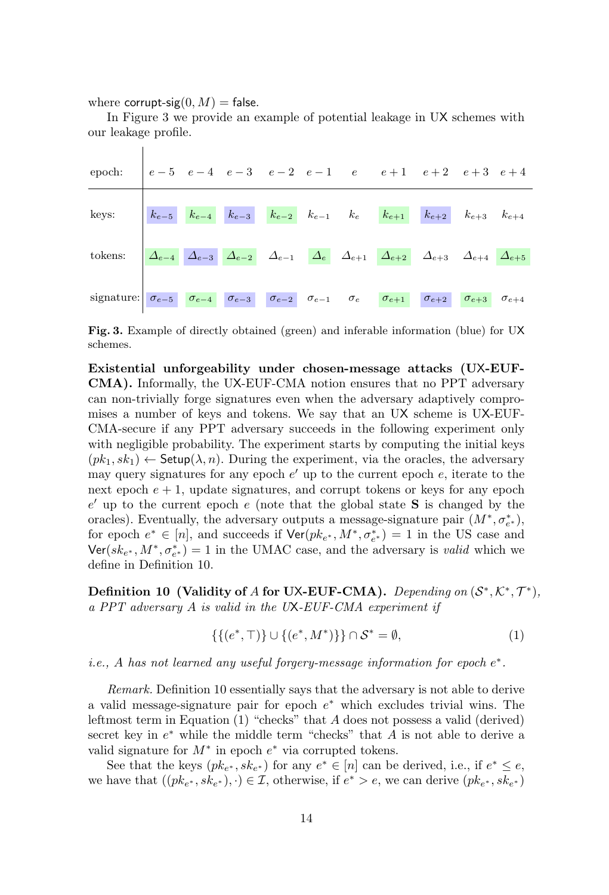where corrupt-sig$(0, M) =$ false.

In Figure 3 we provide an example of potential leakage in UX schemes with our leakage profile.

| epoch: | $e-5$ | $e-4$ | $e-3$ | $e-2$ | $e-1$ | $e$ | $e+1$ | $e+2$ | $e+3$ | $e+4$ |
|---|---|---|---|---|---|---|---|---|---|---|
| keys: | $k_{e-5}$ | $k_{e-4}$ | $k_{e-3}$ | $k_{e-2}$ | $k_{e-1}$ | $k_e$ | $k_{e+1}$ | $k_{e+2}$ | $k_{e+3}$ | $k_{e+4}$ |
| tokens: | $\Delta_{e-4}$ | $\Delta_{e-3}$ | $\Delta_{e-2}$ | $\Delta_{e-1}$ | $\Delta_e$ | $\Delta_{e+1}$ | $\Delta_{e+2}$ | $\Delta_{e+3}$ | $\Delta_{e+4}$ | $\Delta_{e+5}$ |
| signature: | $\sigma_{e-5}$ | $\sigma_{e-4}$ | $\sigma_{e-3}$ | $\sigma_{e-2}$ | $\sigma_{e-1}$ | $\sigma_e$ | $\sigma_{e+1}$ | $\sigma_{e+2}$ | $\sigma_{e+3}$ | $\sigma_{e+4}$ |

**Fig. 3.** Example of directly obtained (green) and inferable information (blue) for UX schemes.

**Existential unforgeability under chosen-message attacks (UX-EUF-CMA).** Informally, the UX-EUF-CMA notion ensures that no PPT adversary can non-trivially forge signatures even when the adversary adaptively compromises a number of keys and tokens. We say that an UX scheme is UX-EUF-CMA-secure if any PPT adversary succeeds in the following experiment only with negligible probability. The experiment starts by computing the initial keys $(pk_1, sk_1) \leftarrow \mathsf{Setup}(\lambda, n)$. During the experiment, via the oracles, the adversary may query signatures for any epoch $e'$ up to the current epoch $e$, iterate to the next epoch $e+1$, update signatures, and corrupt tokens or keys for any epoch $e'$ up to the current epoch $e$ (note that the global state $\mathbf{S}$ is changed by the oracles). Eventually, the adversary outputs a message-signature pair $(M^*, \sigma^*_{e^*})$, for epoch $e^* \in [n]$, and succeeds if $\mathsf{Ver}(pk_{e^*}, M^*, \sigma^*_{e^*}) = 1$ in the US case and $\mathsf{Ver}(sk_{e^*}, M^*, \sigma^*_{e^*}) = 1$ in the UMAC case, and the adversary is *valid* which we define in Definition 10.

**Definition 10 (Validity of $A$ for UX-EUF-CMA).** *Depending on $(\mathcal{S}^*, \mathcal{K}^*, \mathcal{T}^*)$, a PPT adversary $A$ is valid in the UX-EUF-CMA experiment if*

$$\{\{(e^*, \top)\} \cup \{(e^*, M^*)\}\} \cap \mathcal{S}^* = \emptyset, \tag{1}$$

*i.e., $A$ has not learned any useful forgery-message information for epoch $e^*$.*

*Remark.* Definition 10 essentially says that the adversary is not able to derive a valid message-signature pair for epoch $e^*$ which excludes trivial wins. The leftmost term in Equation (1) "checks" that $A$ does not possess a valid (derived) secret key in $e^*$ while the middle term "checks" that $A$ is not able to derive a valid signature for $M^*$ in epoch $e^*$ via corrupted tokens.

See that the keys $(pk_{e^*}, sk_{e^*})$ for any $e^* \in [n]$ can be derived, i.e., if $e^* \leq e$, we have that $((pk_{e^*}, sk_{e^*}), \cdot) \in \mathcal{I}$, otherwise, if $e^* > e$, we can derive $(pk_{e^*}, sk_{e^*})$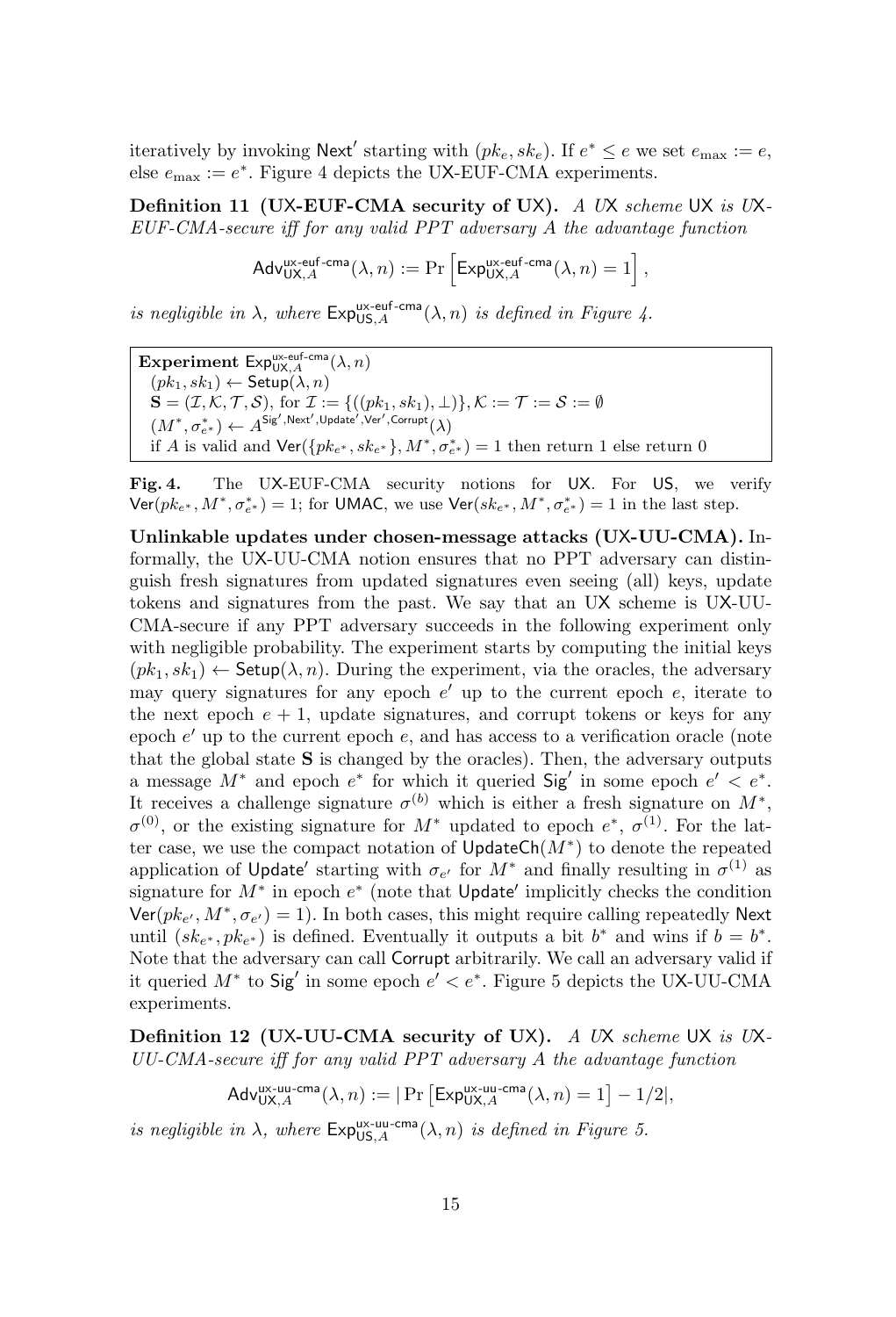iteratively by invoking $\mathsf{Next}'$ starting with $(pk_e, sk_e)$. If $e^* \leq e$ we set $e_{\max} := e$, else $e_{\max} := e^*$. Figure 4 depicts the UX-EUF-CMA experiments.

**Definition 11 (UX-EUF-CMA security of UX).** *A UX scheme* UX *is UX-EUF-CMA-secure iff for any valid PPT adversary A the advantage function*

$$\mathsf{Adv}^{\mathsf{ux\text{-}euf\text{-}cma}}_{\mathsf{UX},A}(\lambda, n) := \Pr\left[\mathsf{Exp}^{\mathsf{ux\text{-}euf\text{-}cma}}_{\mathsf{UX},A}(\lambda, n) = 1\right],$$

*is negligible in $\lambda$, where $\mathsf{Exp}^{\mathsf{ux\text{-}euf\text{-}cma}}_{\mathsf{US},A}(\lambda, n)$ is defined in Figure 4.*

**Experiment** $\mathsf{Exp}^{\mathsf{ux\text{-}euf\text{-}cma}}_{\mathsf{UX},A}(\lambda, n)$
  $(pk_1, sk_1) \leftarrow \mathsf{Setup}(\lambda, n)$
  $\mathbf{S} = (\mathcal{I}, \mathcal{K}, \mathcal{T}, \mathcal{S})$, for $\mathcal{I} := \{((pk_1, sk_1), \perp)\}, \mathcal{K} := \mathcal{T} := \mathcal{S} := \emptyset$
  $(M^*, \sigma^*_{e^*}) \leftarrow A^{\mathsf{Sig}', \mathsf{Next}', \mathsf{Update}', \mathsf{Ver}', \mathsf{Corrupt}}(\lambda)$
  if $A$ is valid and $\mathsf{Ver}(\{pk_{e^*}, sk_{e^*}\}, M^*, \sigma^*_{e^*}) = 1$ then return 1 else return 0

**Fig. 4.** The UX-EUF-CMA security notions for UX. For US, we verify $\mathsf{Ver}(pk_{e^*}, M^*, \sigma^*_{e^*}) = 1$; for UMAC, we use $\mathsf{Ver}(sk_{e^*}, M^*, \sigma^*_{e^*}) = 1$ in the last step.

**Unlinkable updates under chosen-message attacks (UX-UU-CMA).** Informally, the UX-UU-CMA notion ensures that no PPT adversary can distinguish fresh signatures from updated signatures even seeing (all) keys, update tokens and signatures from the past. We say that an UX scheme is UX-UU-CMA-secure if any PPT adversary succeeds in the following experiment only with negligible probability. The experiment starts by computing the initial keys $(pk_1, sk_1) \leftarrow \mathsf{Setup}(\lambda, n)$. During the experiment, via the oracles, the adversary may query signatures for any epoch $e'$ up to the current epoch $e$, iterate to the next epoch $e + 1$, update signatures, and corrupt tokens or keys for any epoch $e'$ up to the current epoch $e$, and has access to a verification oracle (note that the global state $\mathbf{S}$ is changed by the oracles). Then, the adversary outputs a message $M^*$ and epoch $e^*$ for which it queried $\mathsf{Sig}'$ in some epoch $e' < e^*$. It receives a challenge signature $\sigma^{(b)}$ which is either a fresh signature on $M^*$, $\sigma^{(0)}$, or the existing signature for $M^*$ updated to epoch $e^*$, $\sigma^{(1)}$. For the latter case, we use the compact notation of $\mathsf{UpdateCh}(M^*)$ to denote the repeated application of $\mathsf{Update}'$ starting with $\sigma_{e'}$ for $M^*$ and finally resulting in $\sigma^{(1)}$ as signature for $M^*$ in epoch $e^*$ (note that $\mathsf{Update}'$ implicitly checks the condition $\mathsf{Ver}(pk_{e'}, M^*, \sigma_{e'}) = 1$). In both cases, this might require calling repeatedly $\mathsf{Next}$ until $(sk_{e^*}, pk_{e^*})$ is defined. Eventually it outputs a bit $b^*$ and wins if $b = b^*$. Note that the adversary can call $\mathsf{Corrupt}$ arbitrarily. We call an adversary valid if it queried $M^*$ to $\mathsf{Sig}'$ in some epoch $e' < e^*$. Figure 5 depicts the UX-UU-CMA experiments.

**Definition 12 (UX-UU-CMA security of UX).** *A UX scheme* UX *is UX-UU-CMA-secure iff for any valid PPT adversary A the advantage function*

$$\mathsf{Adv}^{\mathsf{ux\text{-}uu\text{-}cma}}_{\mathsf{UX},A}(\lambda, n) := |\Pr\left[\mathsf{Exp}^{\mathsf{ux\text{-}uu\text{-}cma}}_{\mathsf{UX},A}(\lambda, n) = 1\right] - 1/2|,$$

*is negligible in $\lambda$, where $\mathsf{Exp}^{\mathsf{ux\text{-}uu\text{-}cma}}_{\mathsf{US},A}(\lambda, n)$ is defined in Figure 5.*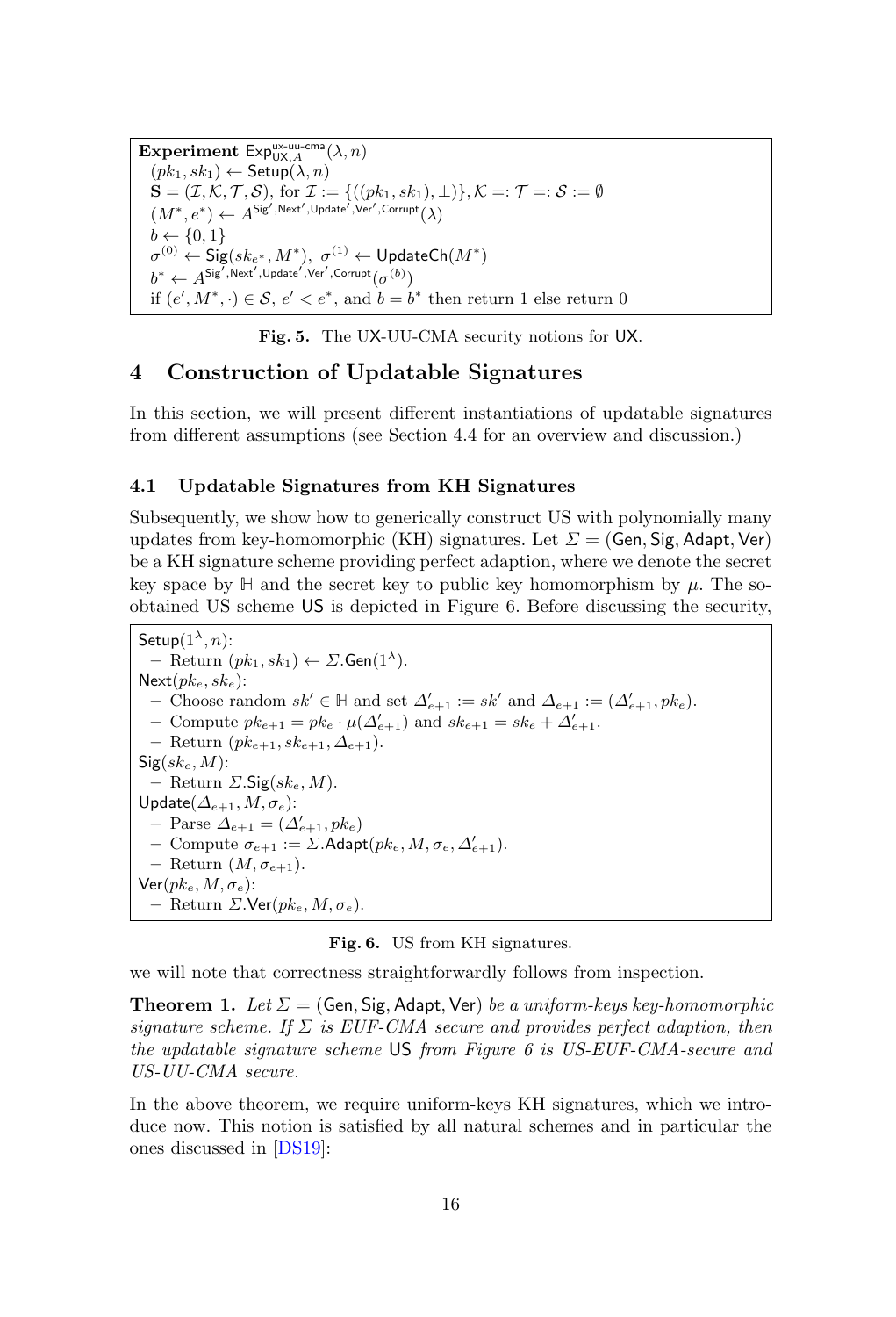**Experiment** $\mathsf{Exp}^{\mathsf{ux\text{-}uu\text{-}cma}}_{\mathsf{UX},A}(\lambda, n)$
$(pk_1, sk_1) \leftarrow \mathsf{Setup}(\lambda, n)$
$\mathbf{S} = (\mathcal{I}, \mathcal{K}, \mathcal{T}, \mathcal{S})$, for $\mathcal{I} := \{((pk_1, sk_1), \bot)\}, \mathcal{K} =: \mathcal{T} =: \mathcal{S} := \emptyset$
$(M^*, e^*) \leftarrow A^{\mathsf{Sig}', \mathsf{Next}', \mathsf{Update}', \mathsf{Ver}', \mathsf{Corrupt}}(\lambda)$
$b \leftarrow \{0, 1\}$
$\sigma^{(0)} \leftarrow \mathsf{Sig}(sk_{e^*}, M^*),\ \sigma^{(1)} \leftarrow \mathsf{UpdateCh}(M^*)$
$b^* \leftarrow A^{\mathsf{Sig}', \mathsf{Next}', \mathsf{Update}', \mathsf{Ver}', \mathsf{Corrupt}}(\sigma^{(b)})$
if $(e', M^*, \cdot) \in \mathcal{S}$, $e' < e^*$, and $b = b^*$ then return 1 else return 0

**Fig. 5.** The UX-UU-CMA security notions for $\mathsf{UX}$.

## 4 Construction of Updatable Signatures

In this section, we will present different instantiations of updatable signatures from different assumptions (see Section 4.4 for an overview and discussion.)

### 4.1 Updatable Signatures from KH Signatures

Subsequently, we show how to generically construct US with polynomially many updates from key-homomorphic (KH) signatures. Let $\Sigma = (\mathsf{Gen}, \mathsf{Sig}, \mathsf{Adapt}, \mathsf{Ver})$ be a KH signature scheme providing perfect adaption, where we denote the secret key space by $\mathbb{H}$ and the secret key to public key homomorphism by $\mu$. The so-obtained US scheme $\mathsf{US}$ is depicted in Figure 6. Before discussing the security,

$\mathsf{Setup}(1^\lambda, n)$:
- Return $(pk_1, sk_1) \leftarrow \Sigma.\mathsf{Gen}(1^\lambda)$.

$\mathsf{Next}(pk_e, sk_e)$:
- Choose random $sk' \in \mathbb{H}$ and set $\Delta'_{e+1} := sk'$ and $\Delta_{e+1} := (\Delta'_{e+1}, pk_e)$.
- Compute $pk_{e+1} = pk_e \cdot \mu(\Delta'_{e+1})$ and $sk_{e+1} = sk_e + \Delta'_{e+1}$.
- Return $(pk_{e+1}, sk_{e+1}, \Delta_{e+1})$.

$\mathsf{Sig}(sk_e, M)$:
- Return $\Sigma.\mathsf{Sig}(sk_e, M)$.

$\mathsf{Update}(\Delta_{e+1}, M, \sigma_e)$:
- Parse $\Delta_{e+1} = (\Delta'_{e+1}, pk_e)$
- Compute $\sigma_{e+1} := \Sigma.\mathsf{Adapt}(pk_e, M, \sigma_e, \Delta'_{e+1})$.
- Return $(M, \sigma_{e+1})$.

$\mathsf{Ver}(pk_e, M, \sigma_e)$:
- Return $\Sigma.\mathsf{Ver}(pk_e, M, \sigma_e)$.

**Fig. 6.** US from KH signatures.

we will note that correctness straightforwardly follows from inspection.

**Theorem 1.** *Let $\Sigma = (\mathsf{Gen}, \mathsf{Sig}, \mathsf{Adapt}, \mathsf{Ver})$ be a uniform-keys key-homomorphic signature scheme. If $\Sigma$ is EUF-CMA secure and provides perfect adaption, then the updatable signature scheme* $\mathsf{US}$ *from Figure 6 is US-EUF-CMA-secure and US-UU-CMA secure.*

In the above theorem, we require uniform-keys KH signatures, which we introduce now. This notion is satisfied by all natural schemes and in particular the ones discussed in [DS19]: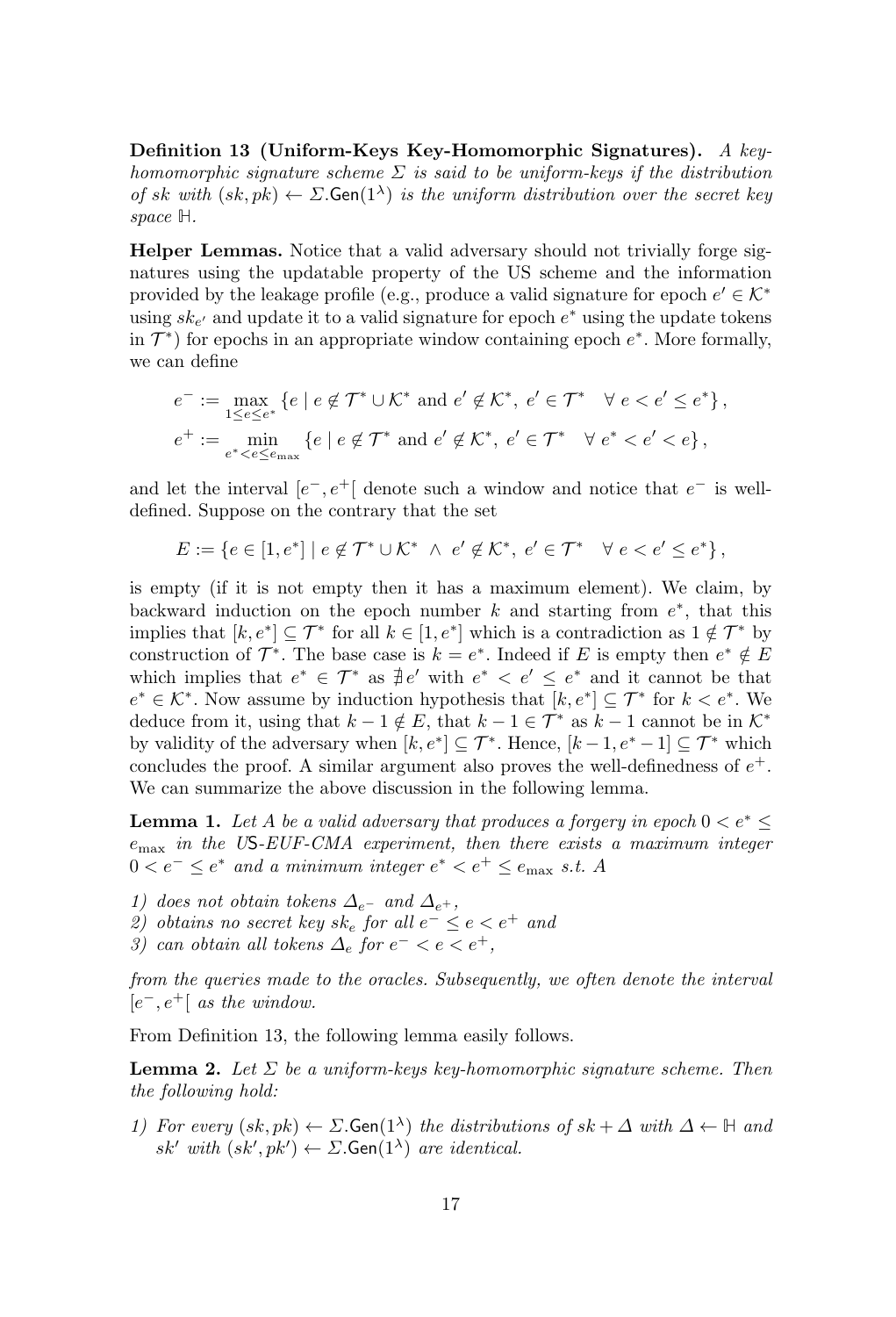**Definition 13 (Uniform-Keys Key-Homomorphic Signatures).** *A key-homomorphic signature scheme $\Sigma$ is said to be uniform-keys if the distribution of $sk$ with $(sk, pk) \leftarrow \Sigma.\mathsf{Gen}(1^\lambda)$ is the uniform distribution over the secret key space $\mathbb{H}$.*

**Helper Lemmas.** Notice that a valid adversary should not trivially forge signatures using the updatable property of the US scheme and the information provided by the leakage profile (e.g., produce a valid signature for epoch $e' \in \mathcal{K}^*$ using $sk_{e'}$ and update it to a valid signature for epoch $e^*$ using the update tokens in $\mathcal{T}^*$) for epochs in an appropriate window containing epoch $e^*$. More formally, we can define

$$
\begin{aligned}
e^- &:= \max_{1 \le e \le e^*} \left\{ e \mid e \notin \mathcal{T}^* \cup \mathcal{K}^* \text{ and } e' \notin \mathcal{K}^*,\ e' \in \mathcal{T}^* \quad \forall\ e < e' \le e^* \right\}, \\
e^+ &:= \min_{e^* < e \le e_{\max}} \left\{ e \mid e \notin \mathcal{T}^* \text{ and } e' \notin \mathcal{K}^*,\ e' \in \mathcal{T}^* \quad \forall\ e^* < e' < e \right\},
\end{aligned}
$$

and let the interval $[e^-, e^+[$ denote such a window and notice that $e^-$ is well-defined. Suppose on the contrary that the set

$$
E := \left\{ e \in [1, e^*] \mid e \notin \mathcal{T}^* \cup \mathcal{K}^* \ \wedge\ e' \notin \mathcal{K}^*,\ e' \in \mathcal{T}^* \quad \forall\ e < e' \le e^* \right\},
$$

is empty (if it is not empty then it has a maximum element). We claim, by backward induction on the epoch number $k$ and starting from $e^*$, that this implies that $[k, e^*] \subseteq \mathcal{T}^*$ for all $k \in [1, e^*]$ which is a contradiction as $1 \notin \mathcal{T}^*$ by construction of $\mathcal{T}^*$. The base case is $k = e^*$. Indeed if $E$ is empty then $e^* \notin E$ which implies that $e^* \in \mathcal{T}^*$ as $\nexists e'$ with $e^* < e' \le e^*$ and it cannot be that $e^* \in \mathcal{K}^*$. Now assume by induction hypothesis that $[k, e^*] \subseteq \mathcal{T}^*$ for $k < e^*$. We deduce from it, using that $k - 1 \notin E$, that $k - 1 \in \mathcal{T}^*$ as $k - 1$ cannot be in $\mathcal{K}^*$ by validity of the adversary when $[k, e^*] \subseteq \mathcal{T}^*$. Hence, $[k - 1, e^* - 1] \subseteq \mathcal{T}^*$ which concludes the proof. A similar argument also proves the well-definedness of $e^+$. We can summarize the above discussion in the following lemma.

**Lemma 1.** *Let $A$ be a valid adversary that produces a forgery in epoch $0 < e^* \le e_{\max}$ in the US-EUF-CMA experiment, then there exists a maximum integer $0 < e^- \le e^*$ and a minimum integer $e^* < e^+ \le e_{\max}$ s.t. $A$*

1) *does not obtain tokens $\Delta_{e^-}$ and $\Delta_{e^+}$,*
2) *obtains no secret key $sk_e$ for all $e^- \le e < e^+$ and*
3) *can obtain all tokens $\Delta_e$ for $e^- < e < e^+$,*

*from the queries made to the oracles. Subsequently, we often denote the interval $[e^-, e^+[$ as the window.*

From Definition 13, the following lemma easily follows.

**Lemma 2.** *Let $\Sigma$ be a uniform-keys key-homomorphic signature scheme. Then the following hold:*

1) *For every $(sk, pk) \leftarrow \Sigma.\mathsf{Gen}(1^\lambda)$ the distributions of $sk + \Delta$ with $\Delta \leftarrow \mathbb{H}$ and $sk'$ with $(sk', pk') \leftarrow \Sigma.\mathsf{Gen}(1^\lambda)$ are identical.*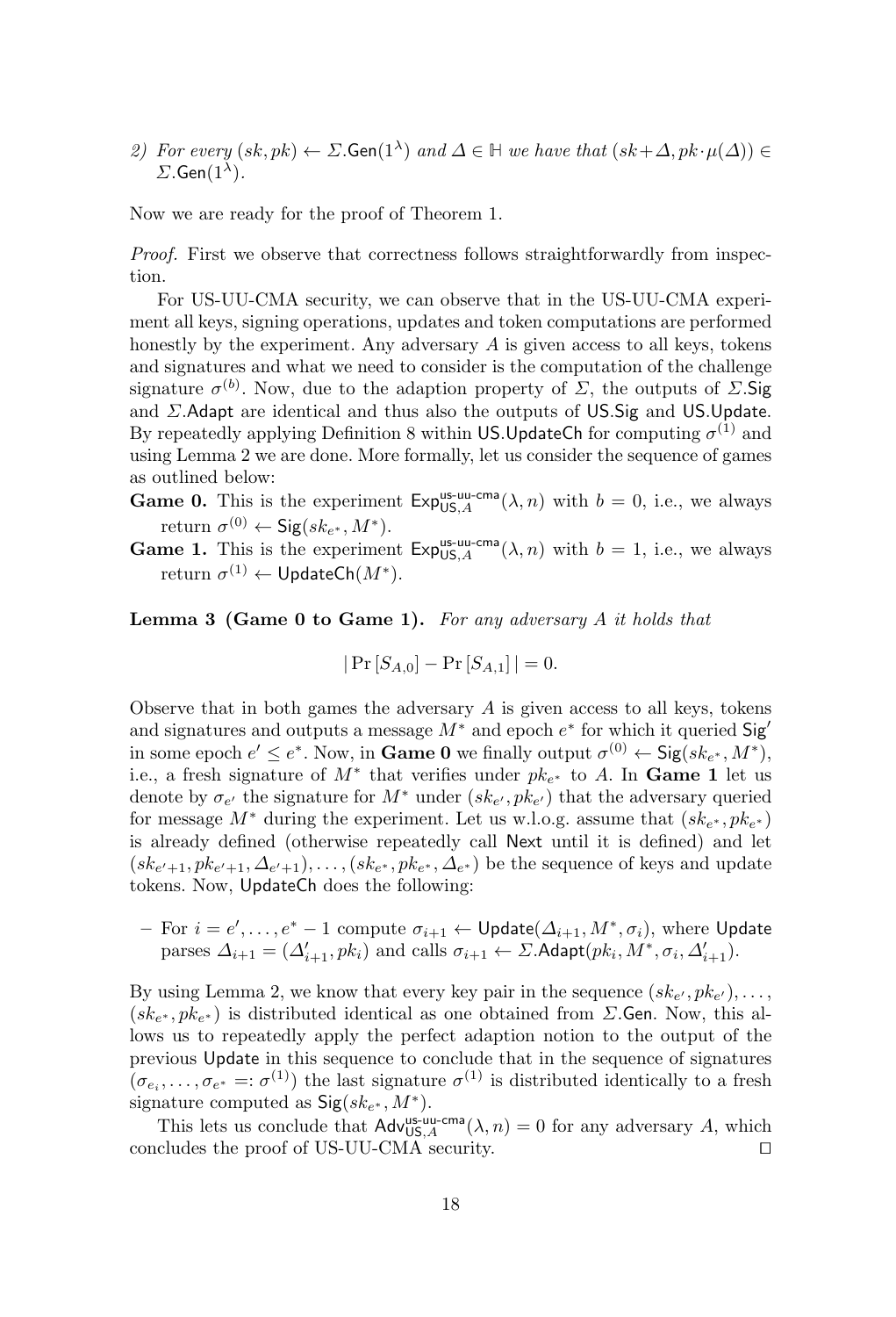2) *For every* $(sk, pk) \leftarrow \Sigma.\mathsf{Gen}(1^\lambda)$ *and* $\Delta \in \mathbb{H}$ *we have that* $(sk+\Delta, pk \cdot \mu(\Delta)) \in \Sigma.\mathsf{Gen}(1^\lambda)$.

Now we are ready for the proof of Theorem 1.

*Proof.* First we observe that correctness follows straightforwardly from inspection.

For US-UU-CMA security, we can observe that in the US-UU-CMA experiment all keys, signing operations, updates and token computations are performed honestly by the experiment. Any adversary $A$ is given access to all keys, tokens and signatures and what we need to consider is the computation of the challenge signature $\sigma^{(b)}$. Now, due to the adaption property of $\Sigma$, the outputs of $\Sigma.\mathsf{Sig}$ and $\Sigma.\mathsf{Adapt}$ are identical and thus also the outputs of $\mathsf{US.Sig}$ and $\mathsf{US.Update}$. By repeatedly applying Definition 8 within $\mathsf{US.UpdateCh}$ for computing $\sigma^{(1)}$ and using Lemma 2 we are done. More formally, let us consider the sequence of games as outlined below:

**Game 0.** This is the experiment $\mathsf{Exp}^{\text{us-uu-cma}}_{\mathsf{US},A}(\lambda, n)$ with $b = 0$, i.e., we always return $\sigma^{(0)} \leftarrow \mathsf{Sig}(sk_{e^*}, M^*)$.

**Game 1.** This is the experiment $\mathsf{Exp}^{\text{us-uu-cma}}_{\mathsf{US},A}(\lambda, n)$ with $b = 1$, i.e., we always return $\sigma^{(1)} \leftarrow \mathsf{UpdateCh}(M^*)$.

**Lemma 3 (Game 0 to Game 1).** *For any adversary $A$ it holds that*

$$|\Pr[S_{A,0}] - \Pr[S_{A,1}]| = 0.$$

Observe that in both games the adversary $A$ is given access to all keys, tokens and signatures and outputs a message $M^*$ and epoch $e^*$ for which it queried $\mathsf{Sig}'$ in some epoch $e' \leq e^*$. Now, in **Game 0** we finally output $\sigma^{(0)} \leftarrow \mathsf{Sig}(sk_{e^*}, M^*)$, i.e., a fresh signature of $M^*$ that verifies under $pk_{e^*}$ to $A$. In **Game 1** let us denote by $\sigma_{e'}$ the signature for $M^*$ under $(sk_{e'}, pk_{e'})$ that the adversary queried for message $M^*$ during the experiment. Let us w.l.o.g. assume that $(sk_{e^*}, pk_{e^*})$ is already defined (otherwise repeatedly call $\mathsf{Next}$ until it is defined) and let $(sk_{e'+1}, pk_{e'+1}, \Delta_{e'+1}), \ldots, (sk_{e^*}, pk_{e^*}, \Delta_{e^*})$ be the sequence of keys and update tokens. Now, $\mathsf{UpdateCh}$ does the following:

- For $i = e', \ldots, e^* - 1$ compute $\sigma_{i+1} \leftarrow \mathsf{Update}(\Delta_{i+1}, M^*, \sigma_i)$, where $\mathsf{Update}$ parses $\Delta_{i+1} = (\Delta'_{i+1}, pk_i)$ and calls $\sigma_{i+1} \leftarrow \Sigma.\mathsf{Adapt}(pk_i, M^*, \sigma_i, \Delta'_{i+1})$.

By using Lemma 2, we know that every key pair in the sequence $(sk_{e'}, pk_{e'}), \ldots, (sk_{e^*}, pk_{e^*})$ is distributed identical as one obtained from $\Sigma.\mathsf{Gen}$. Now, this allows us to repeatedly apply the perfect adaption notion to the output of the previous $\mathsf{Update}$ in this sequence to conclude that in the sequence of signatures $(\sigma_{e_i}, \ldots, \sigma_{e^*} =: \sigma^{(1)})$ the last signature $\sigma^{(1)}$ is distributed identically to a fresh signature computed as $\mathsf{Sig}(sk_{e^*}, M^*)$.

This lets us conclude that $\mathsf{Adv}^{\text{us-uu-cma}}_{\mathsf{US},A}(\lambda, n) = 0$ for any adversary $A$, which concludes the proof of US-UU-CMA security. ◻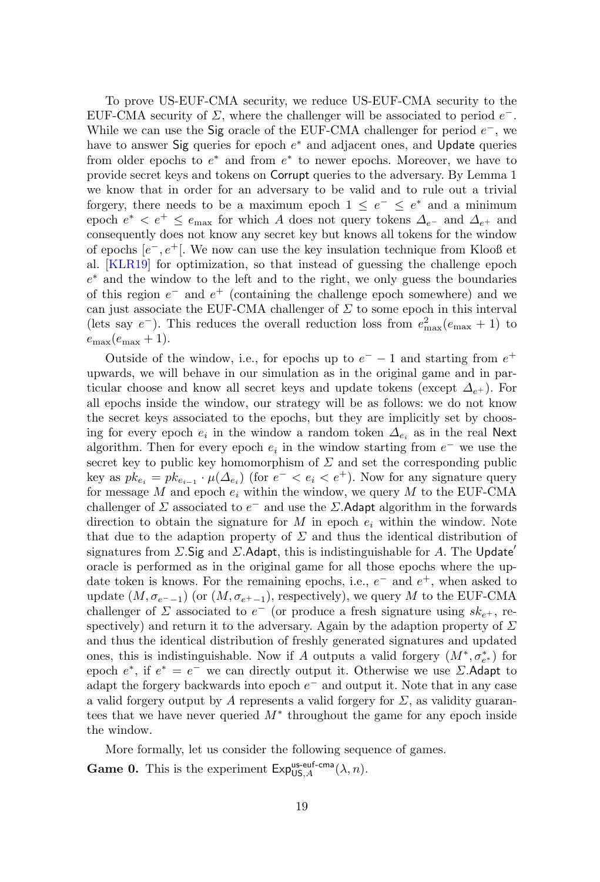To prove US-EUF-CMA security, we reduce US-EUF-CMA security to the EUF-CMA security of $\Sigma$, where the challenger will be associated to period $e^-$. While we can use the $\mathsf{Sig}$ oracle of the EUF-CMA challenger for period $e^-$, we have to answer $\mathsf{Sig}$ queries for epoch $e^*$ and adjacent ones, and $\mathsf{Update}$ queries from older epochs to $e^*$ and from $e^*$ to newer epochs. Moreover, we have to provide secret keys and tokens on $\mathsf{Corrupt}$ queries to the adversary. By Lemma 1 we know that in order for an adversary to be valid and to rule out a trivial forgery, there needs to be a maximum epoch $1 \leq e^- \leq e^*$ and a minimum epoch $e^* < e^+ \leq e_{\max}$ for which $A$ does not query tokens $\Delta_{e^-}$ and $\Delta_{e^+}$ and consequently does not know any secret key but knows all tokens for the window of epochs $[e^-, e^+[$. We now can use the key insulation technique from Klooß et al. [KLR19] for optimization, so that instead of guessing the challenge epoch $e^*$ and the window to the left and to the right, we only guess the boundaries of this region $e^-$ and $e^+$ (containing the challenge epoch somewhere) and we can just associate the EUF-CMA challenger of $\Sigma$ to some epoch in this interval (lets say $e^-$). This reduces the overall reduction loss from $e_{\max}^2(e_{\max}+1)$ to $e_{\max}(e_{\max}+1)$.

Outside of the window, i.e., for epochs up to $e^- - 1$ and starting from $e^+$ upwards, we will behave in our simulation as in the original game and in particular choose and know all secret keys and update tokens (except $\Delta_{e^+}$). For all epochs inside the window, our strategy will be as follows: we do not know the secret keys associated to the epochs, but they are implicitly set by choosing for every epoch $e_i$ in the window a random token $\Delta_{e_i}$ as in the real $\mathsf{Next}$ algorithm. Then for every epoch $e_i$ in the window starting from $e^-$ we use the secret key to public key homomorphism of $\Sigma$ and set the corresponding public key as $pk_{e_i} = pk_{e_{i-1}} \cdot \mu(\Delta_{e_i})$ (for $e^- < e_i < e^+$). Now for any signature query for message $M$ and epoch $e_i$ within the window, we query $M$ to the EUF-CMA challenger of $\Sigma$ associated to $e^-$ and use the $\Sigma.\mathsf{Adapt}$ algorithm in the forwards direction to obtain the signature for $M$ in epoch $e_i$ within the window. Note that due to the adaption property of $\Sigma$ and thus the identical distribution of signatures from $\Sigma.\mathsf{Sig}$ and $\Sigma.\mathsf{Adapt}$, this is indistinguishable for $A$. The $\mathsf{Update}'$ oracle is performed as in the original game for all those epochs where the update token is knows. For the remaining epochs, i.e., $e^-$ and $e^+$, when asked to update $(M, \sigma_{e^- - 1})$ (or $(M, \sigma_{e^+ - 1})$, respectively), we query $M$ to the EUF-CMA challenger of $\Sigma$ associated to $e^-$ (or produce a fresh signature using $sk_{e^+}$, respectively) and return it to the adversary. Again by the adaption property of $\Sigma$ and thus the identical distribution of freshly generated signatures and updated ones, this is indistinguishable. Now if $A$ outputs a valid forgery $(M^*, \sigma^*_{e^*})$ for epoch $e^*$, if $e^* = e^-$ we can directly output it. Otherwise we use $\Sigma.\mathsf{Adapt}$ to adapt the forgery backwards into epoch $e^-$ and output it. Note that in any case a valid forgery output by $A$ represents a valid forgery for $\Sigma$, as validity guarantees that we have never queried $M^*$ throughout the game for any epoch inside the window.

More formally, let us consider the following sequence of games.

**Game 0.** This is the experiment $\mathsf{Exp}^{\mathsf{us\text{-}euf\text{-}cma}}_{\mathsf{US},A}(\lambda, n)$.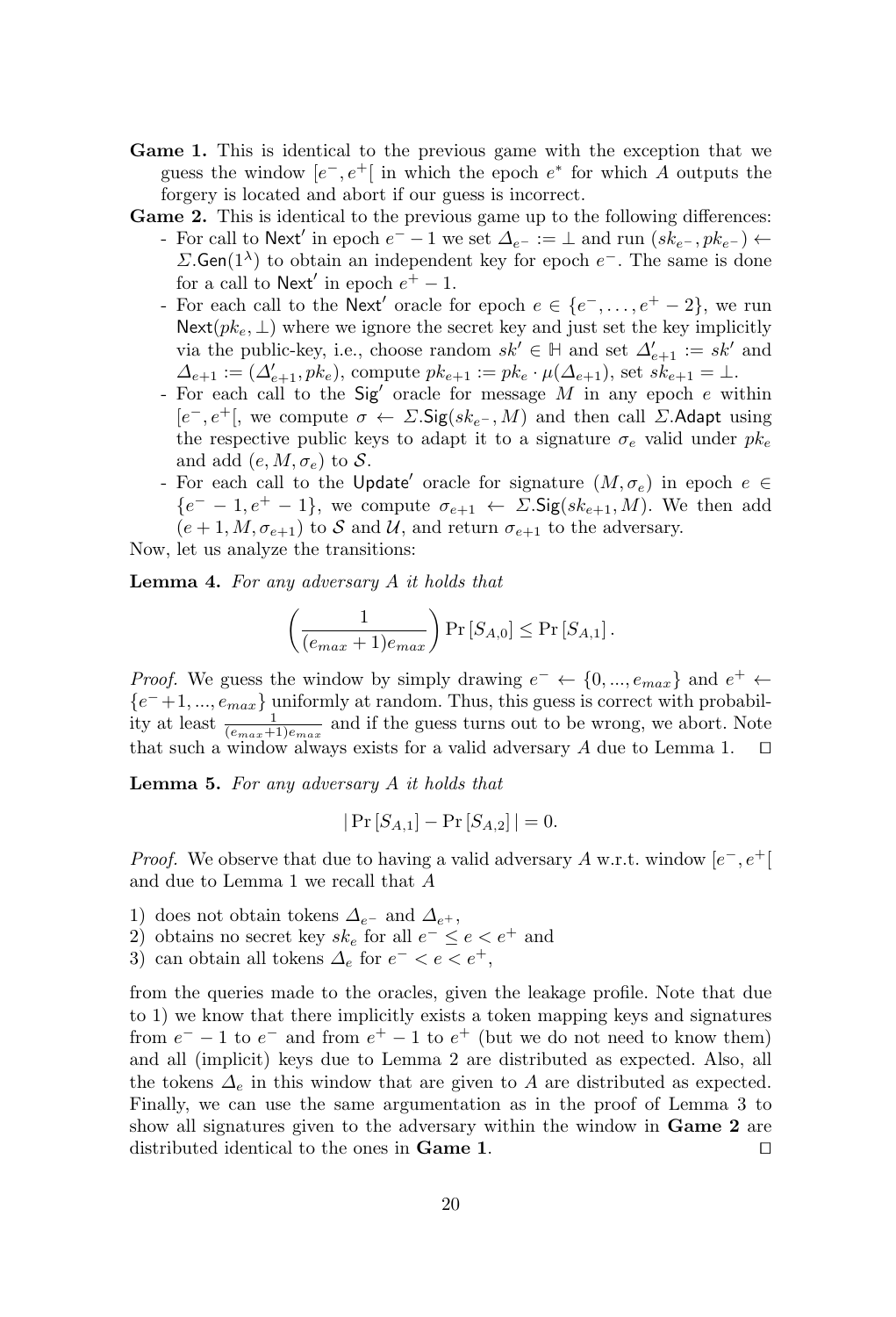**Game 1.** This is identical to the previous game with the exception that we guess the window $[e^-, e^+[$ in which the epoch $e^*$ for which $A$ outputs the forgery is located and abort if our guess is incorrect.

**Game 2.** This is identical to the previous game up to the following differences:

- For call to $\mathsf{Next}'$ in epoch $e^- - 1$ we set $\Delta_{e^-} := \bot$ and run $(sk_{e^-}, pk_{e^-}) \leftarrow \Sigma.\mathsf{Gen}(1^\lambda)$ to obtain an independent key for epoch $e^-$. The same is done for a call to $\mathsf{Next}'$ in epoch $e^+ - 1$.
- For each call to the $\mathsf{Next}'$ oracle for epoch $e \in \{e^-, \ldots, e^+ - 2\}$, we run $\mathsf{Next}(pk_e, \bot)$ where we ignore the secret key and just set the key implicitly via the public-key, i.e., choose random $sk' \in \mathbb{H}$ and set $\Delta'_{e+1} := sk'$ and $\Delta_{e+1} := (\Delta'_{e+1}, pk_e)$, compute $pk_{e+1} := pk_e \cdot \mu(\Delta_{e+1})$, set $sk_{e+1} = \bot$.
- For each call to the $\mathsf{Sig}'$ oracle for message $M$ in any epoch $e$ within $[e^-, e^+[$, we compute $\sigma \leftarrow \Sigma.\mathsf{Sig}(sk_{e^-}, M)$ and then call $\Sigma.\mathsf{Adapt}$ using the respective public keys to adapt it to a signature $\sigma_e$ valid under $pk_e$ and add $(e, M, \sigma_e)$ to $\mathcal{S}$.
- For each call to the $\mathsf{Update}'$ oracle for signature $(M, \sigma_e)$ in epoch $e \in \{e^- - 1, e^+ - 1\}$, we compute $\sigma_{e+1} \leftarrow \Sigma.\mathsf{Sig}(sk_{e+1}, M)$. We then add $(e+1, M, \sigma_{e+1})$ to $\mathcal{S}$ and $\mathcal{U}$, and return $\sigma_{e+1}$ to the adversary.

Now, let us analyze the transitions:

**Lemma 4.** *For any adversary $A$ it holds that*

$$\left(\frac{1}{(e_{max}+1)e_{max}}\right) \Pr[S_{A,0}] \leq \Pr[S_{A,1}].$$

*Proof.* We guess the window by simply drawing $e^- \leftarrow \{0, ..., e_{max}\}$ and $e^+ \leftarrow \{e^- + 1, ..., e_{max}\}$ uniformly at random. Thus, this guess is correct with probability at least $\frac{1}{(e_{max}+1)e_{max}}$ and if the guess turns out to be wrong, we abort. Note that such a window always exists for a valid adversary $A$ due to Lemma 1. □

**Lemma 5.** *For any adversary $A$ it holds that*

$$|\Pr[S_{A,1}] - \Pr[S_{A,2}]| = 0.$$

*Proof.* We observe that due to having a valid adversary $A$ w.r.t. window $[e^-, e^+[$ and due to Lemma 1 we recall that $A$

1) does not obtain tokens $\Delta_{e^-}$ and $\Delta_{e^+}$,
2) obtains no secret key $sk_e$ for all $e^- \leq e < e^+$ and
3) can obtain all tokens $\Delta_e$ for $e^- < e < e^+$,

from the queries made to the oracles, given the leakage profile. Note that due to 1) we know that there implicitly exists a token mapping keys and signatures from $e^- - 1$ to $e^-$ and from $e^+ - 1$ to $e^+$ (but we do not need to know them) and all (implicit) keys due to Lemma 2 are distributed as expected. Also, all the tokens $\Delta_e$ in this window that are given to $A$ are distributed as expected. Finally, we can use the same argumentation as in the proof of Lemma 3 to show all signatures given to the adversary within the window in **Game 2** are distributed identical to the ones in **Game 1**. □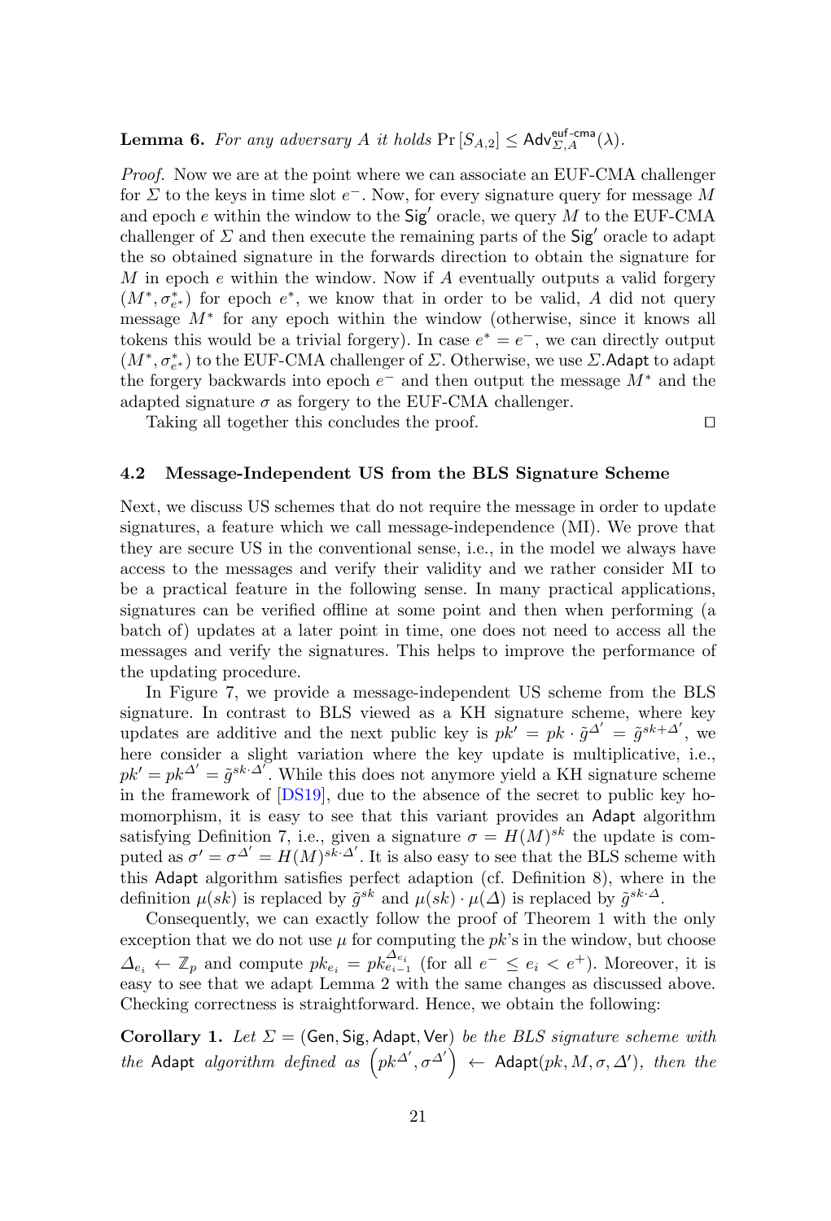**Lemma 6.** *For any adversary $A$ it holds $\Pr[S_{A,2}] \leq \mathsf{Adv}^{\mathsf{euf\text{-}cma}}_{\Sigma,A}(\lambda)$.*

*Proof.* Now we are at the point where we can associate an EUF-CMA challenger for $\Sigma$ to the keys in time slot $e^-$. Now, for every signature query for message $M$ and epoch $e$ within the window to the $\mathsf{Sig}'$ oracle, we query $M$ to the EUF-CMA challenger of $\Sigma$ and then execute the remaining parts of the $\mathsf{Sig}'$ oracle to adapt the so obtained signature in the forwards direction to obtain the signature for $M$ in epoch $e$ within the window. Now if $A$ eventually outputs a valid forgery $(M^*, \sigma^*_{e^*})$ for epoch $e^*$, we know that in order to be valid, $A$ did not query message $M^*$ for any epoch within the window (otherwise, since it knows all tokens this would be a trivial forgery). In case $e^* = e^-$, we can directly output $(M^*, \sigma^*_{e^*})$ to the EUF-CMA challenger of $\Sigma$. Otherwise, we use $\Sigma.\mathsf{Adapt}$ to adapt the forgery backwards into epoch $e^-$ and then output the message $M^*$ and the adapted signature $\sigma$ as forgery to the EUF-CMA challenger.

Taking all together this concludes the proof. ◻

### 4.2 Message-Independent US from the BLS Signature Scheme

Next, we discuss US schemes that do not require the message in order to update signatures, a feature which we call message-independence (MI). We prove that they are secure US in the conventional sense, i.e., in the model we always have access to the messages and verify their validity and we rather consider MI to be a practical feature in the following sense. In many practical applications, signatures can be verified offline at some point and then when performing (a batch of) updates at a later point in time, one does not need to access all the messages and verify the signatures. This helps to improve the performance of the updating procedure.

In Figure 7, we provide a message-independent US scheme from the BLS signature. In contrast to BLS viewed as a KH signature scheme, where key updates are additive and the next public key is $pk' = pk \cdot \tilde{g}^{\Delta'} = \tilde{g}^{sk+\Delta'}$, we here consider a slight variation where the key update is multiplicative, i.e., $pk' = pk^{\Delta'} = \tilde{g}^{sk\cdot\Delta'}$. While this does not anymore yield a KH signature scheme in the framework of [DS19], due to the absence of the secret to public key homomorphism, it is easy to see that this variant provides an $\mathsf{Adapt}$ algorithm satisfying Definition 7, i.e., given a signature $\sigma = H(M)^{sk}$ the update is computed as $\sigma' = \sigma^{\Delta'} = H(M)^{sk\cdot\Delta'}$. It is also easy to see that the BLS scheme with this $\mathsf{Adapt}$ algorithm satisfies perfect adaption (cf. Definition 8), where in the definition $\mu(sk)$ is replaced by $\tilde{g}^{sk}$ and $\mu(sk)\cdot\mu(\Delta)$ is replaced by $\tilde{g}^{sk\cdot\Delta}$.

Consequently, we can exactly follow the proof of Theorem 1 with the only exception that we do not use $\mu$ for computing the $pk$'s in the window, but choose $\Delta_{e_i} \leftarrow \mathbb{Z}_p$ and compute $pk_{e_i} = pk_{e_{i-1}}^{\Delta_{e_i}}$ (for all $e^- \leq e_i < e^+$). Moreover, it is easy to see that we adapt Lemma 2 with the same changes as discussed above. Checking correctness is straightforward. Hence, we obtain the following:

**Corollary 1.** *Let $\Sigma = (\mathsf{Gen}, \mathsf{Sig}, \mathsf{Adapt}, \mathsf{Ver})$ be the BLS signature scheme with the $\mathsf{Adapt}$ algorithm defined as $\left(pk^{\Delta'}, \sigma^{\Delta'}\right) \leftarrow \mathsf{Adapt}(pk, M, \sigma, \Delta')$, then the*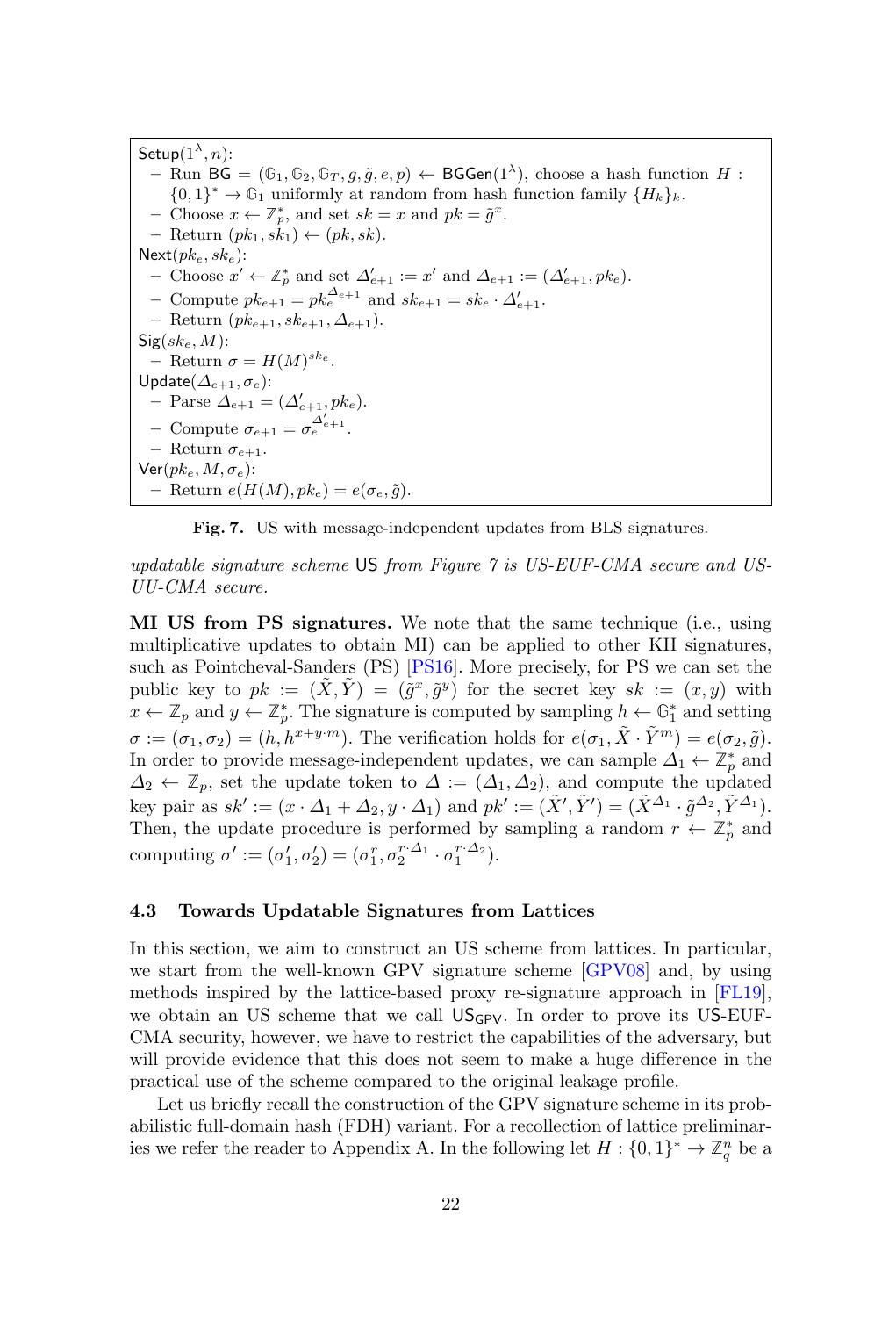$\mathsf{Setup}(1^\lambda, n)$:

- Run $\mathsf{BG} = (\mathbb{G}_1, \mathbb{G}_2, \mathbb{G}_T, g, \tilde{g}, e, p) \leftarrow \mathsf{BGGen}(1^\lambda)$, choose a hash function $H : \{0,1\}^* \rightarrow \mathbb{G}_1$ uniformly at random from hash function family $\{H_k\}_k$.
- Choose $x \leftarrow \mathbb{Z}_p^*$, and set $sk = x$ and $pk = \tilde{g}^x$.
- Return $(pk_1, sk_1) \leftarrow (pk, sk)$.

$\mathsf{Next}(pk_e, sk_e)$:

- Choose $x' \leftarrow \mathbb{Z}_p^*$ and set $\Delta'_{e+1} := x'$ and $\Delta_{e+1} := (\Delta'_{e+1}, pk_e)$.
- Compute $pk_{e+1} = pk_e^{\Delta_{e+1}}$ and $sk_{e+1} = sk_e \cdot \Delta'_{e+1}$.
- Return $(pk_{e+1}, sk_{e+1}, \Delta_{e+1})$.

$\mathsf{Sig}(sk_e, M)$:

- Return $\sigma = H(M)^{sk_e}$.

$\mathsf{Update}(\Delta_{e+1}, \sigma_e)$:

- Parse $\Delta_{e+1} = (\Delta'_{e+1}, pk_e)$.
- Compute $\sigma_{e+1} = \sigma_e^{\Delta'_{e+1}}$.
- Return $\sigma_{e+1}$.

$\mathsf{Ver}(pk_e, M, \sigma_e)$:

- Return $e(H(M), pk_e) = e(\sigma_e, \tilde{g})$.

**Fig. 7.** US with message-independent updates from BLS signatures.

*updatable signature scheme* US *from Figure 7 is US-EUF-CMA secure and US-UU-CMA secure.*

**MI US from PS signatures.** We note that the same technique (i.e., using multiplicative updates to obtain MI) can be applied to other KH signatures, such as Pointcheval-Sanders (PS) [PS16]. More precisely, for PS we can set the public key to $pk := (\tilde{X}, \tilde{Y}) = (\tilde{g}^x, \tilde{g}^y)$ for the secret key $sk := (x, y)$ with $x \leftarrow \mathbb{Z}_p$ and $y \leftarrow \mathbb{Z}_p^*$. The signature is computed by sampling $h \leftarrow \mathbb{G}_1^*$ and setting $\sigma := (\sigma_1, \sigma_2) = (h, h^{x+y \cdot m})$. The verification holds for $e(\sigma_1, \tilde{X} \cdot \tilde{Y}^m) = e(\sigma_2, \tilde{g})$. In order to provide message-independent updates, we can sample $\Delta_1 \leftarrow \mathbb{Z}_p^*$ and $\Delta_2 \leftarrow \mathbb{Z}_p$, set the update token to $\Delta := (\Delta_1, \Delta_2)$, and compute the updated key pair as $sk' := (x \cdot \Delta_1 + \Delta_2, y \cdot \Delta_1)$ and $pk' := (\tilde{X}', \tilde{Y}') = (\tilde{X}^{\Delta_1} \cdot \tilde{g}^{\Delta_2}, \tilde{Y}^{\Delta_1})$. Then, the update procedure is performed by sampling a random $r \leftarrow \mathbb{Z}_p^*$ and computing $\sigma' := (\sigma'_1, \sigma'_2) = (\sigma_1^r, \sigma_2^{r \cdot \Delta_1} \cdot \sigma_1^{r \cdot \Delta_2})$.

### 4.3 Towards Updatable Signatures from Lattices

In this section, we aim to construct an US scheme from lattices. In particular, we start from the well-known GPV signature scheme [GPV08] and, by using methods inspired by the lattice-based proxy re-signature approach in [FL19], we obtain an US scheme that we call $\mathsf{US}_{\mathsf{GPV}}$. In order to prove its US-EUF-CMA security, however, we have to restrict the capabilities of the adversary, but will provide evidence that this does not seem to make a huge difference in the practical use of the scheme compared to the original leakage profile.

Let us briefly recall the construction of the GPV signature scheme in its probabilistic full-domain hash (FDH) variant. For a recollection of lattice preliminaries we refer the reader to Appendix A. In the following let $H : \{0,1\}^* \rightarrow \mathbb{Z}_q^n$ be a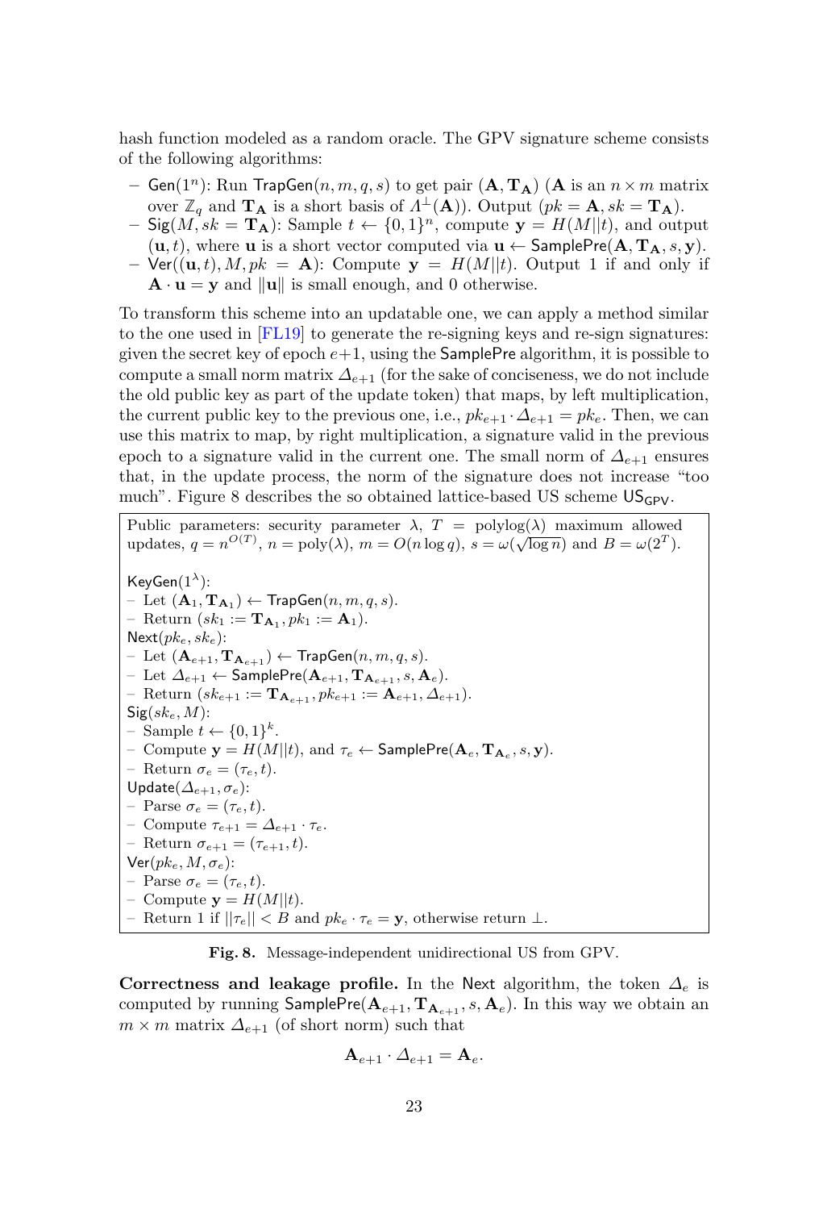hash function modeled as a random oracle. The GPV signature scheme consists of the following algorithms:

- $\mathsf{Gen}(1^n)$: Run $\mathsf{TrapGen}(n, m, q, s)$ to get pair $(\mathbf{A}, \mathbf{T_A})$ ($\mathbf{A}$ is an $n \times m$ matrix over $\mathbb{Z}_q$ and $\mathbf{T_A}$ is a short basis of $\Lambda^\perp(\mathbf{A})$). Output $(pk = \mathbf{A}, sk = \mathbf{T_A})$.
- $\mathsf{Sig}(M, sk = \mathbf{T_A})$: Sample $t \leftarrow \{0,1\}^n$, compute $\mathbf{y} = H(M||t)$, and output $(\mathbf{u}, t)$, where $\mathbf{u}$ is a short vector computed via $\mathbf{u} \leftarrow \mathsf{SamplePre}(\mathbf{A}, \mathbf{T_A}, s, \mathbf{y})$.
- $\mathsf{Ver}((\mathbf{u}, t), M, pk = \mathbf{A})$: Compute $\mathbf{y} = H(M||t)$. Output 1 if and only if $\mathbf{A} \cdot \mathbf{u} = \mathbf{y}$ and $\|\mathbf{u}\|$ is small enough, and 0 otherwise.

To transform this scheme into an updatable one, we can apply a method similar to the one used in [FL19] to generate the re-signing keys and re-sign signatures: given the secret key of epoch $e+1$, using the $\mathsf{SamplePre}$ algorithm, it is possible to compute a small norm matrix $\Delta_{e+1}$ (for the sake of conciseness, we do not include the old public key as part of the update token) that maps, by left multiplication, the current public key to the previous one, i.e., $pk_{e+1} \cdot \Delta_{e+1} = pk_e$. Then, we can use this matrix to map, by right multiplication, a signature valid in the previous epoch to a signature valid in the current one. The small norm of $\Delta_{e+1}$ ensures that, in the update process, the norm of the signature does not increase "too much". Figure 8 describes the so obtained lattice-based US scheme $\mathsf{US}_{\mathsf{GPV}}$.

---

Public parameters: security parameter $\lambda$, $T = \text{polylog}(\lambda)$ maximum allowed updates, $q = n^{O(T)}$, $n = \text{poly}(\lambda)$, $m = O(n \log q)$, $s = \omega(\sqrt{\log n})$ and $B = \omega(2^T)$.

$\mathsf{KeyGen}(1^\lambda)$:
- Let $(\mathbf{A}_1, \mathbf{T}_{\mathbf{A}_1}) \leftarrow \mathsf{TrapGen}(n, m, q, s)$.
- Return $(sk_1 := \mathbf{T}_{\mathbf{A}_1}, pk_1 := \mathbf{A}_1)$.

$\mathsf{Next}(pk_e, sk_e)$:
- Let $(\mathbf{A}_{e+1}, \mathbf{T}_{\mathbf{A}_{e+1}}) \leftarrow \mathsf{TrapGen}(n, m, q, s)$.
- Let $\Delta_{e+1} \leftarrow \mathsf{SamplePre}(\mathbf{A}_{e+1}, \mathbf{T}_{\mathbf{A}_{e+1}}, s, \mathbf{A}_e)$.
- Return $(sk_{e+1} := \mathbf{T}_{\mathbf{A}_{e+1}}, pk_{e+1} := \mathbf{A}_{e+1}, \Delta_{e+1})$.

$\mathsf{Sig}(sk_e, M)$:
- Sample $t \leftarrow \{0,1\}^k$.
- Compute $\mathbf{y} = H(M||t)$, and $\tau_e \leftarrow \mathsf{SamplePre}(\mathbf{A}_e, \mathbf{T}_{\mathbf{A}_e}, s, \mathbf{y})$.
- Return $\sigma_e = (\tau_e, t)$.

$\mathsf{Update}(\Delta_{e+1}, \sigma_e)$:
- Parse $\sigma_e = (\tau_e, t)$.
- Compute $\tau_{e+1} = \Delta_{e+1} \cdot \tau_e$.
- Return $\sigma_{e+1} = (\tau_{e+1}, t)$.

$\mathsf{Ver}(pk_e, M, \sigma_e)$:
- Parse $\sigma_e = (\tau_e, t)$.
- Compute $\mathbf{y} = H(M||t)$.
- Return 1 if $||\tau_e|| < B$ and $pk_e \cdot \tau_e = \mathbf{y}$, otherwise return $\perp$.

---

**Fig. 8.** Message-independent unidirectional US from GPV.

**Correctness and leakage profile.** In the $\mathsf{Next}$ algorithm, the token $\Delta_e$ is computed by running $\mathsf{SamplePre}(\mathbf{A}_{e+1}, \mathbf{T}_{\mathbf{A}_{e+1}}, s, \mathbf{A}_e)$. In this way we obtain an $m \times m$ matrix $\Delta_{e+1}$ (of short norm) such that

$$\mathbf{A}_{e+1} \cdot \Delta_{e+1} = \mathbf{A}_e.$$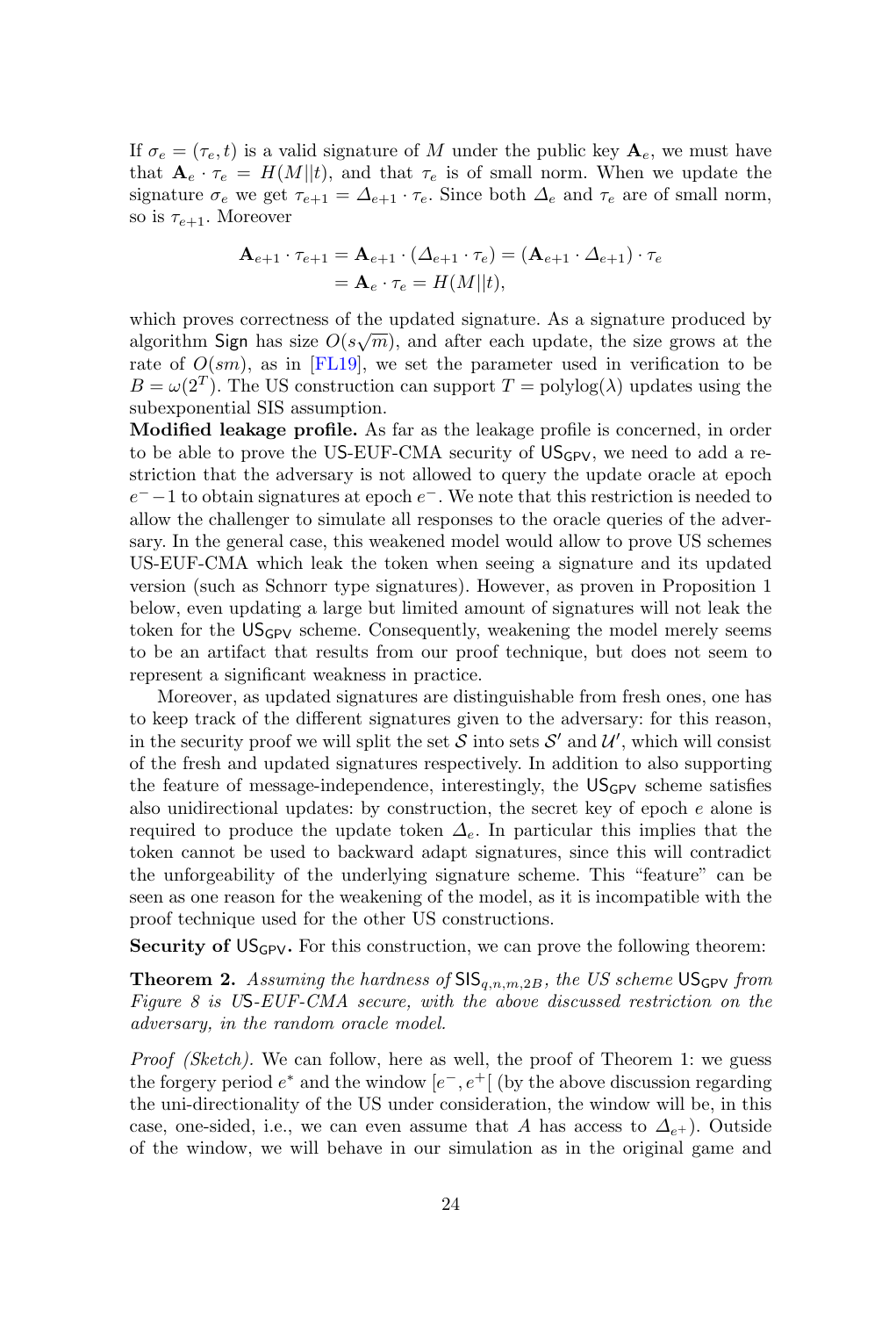If $\sigma_e = (\tau_e, t)$ is a valid signature of $M$ under the public key $\mathbf{A}_e$, we must have that $\mathbf{A}_e \cdot \tau_e = H(M||t)$, and that $\tau_e$ is of small norm. When we update the signature $\sigma_e$ we get $\tau_{e+1} = \Delta_{e+1} \cdot \tau_e$. Since both $\Delta_e$ and $\tau_e$ are of small norm, so is $\tau_{e+1}$. Moreover

$$\begin{aligned}\mathbf{A}_{e+1} \cdot \tau_{e+1} &= \mathbf{A}_{e+1} \cdot (\Delta_{e+1} \cdot \tau_e) = (\mathbf{A}_{e+1} \cdot \Delta_{e+1}) \cdot \tau_e \\ &= \mathbf{A}_e \cdot \tau_e = H(M||t),\end{aligned}$$

which proves correctness of the updated signature. As a signature produced by algorithm Sign has size $O(s\sqrt{m})$, and after each update, the size grows at the rate of $O(sm)$, as in [FL19], we set the parameter used in verification to be $B = \omega(2^T)$. The US construction can support $T = \text{polylog}(\lambda)$ updates using the subexponential SIS assumption.

**Modified leakage profile.** As far as the leakage profile is concerned, in order to be able to prove the US-EUF-CMA security of $\mathsf{US}_{\mathsf{GPV}}$, we need to add a restriction that the adversary is not allowed to query the update oracle at epoch $e^- - 1$ to obtain signatures at epoch $e^-$. We note that this restriction is needed to allow the challenger to simulate all responses to the oracle queries of the adversary. In the general case, this weakened model would allow to prove US schemes US-EUF-CMA which leak the token when seeing a signature and its updated version (such as Schnorr type signatures). However, as proven in Proposition 1 below, even updating a large but limited amount of signatures will not leak the token for the $\mathsf{US}_{\mathsf{GPV}}$ scheme. Consequently, weakening the model merely seems to be an artifact that results from our proof technique, but does not seem to represent a significant weakness in practice.

Moreover, as updated signatures are distinguishable from fresh ones, one has to keep track of the different signatures given to the adversary: for this reason, in the security proof we will split the set $\mathcal{S}$ into sets $\mathcal{S}'$ and $\mathcal{U}'$, which will consist of the fresh and updated signatures respectively. In addition to also supporting the feature of message-independence, interestingly, the $\mathsf{US}_{\mathsf{GPV}}$ scheme satisfies also unidirectional updates: by construction, the secret key of epoch $e$ alone is required to produce the update token $\Delta_e$. In particular this implies that the token cannot be used to backward adapt signatures, since this will contradict the unforgeability of the underlying signature scheme. This "feature" can be seen as one reason for the weakening of the model, as it is incompatible with the proof technique used for the other US constructions.

**Security of $\mathsf{US}_{\mathsf{GPV}}$.** For this construction, we can prove the following theorem:

**Theorem 2.** *Assuming the hardness of $\mathsf{SIS}_{q,n,m,2B}$, the US scheme $\mathsf{US}_{\mathsf{GPV}}$ from Figure 8 is US-EUF-CMA secure, with the above discussed restriction on the adversary, in the random oracle model.*

*Proof (Sketch).* We can follow, here as well, the proof of Theorem 1: we guess the forgery period $e^*$ and the window $[e^-, e^+[$ (by the above discussion regarding the uni-directionality of the US under consideration, the window will be, in this case, one-sided, i.e., we can even assume that $A$ has access to $\Delta_{e^+}$). Outside of the window, we will behave in our simulation as in the original game and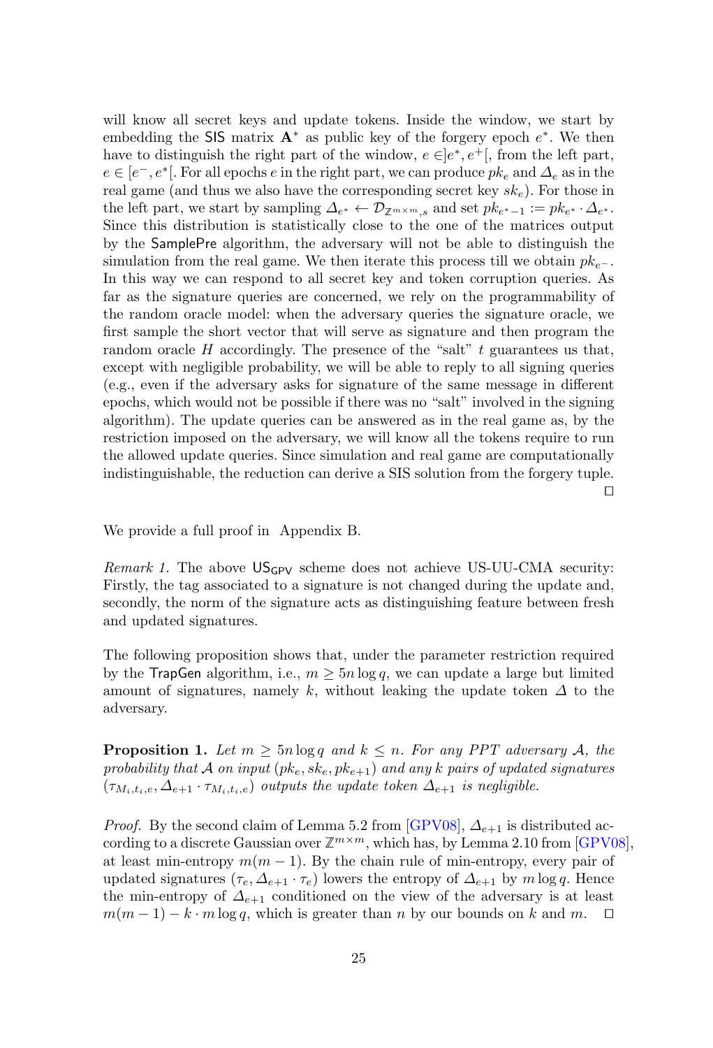will know all secret keys and update tokens. Inside the window, we start by embedding the SIS matrix $\mathbf{A}^*$ as public key of the forgery epoch $e^*$. We then have to distinguish the right part of the window, $e \in ]e^*, e^+[$, from the left part, $e \in [e^-, e^*[$. For all epochs $e$ in the right part, we can produce $pk_e$ and $\Delta_e$ as in the real game (and thus we also have the corresponding secret key $sk_e$). For those in the left part, we start by sampling $\Delta_{e^*} \leftarrow \mathcal{D}_{\mathbb{Z}^{m\times m},s}$ and set $pk_{e^*-1} := pk_{e^*} \cdot \Delta_{e^*}$. Since this distribution is statistically close to the one of the matrices output by the SamplePre algorithm, the adversary will not be able to distinguish the simulation from the real game. We then iterate this process till we obtain $pk_{e^-}$. In this way we can respond to all secret key and token corruption queries. As far as the signature queries are concerned, we rely on the programmability of the random oracle model: when the adversary queries the signature oracle, we first sample the short vector that will serve as signature and then program the random oracle $H$ accordingly. The presence of the "salt" $t$ guarantees us that, except with negligible probability, we will be able to reply to all signing queries (e.g., even if the adversary asks for signature of the same message in different epochs, which would not be possible if there was no "salt" involved in the signing algorithm). The update queries can be answered as in the real game as, by the restriction imposed on the adversary, we will know all the tokens require to run the allowed update queries. Since simulation and real game are computationally indistinguishable, the reduction can derive a SIS solution from the forgery tuple. □

We provide a full proof in Appendix B.

*Remark 1.* The above $\mathsf{US}_{\mathsf{GPV}}$ scheme does not achieve US-UU-CMA security: Firstly, the tag associated to a signature is not changed during the update and, secondly, the norm of the signature acts as distinguishing feature between fresh and updated signatures.

The following proposition shows that, under the parameter restriction required by the TrapGen algorithm, i.e., $m \geq 5n \log q$, we can update a large but limited amount of signatures, namely $k$, without leaking the update token $\Delta$ to the adversary.

**Proposition 1.** *Let $m \geq 5n \log q$ and $k \leq n$. For any PPT adversary $\mathcal{A}$, the probability that $\mathcal{A}$ on input $(pk_e, sk_e, pk_{e+1})$ and any $k$ pairs of updated signatures $(\tau_{M_i,t_i,e}, \Delta_{e+1} \cdot \tau_{M_i,t_i,e})$ outputs the update token $\Delta_{e+1}$ is negligible.*

*Proof.* By the second claim of Lemma 5.2 from [GPV08], $\Delta_{e+1}$ is distributed according to a discrete Gaussian over $\mathbb{Z}^{m\times m}$, which has, by Lemma 2.10 from [GPV08], at least min-entropy $m(m-1)$. By the chain rule of min-entropy, every pair of updated signatures $(\tau_e, \Delta_{e+1} \cdot \tau_e)$ lowers the entropy of $\Delta_{e+1}$ by $m \log q$. Hence the min-entropy of $\Delta_{e+1}$ conditioned on the view of the adversary is at least $m(m-1) - k \cdot m \log q$, which is greater than $n$ by our bounds on $k$ and $m$. □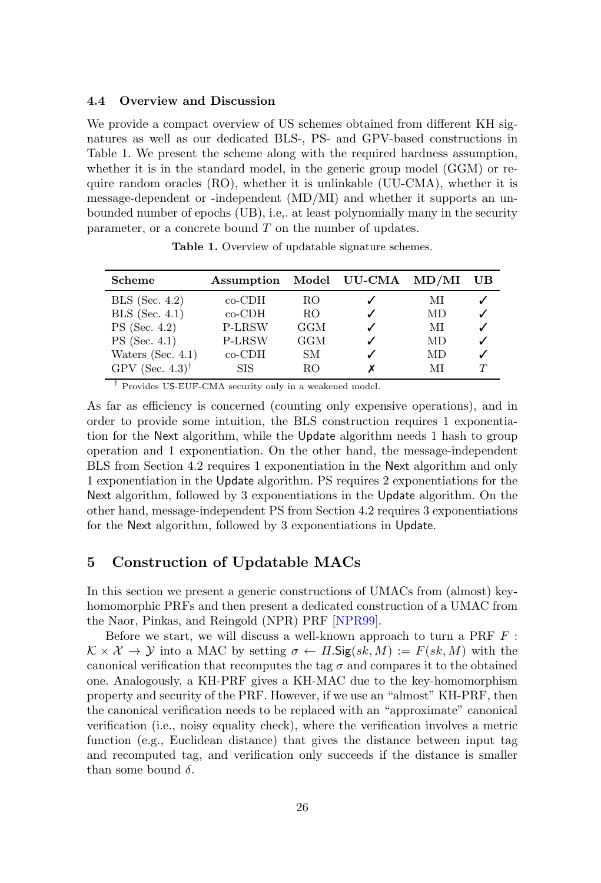### 4.4 Overview and Discussion

We provide a compact overview of US schemes obtained from different KH signatures as well as our dedicated BLS-, PS- and GPV-based constructions in Table 1. We present the scheme along with the required hardness assumption, whether it is in the standard model, in the generic group model (GGM) or require random oracles (RO), whether it is unlinkable (UU-CMA), whether it is message-dependent or -independent (MD/MI) and whether it supports an unbounded number of epochs (UB), i.e,. at least polynomially many in the security parameter, or a concrete bound $T$ on the number of updates.

**Table 1.** Overview of updatable signature schemes.

| Scheme | Assumption | Model | UU-CMA | MD/MI | UB |
|---|---|---|---|---|---|
| BLS (Sec. 4.2) | co-CDH | RO | ✓ | MI | ✓ |
| BLS (Sec. 4.1) | co-CDH | RO | ✓ | MD | ✓ |
| PS (Sec. 4.2) | P-LRSW | GGM | ✓ | MI | ✓ |
| PS (Sec. 4.1) | P-LRSW | GGM | ✓ | MD | ✓ |
| Waters (Sec. 4.1) | co-CDH | SM | ✓ | MD | ✓ |
| GPV (Sec. 4.3)[†] | SIS | RO | ✗ | MI | $T$ |

[†] Provides US-EUF-CMA security only in a weakened model.

As far as efficiency is concerned (counting only expensive operations), and in order to provide some intuition, the BLS construction requires 1 exponentiation for the Next algorithm, while the Update algorithm needs 1 hash to group operation and 1 exponentiation. On the other hand, the message-independent BLS from Section 4.2 requires 1 exponentiation in the Next algorithm and only 1 exponentiation in the Update algorithm. PS requires 2 exponentiations for the Next algorithm, followed by 3 exponentiations in the Update algorithm. On the other hand, message-independent PS from Section 4.2 requires 3 exponentiations for the Next algorithm, followed by 3 exponentiations in Update.

## 5 Construction of Updatable MACs

In this section we present a generic constructions of UMACs from (almost) key-homomorphic PRFs and then present a dedicated construction of a UMAC from the Naor, Pinkas, and Reingold (NPR) PRF [NPR99].

Before we start, we will discuss a well-known approach to turn a PRF $F : \mathcal{K} \times \mathcal{X} \to \mathcal{Y}$ into a MAC by setting $\sigma \leftarrow \Pi.\mathsf{Sig}(sk, M) := F(sk, M)$ with the canonical verification that recomputes the tag $\sigma$ and compares it to the obtained one. Analogously, a KH-PRF gives a KH-MAC due to the key-homomorphism property and security of the PRF. However, if we use an "almost" KH-PRF, then the canonical verification needs to be replaced with an "approximate" canonical verification (i.e., noisy equality check), where the verification involves a metric function (e.g., Euclidean distance) that gives the distance between input tag and recomputed tag, and verification only succeeds if the distance is smaller than some bound $\delta$.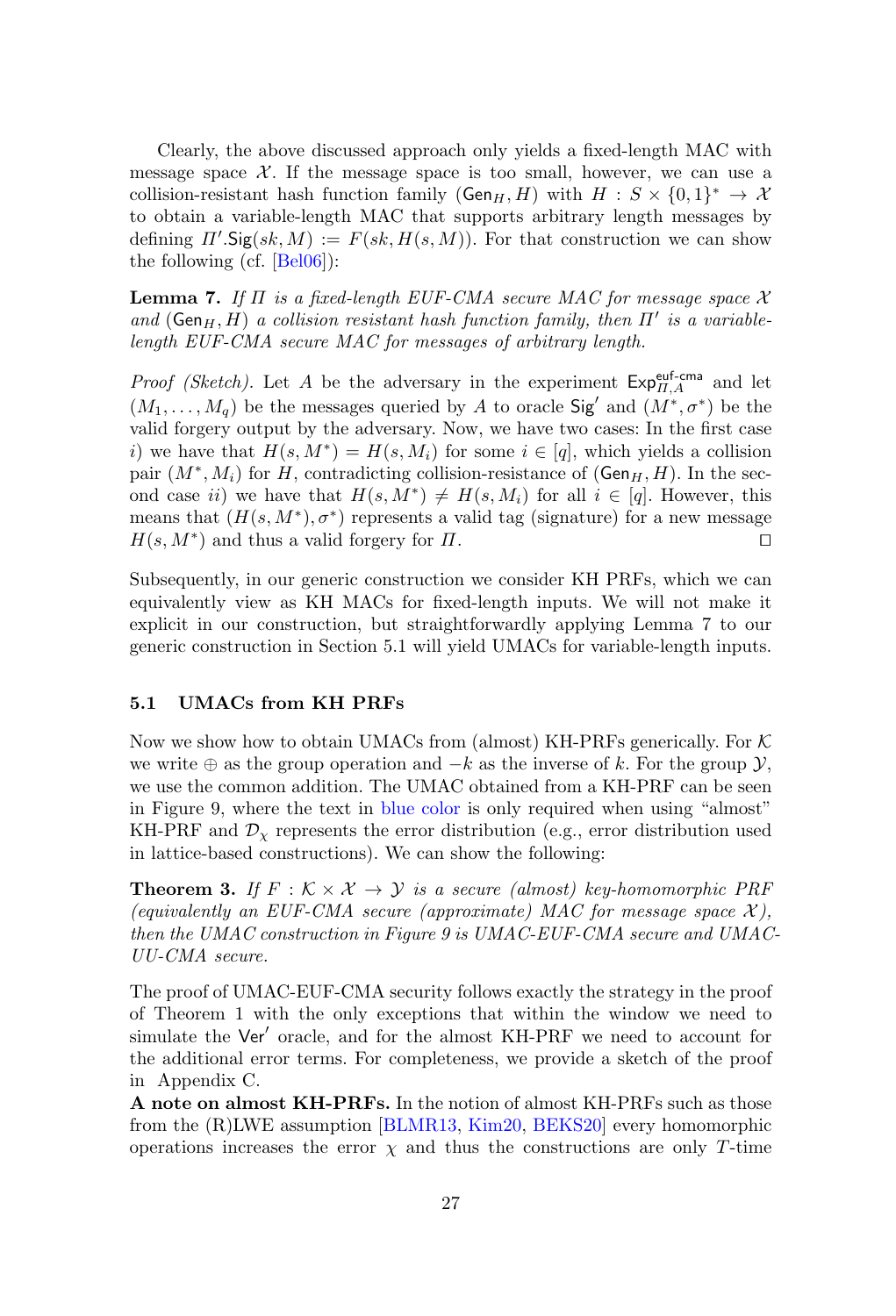Clearly, the above discussed approach only yields a fixed-length MAC with message space $\mathcal{X}$. If the message space is too small, however, we can use a collision-resistant hash function family $(\mathsf{Gen}_H, H)$ with $H : S \times \{0,1\}^* \to \mathcal{X}$ to obtain a variable-length MAC that supports arbitrary length messages by defining $\Pi'.\mathsf{Sig}(sk, M) := F(sk, H(s, M))$. For that construction we can show the following (cf. [Bel06]):

**Lemma 7.** *If $\Pi$ is a fixed-length EUF-CMA secure MAC for message space $\mathcal{X}$ and $(\mathsf{Gen}_H, H)$ a collision resistant hash function family, then $\Pi'$ is a variable-length EUF-CMA secure MAC for messages of arbitrary length.*

*Proof (Sketch).* Let $A$ be the adversary in the experiment $\mathsf{Exp}^{\mathsf{euf\text{-}cma}}_{\Pi,A}$ and let $(M_1, \ldots, M_q)$ be the messages queried by $A$ to oracle $\mathsf{Sig}'$ and $(M^*, \sigma^*)$ be the valid forgery output by the adversary. Now, we have two cases: In the first case $i)$ we have that $H(s, M^*) = H(s, M_i)$ for some $i \in [q]$, which yields a collision pair $(M^*, M_i)$ for $H$, contradicting collision-resistance of $(\mathsf{Gen}_H, H)$. In the second case $ii)$ we have that $H(s, M^*) \neq H(s, M_i)$ for all $i \in [q]$. However, this means that $(H(s, M^*), \sigma^*)$ represents a valid tag (signature) for a new message $H(s, M^*)$ and thus a valid forgery for $\Pi$. ◻

Subsequently, in our generic construction we consider KH PRFs, which we can equivalently view as KH MACs for fixed-length inputs. We will not make it explicit in our construction, but straightforwardly applying Lemma 7 to our generic construction in Section 5.1 will yield UMACs for variable-length inputs.

### 5.1 UMACs from KH PRFs

Now we show how to obtain UMACs from (almost) KH-PRFs generically. For $\mathcal{K}$ we write $\oplus$ as the group operation and $-k$ as the inverse of $k$. For the group $\mathcal{Y}$, we use the common addition. The UMAC obtained from a KH-PRF can be seen in Figure 9, where the text in blue color is only required when using "almost" KH-PRF and $\mathcal{D}_\chi$ represents the error distribution (e.g., error distribution used in lattice-based constructions). We can show the following:

**Theorem 3.** *If $F : \mathcal{K} \times \mathcal{X} \to \mathcal{Y}$ is a secure (almost) key-homomorphic PRF (equivalently an EUF-CMA secure (approximate) MAC for message space $\mathcal{X}$), then the UMAC construction in Figure 9 is UMAC-EUF-CMA secure and UMAC-UU-CMA secure.*

The proof of UMAC-EUF-CMA security follows exactly the strategy in the proof of Theorem 1 with the only exceptions that within the window we need to simulate the $\mathsf{Ver}'$ oracle, and for the almost KH-PRF we need to account for the additional error terms. For completeness, we provide a sketch of the proof in Appendix C.

**A note on almost KH-PRFs.** In the notion of almost KH-PRFs such as those from the (R)LWE assumption [BLMR13, Kim20, BEKS20] every homomorphic operations increases the error $\chi$ and thus the constructions are only $T$-time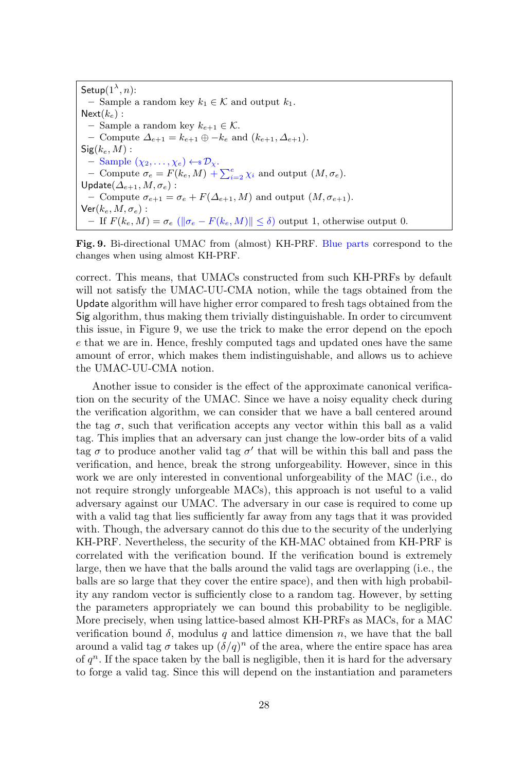$\mathsf{Setup}(1^\lambda, n)$:
- Sample a random key $k_1 \in \mathcal{K}$ and output $k_1$.

$\mathsf{Next}(k_e)$ :
- Sample a random key $k_{e+1} \in \mathcal{K}$.
- Compute $\Delta_{e+1} = k_{e+1} \oplus -k_e$ and $(k_{e+1}, \Delta_{e+1})$.

$\mathsf{Sig}(k_e, M)$ :
- Sample $(\chi_2, \dots, \chi_e) \leftarrow\!\!\$\, \mathcal{D}_\chi$.
- Compute $\sigma_e = F(k_e, M) + \sum_{i=2}^{e} \chi_i$ and output $(M, \sigma_e)$.

$\mathsf{Update}(\Delta_{e+1}, M, \sigma_e)$ :
- Compute $\sigma_{e+1} = \sigma_e + F(\Delta_{e+1}, M)$ and output $(M, \sigma_{e+1})$.

$\mathsf{Ver}(k_e, M, \sigma_e)$ :
- If $F(k_e, M) = \sigma_e$ $(\|\sigma_e - F(k_e, M)\| \le \delta)$ output 1, otherwise output 0.

**Fig. 9.** Bi-directional UMAC from (almost) KH-PRF. Blue parts correspond to the changes when using almost KH-PRF.

correct. This means, that UMACs constructed from such KH-PRFs by default will not satisfy the UMAC-UU-CMA notion, while the tags obtained from the Update algorithm will have higher error compared to fresh tags obtained from the Sig algorithm, thus making them trivially distinguishable. In order to circumvent this issue, in Figure 9, we use the trick to make the error depend on the epoch $e$ that we are in. Hence, freshly computed tags and updated ones have the same amount of error, which makes them indistinguishable, and allows us to achieve the UMAC-UU-CMA notion.

Another issue to consider is the effect of the approximate canonical verification on the security of the UMAC. Since we have a noisy equality check during the verification algorithm, we can consider that we have a ball centered around the tag $\sigma$, such that verification accepts any vector within this ball as a valid tag. This implies that an adversary can just change the low-order bits of a valid tag $\sigma$ to produce another valid tag $\sigma'$ that will be within this ball and pass the verification, and hence, break the strong unforgeability. However, since in this work we are only interested in conventional unforgeability of the MAC (i.e., do not require strongly unforgeable MACs), this approach is not useful to a valid adversary against our UMAC. The adversary in our case is required to come up with a valid tag that lies sufficiently far away from any tags that it was provided with. Though, the adversary cannot do this due to the security of the underlying KH-PRF. Nevertheless, the security of the KH-MAC obtained from KH-PRF is correlated with the verification bound. If the verification bound is extremely large, then we have that the balls around the valid tags are overlapping (i.e., the balls are so large that they cover the entire space), and then with high probability any random vector is sufficiently close to a random tag. However, by setting the parameters appropriately we can bound this probability to be negligible. More precisely, when using lattice-based almost KH-PRFs as MACs, for a MAC verification bound $\delta$, modulus $q$ and lattice dimension $n$, we have that the ball around a valid tag $\sigma$ takes up $(\delta/q)^n$ of the area, where the entire space has area of $q^n$. If the space taken by the ball is negligible, then it is hard for the adversary to forge a valid tag. Since this will depend on the instantiation and parameters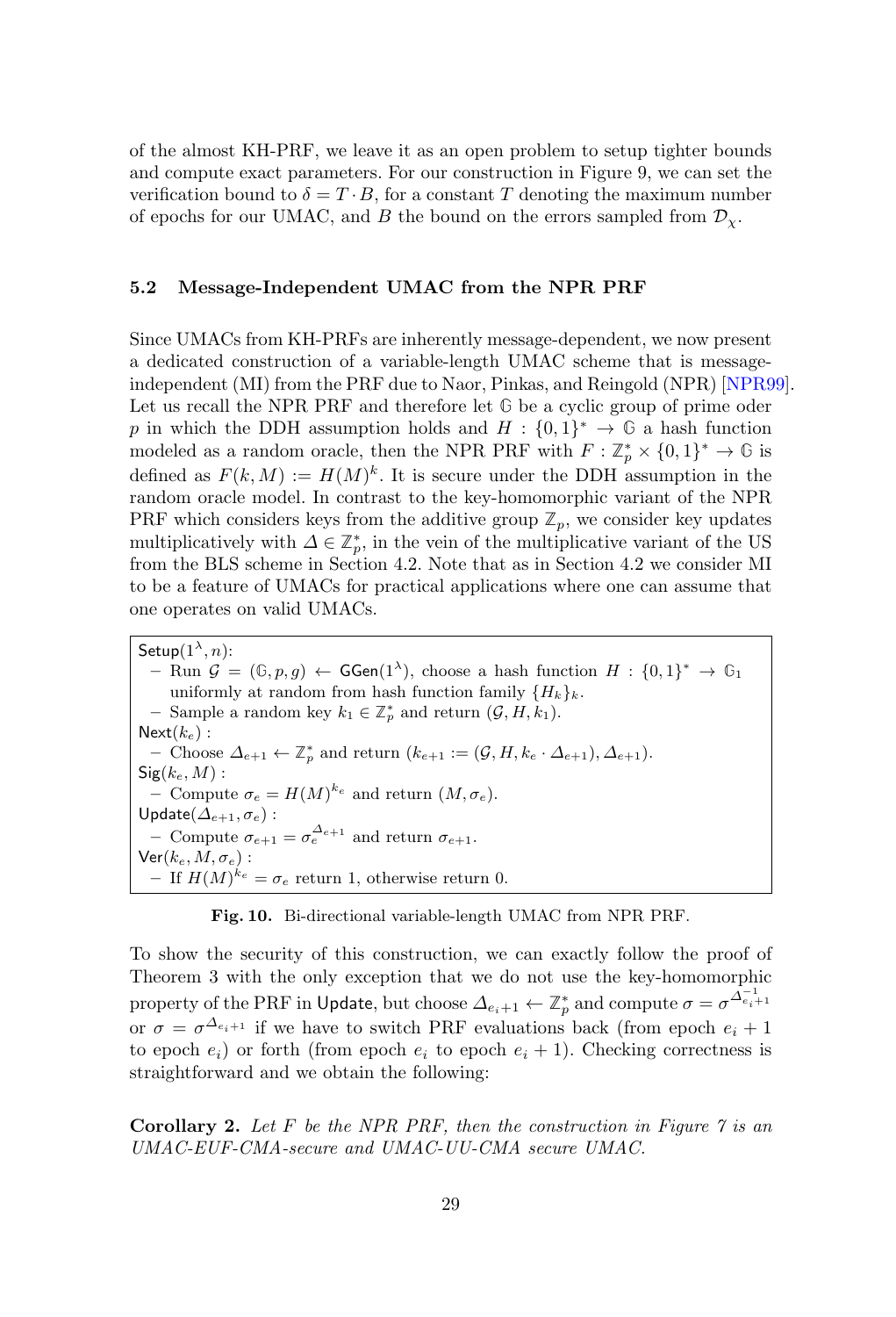of the almost KH-PRF, we leave it as an open problem to setup tighter bounds and compute exact parameters. For our construction in Figure 9, we can set the verification bound to $\delta = T \cdot B$, for a constant $T$ denoting the maximum number of epochs for our UMAC, and $B$ the bound on the errors sampled from $\mathcal{D}_\chi$.

### 5.2 Message-Independent UMAC from the NPR PRF

Since UMACs from KH-PRFs are inherently message-dependent, we now present a dedicated construction of a variable-length UMAC scheme that is message-independent (MI) from the PRF due to Naor, Pinkas, and Reingold (NPR) [NPR99]. Let us recall the NPR PRF and therefore let $\mathbb{G}$ be a cyclic group of prime oder $p$ in which the DDH assumption holds and $H : \{0,1\}^* \to \mathbb{G}$ a hash function modeled as a random oracle, then the NPR PRF with $F : \mathbb{Z}_p^* \times \{0,1\}^* \to \mathbb{G}$ is defined as $F(k, M) := H(M)^k$. It is secure under the DDH assumption in the random oracle model. In contrast to the key-homomorphic variant of the NPR PRF which considers keys from the additive group $\mathbb{Z}_p$, we consider key updates multiplicatively with $\Delta \in \mathbb{Z}_p^*$, in the vein of the multiplicative variant of the US from the BLS scheme in Section 4.2. Note that as in Section 4.2 we consider MI to be a feature of UMACs for practical applications where one can assume that one operates on valid UMACs.

$\mathsf{Setup}(1^\lambda, n)$:
- Run $\mathcal{G} = (\mathbb{G}, p, g) \leftarrow \mathsf{GGen}(1^\lambda)$, choose a hash function $H : \{0,1\}^* \to \mathbb{G}_1$ uniformly at random from hash function family $\{H_k\}_k$.
- Sample a random key $k_1 \in \mathbb{Z}_p^*$ and return $(\mathcal{G}, H, k_1)$.

$\mathsf{Next}(k_e)$ :
- Choose $\Delta_{e+1} \leftarrow \mathbb{Z}_p^*$ and return $(k_{e+1} := (\mathcal{G}, H, k_e \cdot \Delta_{e+1}), \Delta_{e+1})$.

$\mathsf{Sig}(k_e, M)$ :
- Compute $\sigma_e = H(M)^{k_e}$ and return $(M, \sigma_e)$.

$\mathsf{Update}(\Delta_{e+1}, \sigma_e)$ :
- Compute $\sigma_{e+1} = \sigma_e^{\Delta_{e+1}}$ and return $\sigma_{e+1}$.

$\mathsf{Ver}(k_e, M, \sigma_e)$ :
- If $H(M)^{k_e} = \sigma_e$ return 1, otherwise return 0.

**Fig. 10.** Bi-directional variable-length UMAC from NPR PRF.

To show the security of this construction, we can exactly follow the proof of Theorem 3 with the only exception that we do not use the key-homomorphic property of the PRF in $\mathsf{Update}$, but choose $\Delta_{e_i+1} \leftarrow \mathbb{Z}_p^*$ and compute $\sigma = \sigma^{\Delta_{e_i+1}^{-1}}$ or $\sigma = \sigma^{\Delta_{e_i+1}}$ if we have to switch PRF evaluations back (from epoch $e_i + 1$ to epoch $e_i$) or forth (from epoch $e_i$ to epoch $e_i + 1$). Checking correctness is straightforward and we obtain the following:

**Corollary 2.** *Let $F$ be the NPR PRF, then the construction in Figure 7 is an UMAC-EUF-CMA-secure and UMAC-UU-CMA secure UMAC.*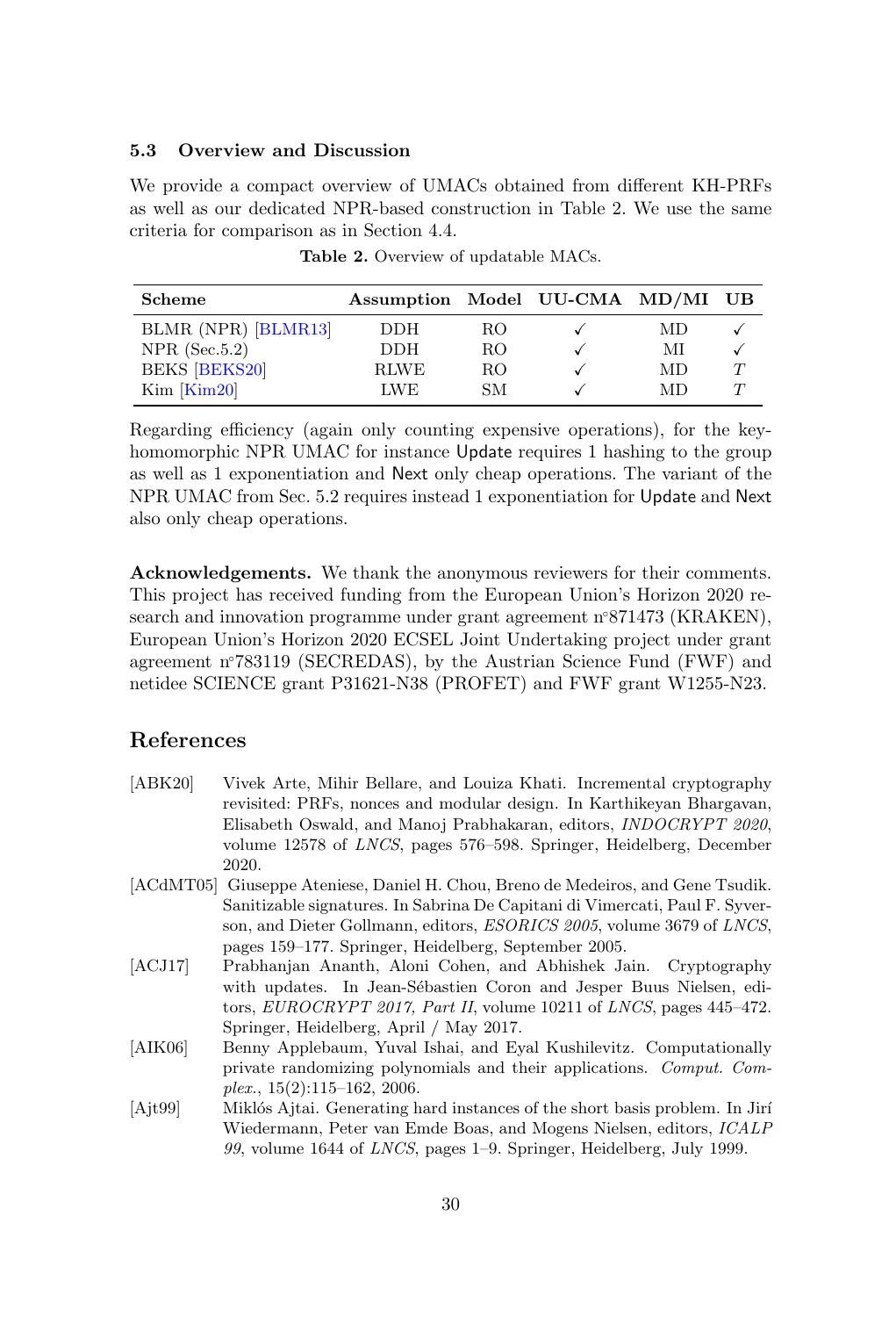### 5.3 Overview and Discussion

We provide a compact overview of UMACs obtained from different KH-PRFs as well as our dedicated NPR-based construction in Table 2. We use the same criteria for comparison as in Section 4.4.

**Table 2.** Overview of updatable MACs.

| Scheme | Assumption | Model | UU-CMA | MD/MI | UB |
|---|---|---|---|---|---|
| BLMR (NPR) [BLMR13] | DDH | RO | ✓ | MD | ✓ |
| NPR (Sec.5.2) | DDH | RO | ✓ | MI | ✓ |
| BEKS [BEKS20] | RLWE | RO | ✓ | MD | $T$ |
| Kim [Kim20] | LWE | SM | ✓ | MD | $T$ |

Regarding efficiency (again only counting expensive operations), for the key-homomorphic NPR UMAC for instance Update requires 1 hashing to the group as well as 1 exponentiation and Next only cheap operations. The variant of the NPR UMAC from Sec. 5.2 requires instead 1 exponentiation for Update and Next also only cheap operations.

**Acknowledgements.** We thank the anonymous reviewers for their comments. This project has received funding from the European Union's Horizon 2020 research and innovation programme under grant agreement n°871473 (KRAKEN), European Union's Horizon 2020 ECSEL Joint Undertaking project under grant agreement n°783119 (SECREDAS), by the Austrian Science Fund (FWF) and netidee SCIENCE grant P31621-N38 (PROFET) and FWF grant W1255-N23.

## References

[ABK20] Vivek Arte, Mihir Bellare, and Louiza Khati. Incremental cryptography revisited: PRFs, nonces and modular design. In Karthikeyan Bhargavan, Elisabeth Oswald, and Manoj Prabhakaran, editors, *INDOCRYPT 2020*, volume 12578 of *LNCS*, pages 576–598. Springer, Heidelberg, December 2020.

[ACdMT05] Giuseppe Ateniese, Daniel H. Chou, Breno de Medeiros, and Gene Tsudik. Sanitizable signatures. In Sabrina De Capitani di Vimercati, Paul F. Syverson, and Dieter Gollmann, editors, *ESORICS 2005*, volume 3679 of *LNCS*, pages 159–177. Springer, Heidelberg, September 2005.

[ACJ17] Prabhanjan Ananth, Aloni Cohen, and Abhishek Jain. Cryptography with updates. In Jean-Sébastien Coron and Jesper Buus Nielsen, editors, *EUROCRYPT 2017, Part II*, volume 10211 of *LNCS*, pages 445–472. Springer, Heidelberg, April / May 2017.

[AIK06] Benny Applebaum, Yuval Ishai, and Eyal Kushilevitz. Computationally private randomizing polynomials and their applications. *Comput. Complex.*, 15(2):115–162, 2006.

[Ajt99] Miklós Ajtai. Generating hard instances of the short basis problem. In Jirí Wiedermann, Peter van Emde Boas, and Mogens Nielsen, editors, *ICALP 99*, volume 1644 of *LNCS*, pages 1–9. Springer, Heidelberg, July 1999.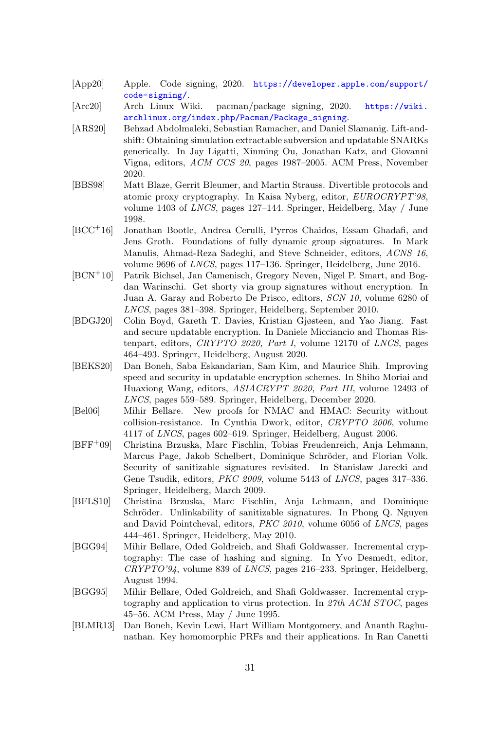[App20] Apple. Code signing, 2020. https://developer.apple.com/support/code-signing/.

[Arc20] Arch Linux Wiki. pacman/package signing, 2020. https://wiki.archlinux.org/index.php/Pacman/Package_signing.

[ARS20] Behzad Abdolmaleki, Sebastian Ramacher, and Daniel Slamanig. Lift-and-shift: Obtaining simulation extractable subversion and updatable SNARKs generically. In Jay Ligatti, Xinming Ou, Jonathan Katz, and Giovanni Vigna, editors, *ACM CCS 20*, pages 1987–2005. ACM Press, November 2020.

[BBS98] Matt Blaze, Gerrit Bleumer, and Martin Strauss. Divertible protocols and atomic proxy cryptography. In Kaisa Nyberg, editor, *EUROCRYPT'98*, volume 1403 of *LNCS*, pages 127–144. Springer, Heidelberg, May / June 1998.

[BCC+16] Jonathan Bootle, Andrea Cerulli, Pyrros Chaidos, Essam Ghadafi, and Jens Groth. Foundations of fully dynamic group signatures. In Mark Manulis, Ahmad-Reza Sadeghi, and Steve Schneider, editors, *ACNS 16*, volume 9696 of *LNCS*, pages 117–136. Springer, Heidelberg, June 2016.

[BCN+10] Patrik Bichsel, Jan Camenisch, Gregory Neven, Nigel P. Smart, and Bogdan Warinschi. Get shorty via group signatures without encryption. In Juan A. Garay and Roberto De Prisco, editors, *SCN 10*, volume 6280 of *LNCS*, pages 381–398. Springer, Heidelberg, September 2010.

[BDGJ20] Colin Boyd, Gareth T. Davies, Kristian Gjøsteen, and Yao Jiang. Fast and secure updatable encryption. In Daniele Micciancio and Thomas Ristenpart, editors, *CRYPTO 2020, Part I*, volume 12170 of *LNCS*, pages 464–493. Springer, Heidelberg, August 2020.

[BEKS20] Dan Boneh, Saba Eskandarian, Sam Kim, and Maurice Shih. Improving speed and security in updatable encryption schemes. In Shiho Moriai and Huaxiong Wang, editors, *ASIACRYPT 2020, Part III*, volume 12493 of *LNCS*, pages 559–589. Springer, Heidelberg, December 2020.

[Bel06] Mihir Bellare. New proofs for NMAC and HMAC: Security without collision-resistance. In Cynthia Dwork, editor, *CRYPTO 2006*, volume 4117 of *LNCS*, pages 602–619. Springer, Heidelberg, August 2006.

[BFF+09] Christina Brzuska, Marc Fischlin, Tobias Freudenreich, Anja Lehmann, Marcus Page, Jakob Schelbert, Dominique Schröder, and Florian Volk. Security of sanitizable signatures revisited. In Stanislaw Jarecki and Gene Tsudik, editors, *PKC 2009*, volume 5443 of *LNCS*, pages 317–336. Springer, Heidelberg, March 2009.

[BFLS10] Christina Brzuska, Marc Fischlin, Anja Lehmann, and Dominique Schröder. Unlinkability of sanitizable signatures. In Phong Q. Nguyen and David Pointcheval, editors, *PKC 2010*, volume 6056 of *LNCS*, pages 444–461. Springer, Heidelberg, May 2010.

[BGG94] Mihir Bellare, Oded Goldreich, and Shafi Goldwasser. Incremental cryptography: The case of hashing and signing. In Yvo Desmedt, editor, *CRYPTO'94*, volume 839 of *LNCS*, pages 216–233. Springer, Heidelberg, August 1994.

[BGG95] Mihir Bellare, Oded Goldreich, and Shafi Goldwasser. Incremental cryptography and application to virus protection. In *27th ACM STOC*, pages 45–56. ACM Press, May / June 1995.

[BLMR13] Dan Boneh, Kevin Lewi, Hart William Montgomery, and Ananth Raghunathan. Key homomorphic PRFs and their applications. In Ran Canetti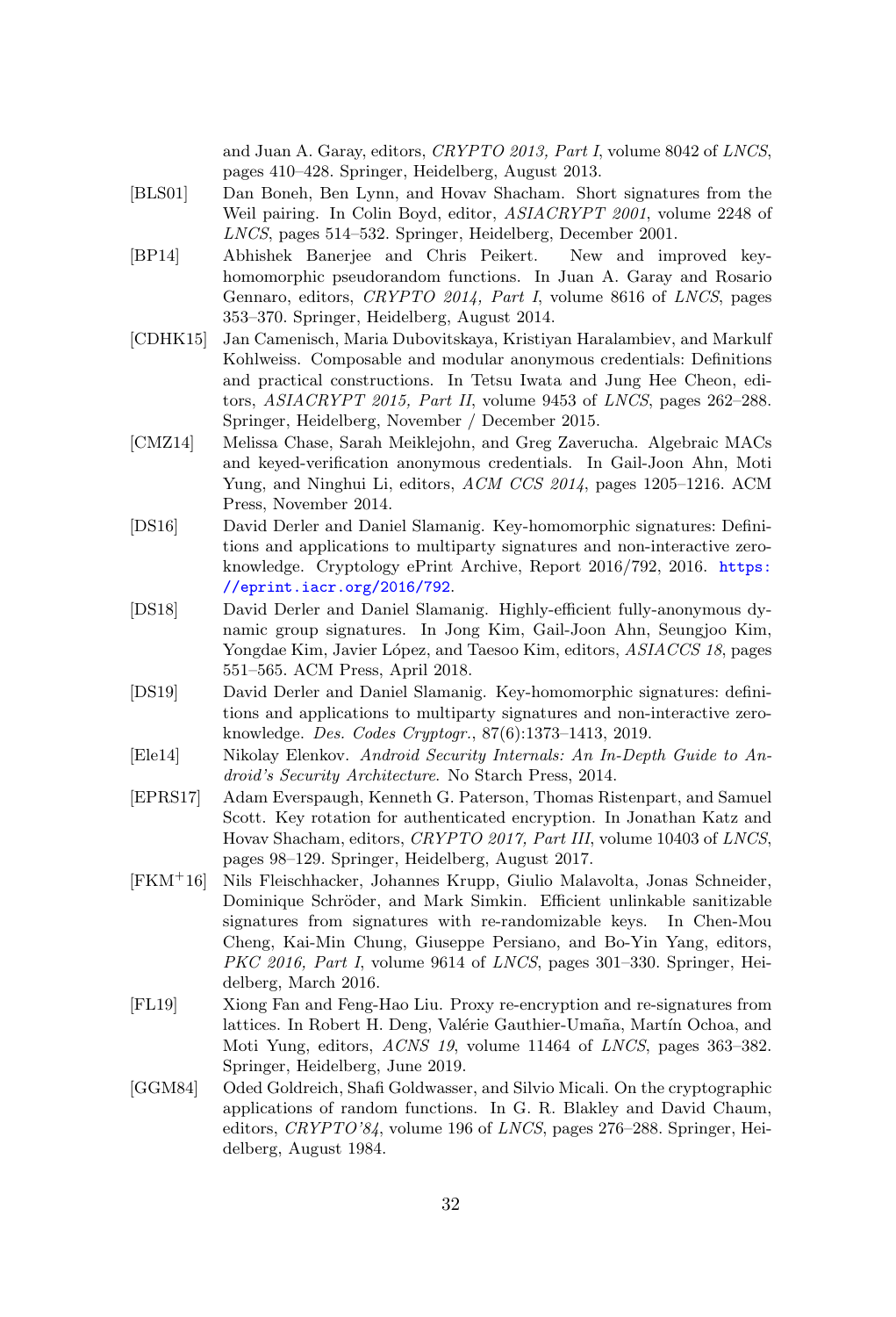and Juan A. Garay, editors, *CRYPTO 2013, Part I*, volume 8042 of *LNCS*, pages 410–428. Springer, Heidelberg, August 2013.

[BLS01] Dan Boneh, Ben Lynn, and Hovav Shacham. Short signatures from the Weil pairing. In Colin Boyd, editor, *ASIACRYPT 2001*, volume 2248 of *LNCS*, pages 514–532. Springer, Heidelberg, December 2001.

[BP14] Abhishek Banerjee and Chris Peikert. New and improved key-homomorphic pseudorandom functions. In Juan A. Garay and Rosario Gennaro, editors, *CRYPTO 2014, Part I*, volume 8616 of *LNCS*, pages 353–370. Springer, Heidelberg, August 2014.

[CDHK15] Jan Camenisch, Maria Dubovitskaya, Kristiyan Haralambiev, and Markulf Kohlweiss. Composable and modular anonymous credentials: Definitions and practical constructions. In Tetsu Iwata and Jung Hee Cheon, editors, *ASIACRYPT 2015, Part II*, volume 9453 of *LNCS*, pages 262–288. Springer, Heidelberg, November / December 2015.

[CMZ14] Melissa Chase, Sarah Meiklejohn, and Greg Zaverucha. Algebraic MACs and keyed-verification anonymous credentials. In Gail-Joon Ahn, Moti Yung, and Ninghui Li, editors, *ACM CCS 2014*, pages 1205–1216. ACM Press, November 2014.

[DS16] David Derler and Daniel Slamanig. Key-homomorphic signatures: Definitions and applications to multiparty signatures and non-interactive zero-knowledge. Cryptology ePrint Archive, Report 2016/792, 2016. https://eprint.iacr.org/2016/792.

[DS18] David Derler and Daniel Slamanig. Highly-efficient fully-anonymous dynamic group signatures. In Jong Kim, Gail-Joon Ahn, Seungjoo Kim, Yongdae Kim, Javier López, and Taesoo Kim, editors, *ASIACCS 18*, pages 551–565. ACM Press, April 2018.

[DS19] David Derler and Daniel Slamanig. Key-homomorphic signatures: definitions and applications to multiparty signatures and non-interactive zero-knowledge. *Des. Codes Cryptogr.*, 87(6):1373–1413, 2019.

[Ele14] Nikolay Elenkov. *Android Security Internals: An In-Depth Guide to Android's Security Architecture*. No Starch Press, 2014.

[EPRS17] Adam Everspaugh, Kenneth G. Paterson, Thomas Ristenpart, and Samuel Scott. Key rotation for authenticated encryption. In Jonathan Katz and Hovav Shacham, editors, *CRYPTO 2017, Part III*, volume 10403 of *LNCS*, pages 98–129. Springer, Heidelberg, August 2017.

[FKM+16] Nils Fleischhacker, Johannes Krupp, Giulio Malavolta, Jonas Schneider, Dominique Schröder, and Mark Simkin. Efficient unlinkable sanitizable signatures from signatures with re-randomizable keys. In Chen-Mou Cheng, Kai-Min Chung, Giuseppe Persiano, and Bo-Yin Yang, editors, *PKC 2016, Part I*, volume 9614 of *LNCS*, pages 301–330. Springer, Heidelberg, March 2016.

[FL19] Xiong Fan and Feng-Hao Liu. Proxy re-encryption and re-signatures from lattices. In Robert H. Deng, Valérie Gauthier-Umaña, Martín Ochoa, and Moti Yung, editors, *ACNS 19*, volume 11464 of *LNCS*, pages 363–382. Springer, Heidelberg, June 2019.

[GGM84] Oded Goldreich, Shafi Goldwasser, and Silvio Micali. On the cryptographic applications of random functions. In G. R. Blakley and David Chaum, editors, *CRYPTO'84*, volume 196 of *LNCS*, pages 276–288. Springer, Heidelberg, August 1984.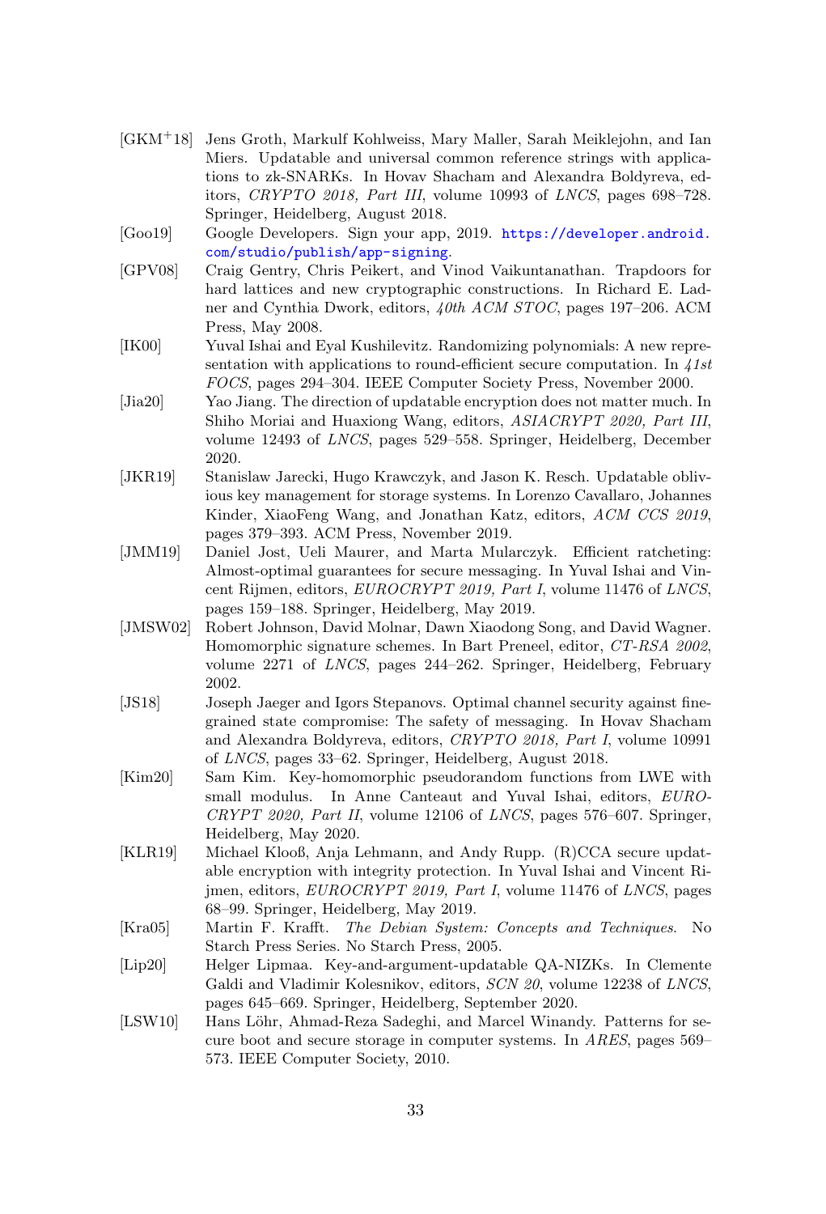- [GKM+18] Jens Groth, Markulf Kohlweiss, Mary Maller, Sarah Meiklejohn, and Ian Miers. Updatable and universal common reference strings with applications to zk-SNARKs. In Hovav Shacham and Alexandra Boldyreva, editors, *CRYPTO 2018, Part III*, volume 10993 of *LNCS*, pages 698–728. Springer, Heidelberg, August 2018.
- [Goo19] Google Developers. Sign your app, 2019. https://developer.android.com/studio/publish/app-signing.
- [GPV08] Craig Gentry, Chris Peikert, and Vinod Vaikuntanathan. Trapdoors for hard lattices and new cryptographic constructions. In Richard E. Ladner and Cynthia Dwork, editors, *40th ACM STOC*, pages 197–206. ACM Press, May 2008.
- [IK00] Yuval Ishai and Eyal Kushilevitz. Randomizing polynomials: A new representation with applications to round-efficient secure computation. In *41st FOCS*, pages 294–304. IEEE Computer Society Press, November 2000.
- [Jia20] Yao Jiang. The direction of updatable encryption does not matter much. In Shiho Moriai and Huaxiong Wang, editors, *ASIACRYPT 2020, Part III*, volume 12493 of *LNCS*, pages 529–558. Springer, Heidelberg, December 2020.
- [JKR19] Stanislaw Jarecki, Hugo Krawczyk, and Jason K. Resch. Updatable oblivious key management for storage systems. In Lorenzo Cavallaro, Johannes Kinder, XiaoFeng Wang, and Jonathan Katz, editors, *ACM CCS 2019*, pages 379–393. ACM Press, November 2019.
- [JMM19] Daniel Jost, Ueli Maurer, and Marta Mularczyk. Efficient ratcheting: Almost-optimal guarantees for secure messaging. In Yuval Ishai and Vincent Rijmen, editors, *EUROCRYPT 2019, Part I*, volume 11476 of *LNCS*, pages 159–188. Springer, Heidelberg, May 2019.
- [JMSW02] Robert Johnson, David Molnar, Dawn Xiaodong Song, and David Wagner. Homomorphic signature schemes. In Bart Preneel, editor, *CT-RSA 2002*, volume 2271 of *LNCS*, pages 244–262. Springer, Heidelberg, February 2002.
- [JS18] Joseph Jaeger and Igors Stepanovs. Optimal channel security against fine-grained state compromise: The safety of messaging. In Hovav Shacham and Alexandra Boldyreva, editors, *CRYPTO 2018, Part I*, volume 10991 of *LNCS*, pages 33–62. Springer, Heidelberg, August 2018.
- [Kim20] Sam Kim. Key-homomorphic pseudorandom functions from LWE with small modulus. In Anne Canteaut and Yuval Ishai, editors, *EUROCRYPT 2020, Part II*, volume 12106 of *LNCS*, pages 576–607. Springer, Heidelberg, May 2020.
- [KLR19] Michael Klooß, Anja Lehmann, and Andy Rupp. (R)CCA secure updatable encryption with integrity protection. In Yuval Ishai and Vincent Rijmen, editors, *EUROCRYPT 2019, Part I*, volume 11476 of *LNCS*, pages 68–99. Springer, Heidelberg, May 2019.
- [Kra05] Martin F. Krafft. *The Debian System: Concepts and Techniques*. No Starch Press Series. No Starch Press, 2005.
- [Lip20] Helger Lipmaa. Key-and-argument-updatable QA-NIZKs. In Clemente Galdi and Vladimir Kolesnikov, editors, *SCN 20*, volume 12238 of *LNCS*, pages 645–669. Springer, Heidelberg, September 2020.
- [LSW10] Hans Löhr, Ahmad-Reza Sadeghi, and Marcel Winandy. Patterns for secure boot and secure storage in computer systems. In *ARES*, pages 569–573. IEEE Computer Society, 2010.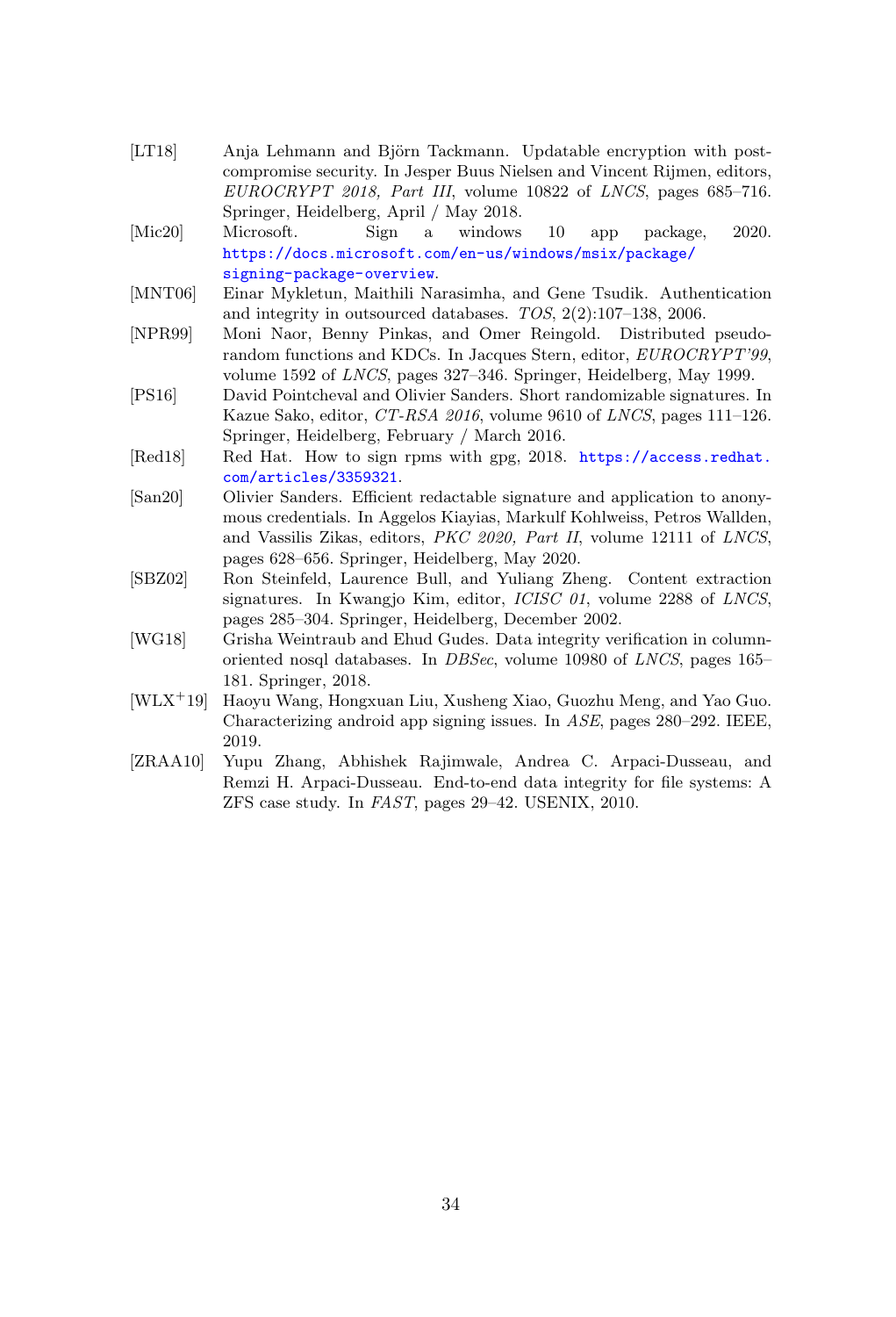[LT18] Anja Lehmann and Björn Tackmann. Updatable encryption with post-compromise security. In Jesper Buus Nielsen and Vincent Rijmen, editors, *EUROCRYPT 2018, Part III*, volume 10822 of *LNCS*, pages 685–716. Springer, Heidelberg, April / May 2018.

[Mic20] Microsoft. Sign a windows 10 app package, 2020. https://docs.microsoft.com/en-us/windows/msix/package/signing-package-overview.

[MNT06] Einar Mykletun, Maithili Narasimha, and Gene Tsudik. Authentication and integrity in outsourced databases. *TOS*, 2(2):107–138, 2006.

[NPR99] Moni Naor, Benny Pinkas, and Omer Reingold. Distributed pseudo-random functions and KDCs. In Jacques Stern, editor, *EUROCRYPT'99*, volume 1592 of *LNCS*, pages 327–346. Springer, Heidelberg, May 1999.

[PS16] David Pointcheval and Olivier Sanders. Short randomizable signatures. In Kazue Sako, editor, *CT-RSA 2016*, volume 9610 of *LNCS*, pages 111–126. Springer, Heidelberg, February / March 2016.

[Red18] Red Hat. How to sign rpms with gpg, 2018. https://access.redhat.com/articles/3359321.

[San20] Olivier Sanders. Efficient redactable signature and application to anonymous credentials. In Aggelos Kiayias, Markulf Kohlweiss, Petros Wallden, and Vassilis Zikas, editors, *PKC 2020, Part II*, volume 12111 of *LNCS*, pages 628–656. Springer, Heidelberg, May 2020.

[SBZ02] Ron Steinfeld, Laurence Bull, and Yuliang Zheng. Content extraction signatures. In Kwangjo Kim, editor, *ICISC 01*, volume 2288 of *LNCS*, pages 285–304. Springer, Heidelberg, December 2002.

[WG18] Grisha Weintraub and Ehud Gudes. Data integrity verification in column-oriented nosql databases. In *DBSec*, volume 10980 of *LNCS*, pages 165–181. Springer, 2018.

[WLX+19] Haoyu Wang, Hongxuan Liu, Xusheng Xiao, Guozhu Meng, and Yao Guo. Characterizing android app signing issues. In *ASE*, pages 280–292. IEEE, 2019.

[ZRAA10] Yupu Zhang, Abhishek Rajimwale, Andrea C. Arpaci-Dusseau, and Remzi H. Arpaci-Dusseau. End-to-end data integrity for file systems: A ZFS case study. In *FAST*, pages 29–42. USENIX, 2010.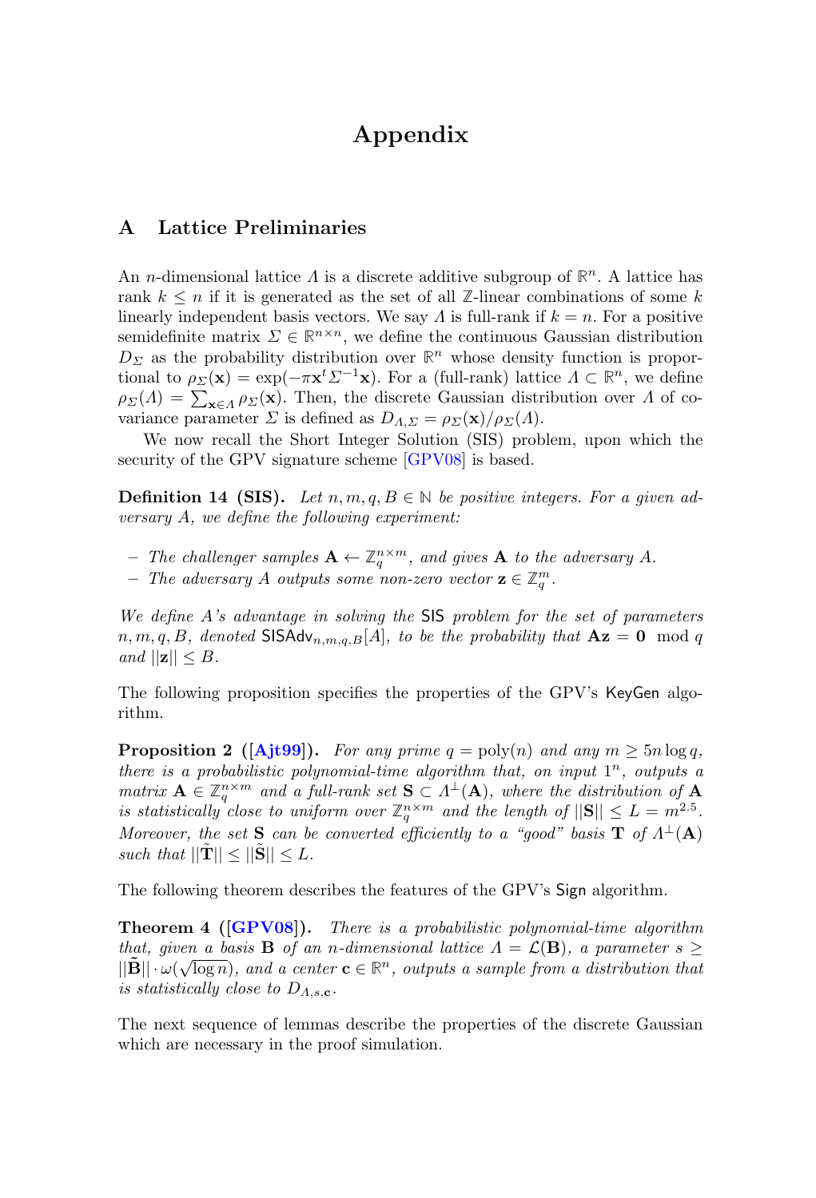# Appendix

## A Lattice Preliminaries

An $n$-dimensional lattice $\Lambda$ is a discrete additive subgroup of $\mathbb{R}^n$. A lattice has rank $k \leq n$ if it is generated as the set of all $\mathbb{Z}$-linear combinations of some $k$ linearly independent basis vectors. We say $\Lambda$ is full-rank if $k = n$. For a positive semidefinite matrix $\Sigma \in \mathbb{R}^{n \times n}$, we define the continuous Gaussian distribution $D_\Sigma$ as the probability distribution over $\mathbb{R}^n$ whose density function is proportional to $\rho_\Sigma(\mathbf{x}) = \exp(-\pi \mathbf{x}^t \Sigma^{-1} \mathbf{x})$. For a (full-rank) lattice $\Lambda \subset \mathbb{R}^n$, we define $\rho_\Sigma(\Lambda) = \sum_{\mathbf{x} \in \Lambda} \rho_\Sigma(\mathbf{x})$. Then, the discrete Gaussian distribution over $\Lambda$ of covariance parameter $\Sigma$ is defined as $D_{\Lambda,\Sigma} = \rho_\Sigma(\mathbf{x})/\rho_\Sigma(\Lambda)$.

We now recall the Short Integer Solution (SIS) problem, upon which the security of the GPV signature scheme [GPV08] is based.

**Definition 14 (SIS).** *Let $n, m, q, B \in \mathbb{N}$ be positive integers. For a given adversary $A$, we define the following experiment:*

- *The challenger samples $\mathbf{A} \leftarrow \mathbb{Z}_q^{n \times m}$, and gives $\mathbf{A}$ to the adversary $A$.*
- *The adversary $A$ outputs some non-zero vector $\mathbf{z} \in \mathbb{Z}_q^m$.*

*We define $A$'s advantage in solving the* SIS *problem for the set of parameters $n, m, q, B$, denoted $\mathsf{SISAdv}_{n,m,q,B}[A]$, to be the probability that $\mathbf{Az} = \mathbf{0} \mod q$ and $||\mathbf{z}|| \leq B$.*

The following proposition specifies the properties of the GPV's KeyGen algorithm.

**Proposition 2 ([Ajt99]).** *For any prime $q = \mathrm{poly}(n)$ and any $m \geq 5n \log q$, there is a probabilistic polynomial-time algorithm that, on input $1^n$, outputs a matrix $\mathbf{A} \in \mathbb{Z}_q^{n \times m}$ and a full-rank set $\mathbf{S} \subset \Lambda^\perp(\mathbf{A})$, where the distribution of $\mathbf{A}$ is statistically close to uniform over $\mathbb{Z}_q^{n \times m}$ and the length of $||\mathbf{S}|| \leq L = m^{2.5}$. Moreover, the set $\mathbf{S}$ can be converted efficiently to a "good" basis $\mathbf{T}$ of $\Lambda^\perp(\mathbf{A})$ such that $||\tilde{\mathbf{T}}|| \leq ||\tilde{\mathbf{S}}|| \leq L$.*

The following theorem describes the features of the GPV's Sign algorithm.

**Theorem 4 ([GPV08]).** *There is a probabilistic polynomial-time algorithm that, given a basis $\mathbf{B}$ of an $n$-dimensional lattice $\Lambda = \mathcal{L}(\mathbf{B})$, a parameter $s \geq ||\tilde{\mathbf{B}}|| \cdot \omega(\sqrt{\log n})$, and a center $\mathbf{c} \in \mathbb{R}^n$, outputs a sample from a distribution that is statistically close to $D_{\Lambda,s,\mathbf{c}}$.*

The next sequence of lemmas describe the properties of the discrete Gaussian which are necessary in the proof simulation.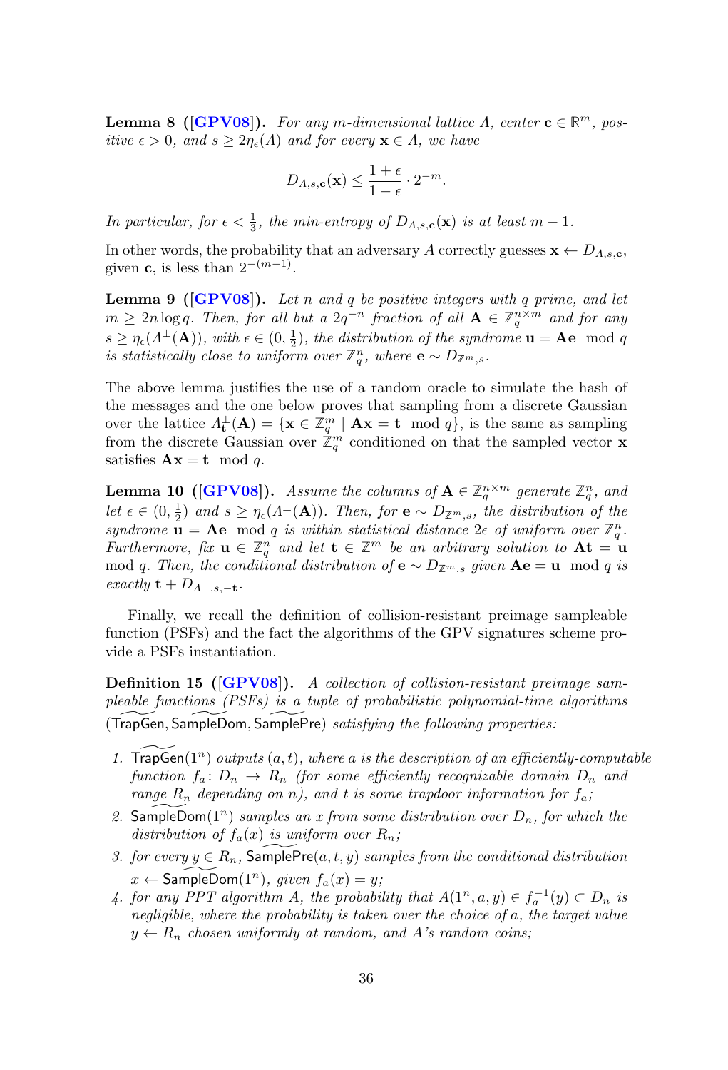**Lemma 8 ([GPV08]).** *For any $m$-dimensional lattice $\Lambda$, center $\mathbf{c} \in \mathbb{R}^m$, positive $\epsilon > 0$, and $s \geq 2\eta_\epsilon(\Lambda)$ and for every $\mathbf{x} \in \Lambda$, we have*

$$D_{\Lambda,s,\mathbf{c}}(\mathbf{x}) \leq \frac{1+\epsilon}{1-\epsilon} \cdot 2^{-m}.$$

*In particular, for $\epsilon < \frac{1}{3}$, the min-entropy of $D_{\Lambda,s,\mathbf{c}}(\mathbf{x})$ is at least $m-1$.*

In other words, the probability that an adversary $A$ correctly guesses $\mathbf{x} \leftarrow D_{\Lambda,s,\mathbf{c}}$, given $\mathbf{c}$, is less than $2^{-(m-1)}$.

**Lemma 9 ([GPV08]).** *Let $n$ and $q$ be positive integers with $q$ prime, and let $m \geq 2n \log q$. Then, for all but a $2q^{-n}$ fraction of all $\mathbf{A} \in \mathbb{Z}_q^{n \times m}$ and for any $s \geq \eta_\epsilon(\Lambda^\perp(\mathbf{A}))$, with $\epsilon \in (0, \frac{1}{2})$, the distribution of the syndrome $\mathbf{u} = \mathbf{A}\mathbf{e} \mod q$ is statistically close to uniform over $\mathbb{Z}_q^n$, where $\mathbf{e} \sim D_{\mathbb{Z}^m,s}$.*

The above lemma justifies the use of a random oracle to simulate the hash of the messages and the one below proves that sampling from a discrete Gaussian over the lattice $\Lambda_{\mathbf{t}}^\perp(\mathbf{A}) = \{\mathbf{x} \in \mathbb{Z}_q^m \mid \mathbf{A}\mathbf{x} = \mathbf{t} \mod q\}$, is the same as sampling from the discrete Gaussian over $\mathbb{Z}_q^m$ conditioned on that the sampled vector $\mathbf{x}$ satisfies $\mathbf{A}\mathbf{x} = \mathbf{t} \mod q$.

**Lemma 10 ([GPV08]).** *Assume the columns of $\mathbf{A} \in \mathbb{Z}_q^{n \times m}$ generate $\mathbb{Z}_q^n$, and let $\epsilon \in (0, \frac{1}{2})$ and $s \geq \eta_\epsilon(\Lambda^\perp(\mathbf{A}))$. Then, for $\mathbf{e} \sim D_{\mathbb{Z}^m,s}$, the distribution of the syndrome $\mathbf{u} = \mathbf{A}\mathbf{e} \mod q$ is within statistical distance $2\epsilon$ of uniform over $\mathbb{Z}_q^n$. Furthermore, fix $\mathbf{u} \in \mathbb{Z}_q^n$ and let $\mathbf{t} \in \mathbb{Z}^m$ be an arbitrary solution to $\mathbf{A}\mathbf{t} = \mathbf{u} \mod q$. Then, the conditional distribution of $\mathbf{e} \sim D_{\mathbb{Z}^m,s}$ given $\mathbf{A}\mathbf{e} = \mathbf{u} \mod q$ is exactly $\mathbf{t} + D_{\Lambda^\perp,s,-\mathbf{t}}$.*

Finally, we recall the definition of collision-resistant preimage sampleable function (PSFs) and the fact the algorithms of the GPV signatures scheme provide a PSFs instantiation.

**Definition 15 ([GPV08]).** *A collection of collision-resistant preimage sampleable functions (PSFs) is a tuple of probabilistic polynomial-time algorithms $(\widetilde{\mathsf{TrapGen}}, \widetilde{\mathsf{SampleDom}}, \widetilde{\mathsf{SamplePre}})$ satisfying the following properties:*

1. *$\widetilde{\mathsf{TrapGen}}(1^n)$ outputs $(a, t)$, where $a$ is the description of an efficiently-computable function $f_a \colon D_n \to R_n$ (for some efficiently recognizable domain $D_n$ and range $R_n$ depending on $n$), and $t$ is some trapdoor information for $f_a$;*
2. *$\widetilde{\mathsf{SampleDom}}(1^n)$ samples an $x$ from some distribution over $D_n$, for which the distribution of $f_a(x)$ is uniform over $R_n$;*
3. *for every $y \in R_n$, $\widetilde{\mathsf{SamplePre}}(a, t, y)$ samples from the conditional distribution $x \leftarrow \widetilde{\mathsf{SampleDom}}(1^n)$, given $f_a(x) = y$;*
4. *for any PPT algorithm $A$, the probability that $A(1^n, a, y) \in f_a^{-1}(y) \subset D_n$ is negligible, where the probability is taken over the choice of $a$, the target value $y \leftarrow R_n$ chosen uniformly at random, and $A$'s random coins;*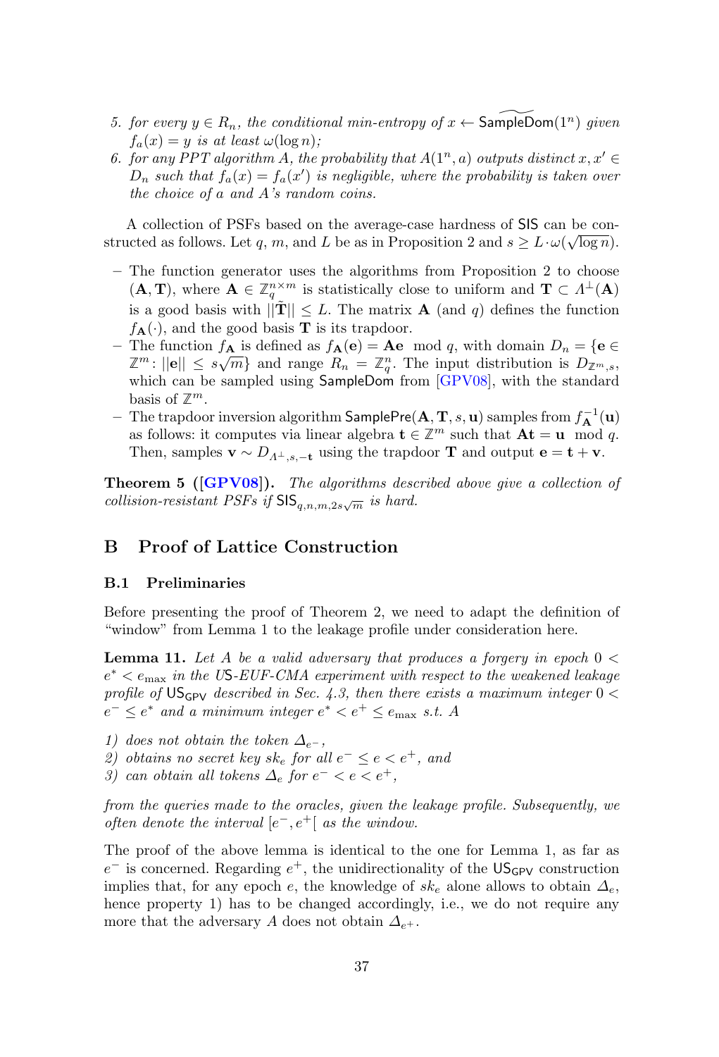5. *for every $y \in R_n$, the conditional min-entropy of $x \leftarrow \widetilde{\mathsf{SampleDom}}(1^n)$ given $f_a(x) = y$ is at least $\omega(\log n)$;*
6. *for any PPT algorithm $A$, the probability that $A(1^n, a)$ outputs distinct $x, x' \in D_n$ such that $f_a(x) = f_a(x')$ is negligible, where the probability is taken over the choice of $a$ and $A$'s random coins.*

A collection of PSFs based on the average-case hardness of SIS can be constructed as follows. Let $q$, $m$, and $L$ be as in Proposition 2 and $s \geq L \cdot \omega(\sqrt{\log n})$.

- The function generator uses the algorithms from Proposition 2 to choose $(\mathbf{A}, \mathbf{T})$, where $\mathbf{A} \in \mathbb{Z}_q^{n \times m}$ is statistically close to uniform and $\mathbf{T} \subset \Lambda^{\perp}(\mathbf{A})$ is a good basis with $||\tilde{\mathbf{T}}|| \leq L$. The matrix $\mathbf{A}$ (and $q$) defines the function $f_{\mathbf{A}}(\cdot)$, and the good basis $\mathbf{T}$ is its trapdoor.
- The function $f_{\mathbf{A}}$ is defined as $f_{\mathbf{A}}(\mathbf{e}) = \mathbf{A}\mathbf{e} \mod q$, with domain $D_n = \{\mathbf{e} \in \mathbb{Z}^m \colon ||\mathbf{e}|| \leq s\sqrt{m}\}$ and range $R_n = \mathbb{Z}_q^n$. The input distribution is $D_{\mathbb{Z}^m,s}$, which can be sampled using SampleDom from [GPV08], with the standard basis of $\mathbb{Z}^m$.
- The trapdoor inversion algorithm $\mathsf{SamplePre}(\mathbf{A}, \mathbf{T}, s, \mathbf{u})$ samples from $f_{\mathbf{A}}^{-1}(\mathbf{u})$ as follows: it computes via linear algebra $\mathbf{t} \in \mathbb{Z}^m$ such that $\mathbf{A}\mathbf{t} = \mathbf{u} \mod q$. Then, samples $\mathbf{v} \sim D_{\Lambda^{\perp}, s, -\mathbf{t}}$ using the trapdoor $\mathbf{T}$ and output $\mathbf{e} = \mathbf{t} + \mathbf{v}$.

**Theorem 5 ([GPV08]).** *The algorithms described above give a collection of collision-resistant PSFs if $\mathsf{SIS}_{q,n,m,2s\sqrt{m}}$ is hard.*

## B Proof of Lattice Construction

### B.1 Preliminaries

Before presenting the proof of Theorem 2, we need to adapt the definition of "window" from Lemma 1 to the leakage profile under consideration here.

**Lemma 11.** *Let $A$ be a valid adversary that produces a forgery in epoch $0 < e^* < e_{\max}$ in the US-EUF-CMA experiment with respect to the weakened leakage profile of $\mathsf{US}_{\mathsf{GPV}}$ described in Sec. 4.3, then there exists a maximum integer $0 < e^- \leq e^*$ and a minimum integer $e^* < e^+ \leq e_{\max}$ s.t. $A$*

*1) does not obtain the token $\Delta_{e^-}$,*
*2) obtains no secret key $sk_e$ for all $e^- \leq e < e^+$, and*
*3) can obtain all tokens $\Delta_e$ for $e^- < e < e^+$,*

*from the queries made to the oracles, given the leakage profile. Subsequently, we often denote the interval $[e^-, e^+[$ as the window.*

The proof of the above lemma is identical to the one for Lemma 1, as far as $e^-$ is concerned. Regarding $e^+$, the unidirectionality of the $\mathsf{US}_{\mathsf{GPV}}$ construction implies that, for any epoch $e$, the knowledge of $sk_e$ alone allows to obtain $\Delta_e$, hence property 1) has to be changed accordingly, i.e., we do not require any more that the adversary $A$ does not obtain $\Delta_{e^+}$.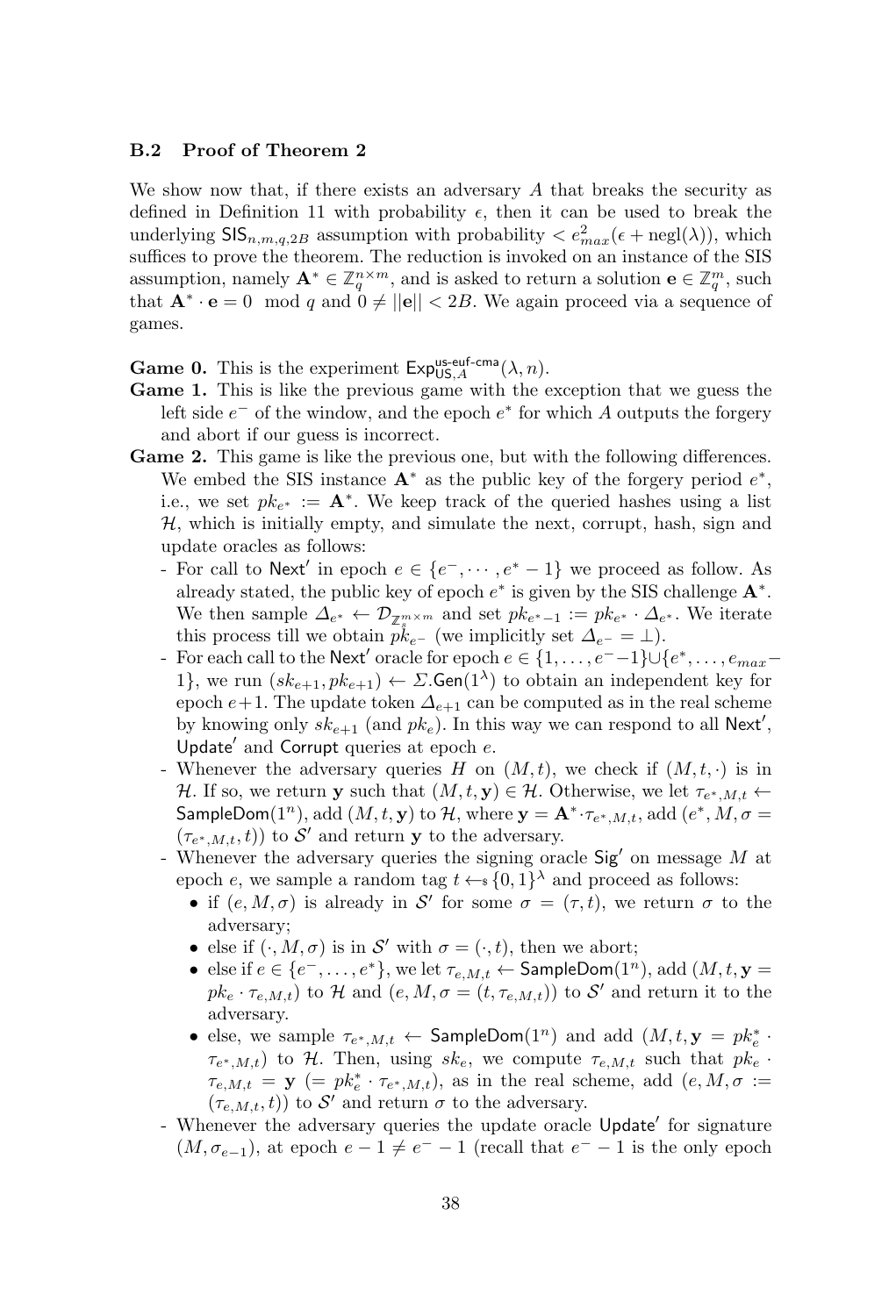### B.2 Proof of Theorem 2

We show now that, if there exists an adversary $A$ that breaks the security as defined in Definition 11 with probability $\epsilon$, then it can be used to break the underlying $\mathsf{SIS}_{n,m,q,2B}$ assumption with probability $< e_{max}^2(\epsilon + \text{negl}(\lambda))$, which suffices to prove the theorem. The reduction is invoked on an instance of the SIS assumption, namely $\mathbf{A}^* \in \mathbb{Z}_q^{n\times m}$, and is asked to return a solution $\mathbf{e} \in \mathbb{Z}_q^m$, such that $\mathbf{A}^* \cdot \mathbf{e} = 0 \mod q$ and $0 \neq ||\mathbf{e}|| < 2B$. We again proceed via a sequence of games.

**Game 0.** This is the experiment $\mathsf{Exp}^{\text{us-euf-cma}}_{\mathsf{US},A}(\lambda, n)$.

**Game 1.** This is like the previous game with the exception that we guess the left side $e^-$ of the window, and the epoch $e^*$ for which $A$ outputs the forgery and abort if our guess is incorrect.

**Game 2.** This game is like the previous one, but with the following differences. We embed the SIS instance $\mathbf{A}^*$ as the public key of the forgery period $e^*$, i.e., we set $pk_{e^*} := \mathbf{A}^*$. We keep track of the queried hashes using a list $\mathcal{H}$, which is initially empty, and simulate the next, corrupt, hash, sign and update oracles as follows:

- For call to $\mathsf{Next}'$ in epoch $e \in \{e^-, \cdots, e^* - 1\}$ we proceed as follow. As already stated, the public key of epoch $e^*$ is given by the SIS challenge $\mathbf{A}^*$. We then sample $\Delta_{e^*} \leftarrow \mathcal{D}_{\mathbb{Z}_q^{m\times m}}$ and set $pk_{e^*-1} := pk_{e^*} \cdot \Delta_{e^*}$. We iterate this process till we obtain $pk_{e^-}$ (we implicitly set $\Delta_{e^-} = \perp$).
- For each call to the $\mathsf{Next}'$ oracle for epoch $e \in \{1, \ldots, e^- - 1\} \cup \{e^*, \ldots, e_{max} - 1\}$, we run $(sk_{e+1}, pk_{e+1}) \leftarrow \Sigma.\mathsf{Gen}(1^\lambda)$ to obtain an independent key for epoch $e+1$. The update token $\Delta_{e+1}$ can be computed as in the real scheme by knowing only $sk_{e+1}$ (and $pk_e$). In this way we can respond to all $\mathsf{Next}'$, $\mathsf{Update}'$ and $\mathsf{Corrupt}$ queries at epoch $e$.
- Whenever the adversary queries $H$ on $(M, t)$, we check if $(M, t, \cdot)$ is in $\mathcal{H}$. If so, we return $\mathbf{y}$ such that $(M, t, \mathbf{y}) \in \mathcal{H}$. Otherwise, we let $\tau_{e^*,M,t} \leftarrow \mathsf{SampleDom}(1^n)$, add $(M, t, \mathbf{y})$ to $\mathcal{H}$, where $\mathbf{y} = \mathbf{A}^* \cdot \tau_{e^*,M,t}$, add $(e^*, M, \sigma = (\tau_{e^*,M,t}, t))$ to $\mathcal{S}'$ and return $\mathbf{y}$ to the adversary.
- Whenever the adversary queries the signing oracle $\mathsf{Sig}'$ on message $M$ at epoch $e$, we sample a random tag $t \leftarrow_\$ \{0,1\}^\lambda$ and proceed as follows:
  - if $(e, M, \sigma)$ is already in $\mathcal{S}'$ for some $\sigma = (\tau, t)$, we return $\sigma$ to the adversary;
  - else if $(\cdot, M, \sigma)$ is in $\mathcal{S}'$ with $\sigma = (\cdot, t)$, then we abort;
  - else if $e \in \{e^-, \ldots, e^*\}$, we let $\tau_{e,M,t} \leftarrow \mathsf{SampleDom}(1^n)$, add $(M, t, \mathbf{y} = pk_e \cdot \tau_{e,M,t})$ to $\mathcal{H}$ and $(e, M, \sigma = (t, \tau_{e,M,t}))$ to $\mathcal{S}'$ and return it to the adversary.
  - else, we sample $\tau_{e^*,M,t} \leftarrow \mathsf{SampleDom}(1^n)$ and add $(M, t, \mathbf{y} = pk_e^* \cdot \tau_{e^*,M,t})$ to $\mathcal{H}$. Then, using $sk_e$, we compute $\tau_{e,M,t}$ such that $pk_e \cdot \tau_{e,M,t} = \mathbf{y}$ $(= pk_e^* \cdot \tau_{e^*,M,t})$, as in the real scheme, add $(e, M, \sigma := (\tau_{e,M,t}, t))$ to $\mathcal{S}'$ and return $\sigma$ to the adversary.
- Whenever the adversary queries the update oracle $\mathsf{Update}'$ for signature $(M, \sigma_{e-1})$, at epoch $e - 1 \neq e^- - 1$ (recall that $e^- - 1$ is the only epoch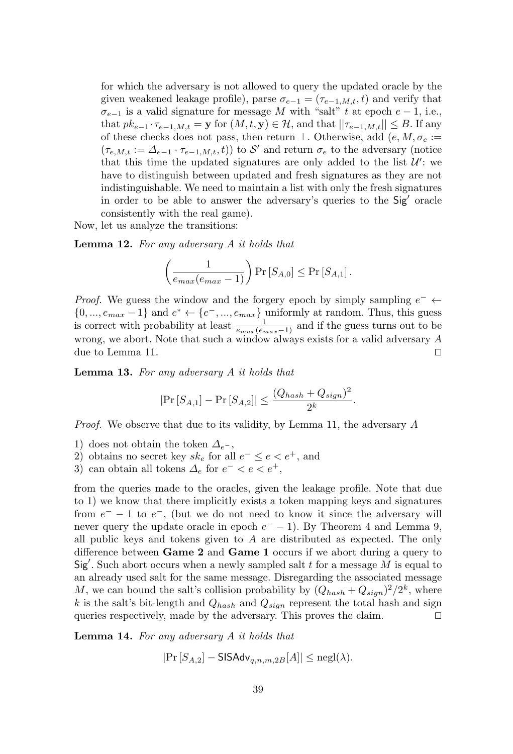for which the adversary is not allowed to query the updated oracle by the given weakened leakage profile), parse $\sigma_{e-1} = (\tau_{e-1,M,t}, t)$ and verify that $\sigma_{e-1}$ is a valid signature for message $M$ with "salt" $t$ at epoch $e-1$, i.e., that $pk_{e-1} \cdot \tau_{e-1,M,t} = \mathbf{y}$ for $(M, t, \mathbf{y}) \in \mathcal{H}$, and that $||\tau_{e-1,M,t}|| \leq B$. If any of these checks does not pass, then return $\perp$. Otherwise, add $(e, M, \sigma_e := (\tau_{e,M,t} := \Delta_{e-1} \cdot \tau_{e-1,M,t}, t))$ to $\mathcal{S}'$ and return $\sigma_e$ to the adversary (notice that this time the updated signatures are only added to the list $\mathcal{U}'$: we have to distinguish between updated and fresh signatures as they are not indistinguishable. We need to maintain a list with only the fresh signatures in order to be able to answer the adversary's queries to the $\mathsf{Sig}'$ oracle consistently with the real game).

Now, let us analyze the transitions:

**Lemma 12.** *For any adversary A it holds that*

$$\left(\frac{1}{e_{max}(e_{max}-1)}\right) \Pr\left[S_{A,0}\right] \leq \Pr\left[S_{A,1}\right].$$

*Proof.* We guess the window and the forgery epoch by simply sampling $e^- \leftarrow \{0, ..., e_{max}-1\}$ and $e^* \leftarrow \{e^-, ..., e_{max}\}$ uniformly at random. Thus, this guess is correct with probability at least $\frac{1}{e_{max}(e_{max}-1)}$ and if the guess turns out to be wrong, we abort. Note that such a window always exists for a valid adversary $A$ due to Lemma 11. $\square$

**Lemma 13.** *For any adversary A it holds that*

$$|\Pr\left[S_{A,1}\right] - \Pr\left[S_{A,2}\right]| \leq \frac{(Q_{hash} + Q_{sign})^2}{2^k}.$$

*Proof.* We observe that due to its validity, by Lemma 11, the adversary $A$

1) does not obtain the token $\Delta_{e^-}$,
2) obtains no secret key $sk_e$ for all $e^- \leq e < e^+$, and
3) can obtain all tokens $\Delta_e$ for $e^- < e < e^+$,

from the queries made to the oracles, given the leakage profile. Note that due to 1) we know that there implicitly exists a token mapping keys and signatures from $e^- - 1$ to $e^-$, (but we do not need to know it since the adversary will never query the update oracle in epoch $e^- - 1$). By Theorem 4 and Lemma 9, all public keys and tokens given to $A$ are distributed as expected. The only difference between **Game 2** and **Game 1** occurs if we abort during a query to $\mathsf{Sig}'$. Such abort occurs when a newly sampled salt $t$ for a message $M$ is equal to an already used salt for the same message. Disregarding the associated message $M$, we can bound the salt's collision probability by $(Q_{hash} + Q_{sign})^2/2^k$, where $k$ is the salt's bit-length and $Q_{hash}$ and $Q_{sign}$ represent the total hash and sign queries respectively, made by the adversary. This proves the claim. $\square$

**Lemma 14.** *For any adversary A it holds that*

$$|\Pr\left[S_{A,2}\right] - \mathsf{SISAdv}_{q,n,m,2B}[A]| \leq \text{negl}(\lambda).$$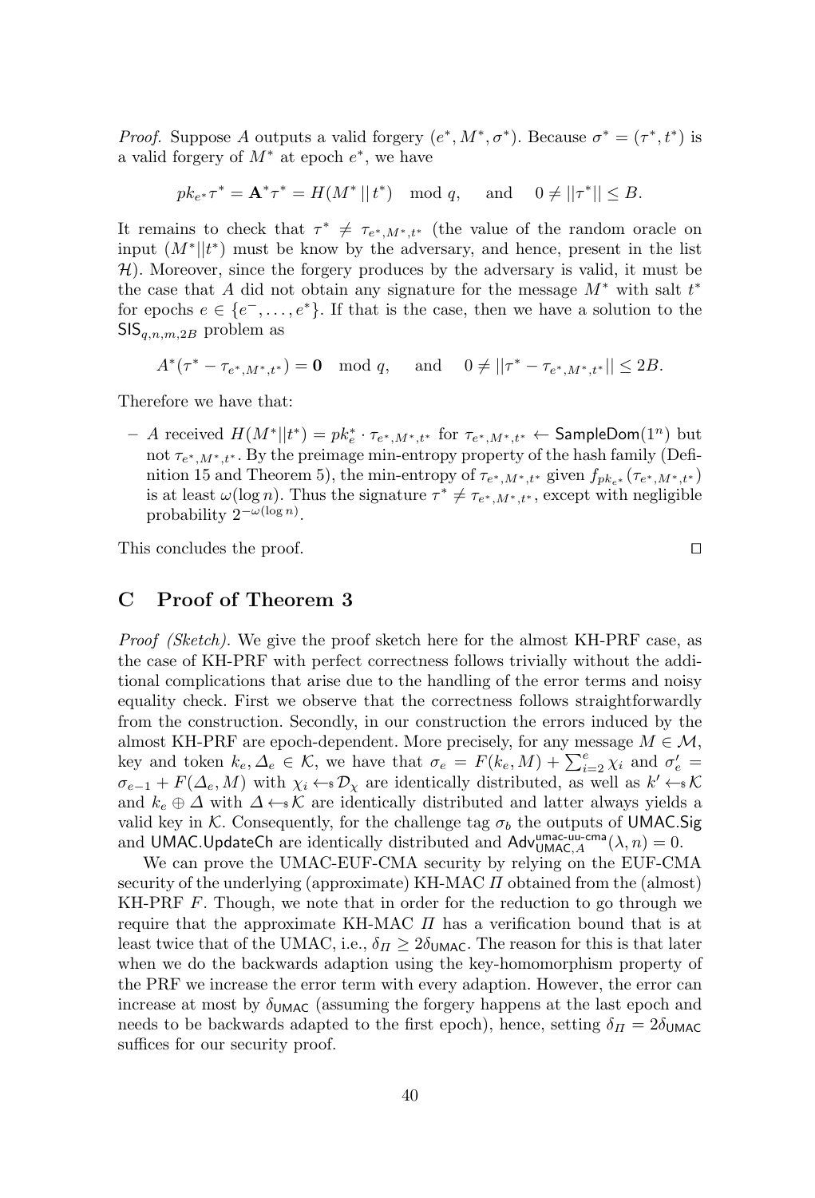*Proof.* Suppose $A$ outputs a valid forgery $(e^*, M^*, \sigma^*)$. Because $\sigma^* = (\tau^*, t^*)$ is a valid forgery of $M^*$ at epoch $e^*$, we have

$$pk_{e^*}\tau^* = \mathbf{A}^*\tau^* = H(M^* \,||\, t^*) \mod q, \quad \text{and} \quad 0 \neq ||\tau^*|| \leq B.$$

It remains to check that $\tau^* \neq \tau_{e^*,M^*,t^*}$ (the value of the random oracle on input $(M^*||t^*)$ must be know by the adversary, and hence, present in the list $\mathcal{H}$). Moreover, since the forgery produces by the adversary is valid, it must be the case that $A$ did not obtain any signature for the message $M^*$ with salt $t^*$ for epochs $e \in \{e^-, \ldots, e^*\}$. If that is the case, then we have a solution to the $\mathsf{SIS}_{q,n,m,2B}$ problem as

$$A^*(\tau^* - \tau_{e^*,M^*,t^*}) = \mathbf{0} \mod q, \quad \text{and} \quad 0 \neq ||\tau^* - \tau_{e^*,M^*,t^*}|| \leq 2B.$$

Therefore we have that:

– $A$ received $H(M^*||t^*) = pk_e^* \cdot \tau_{e^*,M^*,t^*}$ for $\tau_{e^*,M^*,t^*} \leftarrow \mathsf{SampleDom}(1^n)$ but not $\tau_{e^*,M^*,t^*}$. By the preimage min-entropy property of the hash family (Definition 15 and Theorem 5), the min-entropy of $\tau_{e^*,M^*,t^*}$ given $f_{pk_{e^*}}(\tau_{e^*,M^*,t^*})$ is at least $\omega(\log n)$. Thus the signature $\tau^* \neq \tau_{e^*,M^*,t^*}$, except with negligible probability $2^{-\omega(\log n)}$.

This concludes the proof. □

## C Proof of Theorem 3

*Proof (Sketch).* We give the proof sketch here for the almost KH-PRF case, as the case of KH-PRF with perfect correctness follows trivially without the additional complications that arise due to the handling of the error terms and noisy equality check. First we observe that the correctness follows straightforwardly from the construction. Secondly, in our construction the errors induced by the almost KH-PRF are epoch-dependent. More precisely, for any message $M \in \mathcal{M}$, key and token $k_e, \Delta_e \in \mathcal{K}$, we have that $\sigma_e = F(k_e, M) + \sum_{i=2}^{e} \chi_i$ and $\sigma'_e = \sigma_{e-1} + F(\Delta_e, M)$ with $\chi_i \leftarrow\!\!\$\, \mathcal{D}_\chi$ are identically distributed, as well as $k' \leftarrow\!\!\$\, \mathcal{K}$ and $k_e \oplus \Delta$ with $\Delta \leftarrow\!\!\$\, \mathcal{K}$ are identically distributed and latter always yields a valid key in $\mathcal{K}$. Consequently, for the challenge tag $\sigma_b$ the outputs of $\mathsf{UMAC.Sig}$ and $\mathsf{UMAC.UpdateCh}$ are identically distributed and $\mathsf{Adv}^{\mathsf{umac\text{-}uu\text{-}cma}}_{\mathsf{UMAC},A}(\lambda, n) = 0$.

We can prove the UMAC-EUF-CMA security by relying on the EUF-CMA security of the underlying (approximate) KH-MAC $\Pi$ obtained from the (almost) KH-PRF $F$. Though, we note that in order for the reduction to go through we require that the approximate KH-MAC $\Pi$ has a verification bound that is at least twice that of the UMAC, i.e., $\delta_\Pi \geq 2\delta_{\mathsf{UMAC}}$. The reason for this is that later when we do the backwards adaption using the key-homomorphism property of the PRF we increase the error term with every adaption. However, the error can increase at most by $\delta_{\mathsf{UMAC}}$ (assuming the forgery happens at the last epoch and needs to be backwards adapted to the first epoch), hence, setting $\delta_\Pi = 2\delta_{\mathsf{UMAC}}$ suffices for our security proof.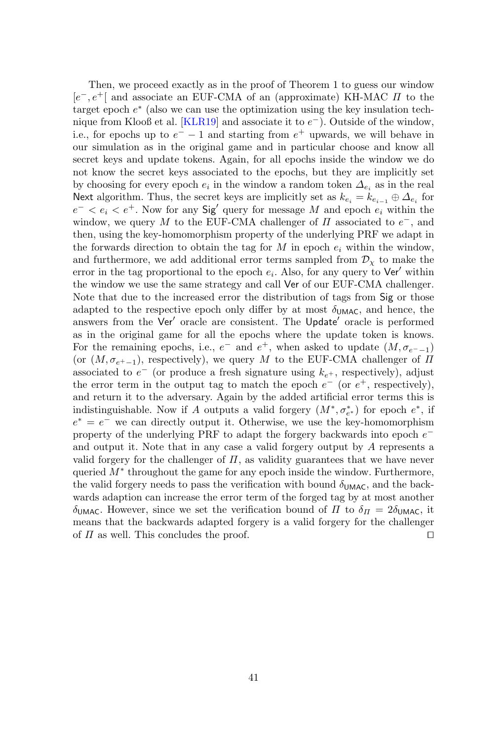Then, we proceed exactly as in the proof of Theorem 1 to guess our window $[e^-, e^+[$ and associate an EUF-CMA of an (approximate) KH-MAC $\Pi$ to the target epoch $e^*$ (also we can use the optimization using the key insulation technique from Klooß et al. [KLR19] and associate it to $e^-$). Outside of the window, i.e., for epochs up to $e^- - 1$ and starting from $e^+$ upwards, we will behave in our simulation as in the original game and in particular choose and know all secret keys and update tokens. Again, for all epochs inside the window we do not know the secret keys associated to the epochs, but they are implicitly set by choosing for every epoch $e_i$ in the window a random token $\Delta_{e_i}$ as in the real Next algorithm. Thus, the secret keys are implicitly set as $k_{e_i} = k_{e_{i-1}} \oplus \Delta_{e_i}$ for $e^- < e_i < e^+$. Now for any $\mathsf{Sig}'$ query for message $M$ and epoch $e_i$ within the window, we query $M$ to the EUF-CMA challenger of $\Pi$ associated to $e^-$, and then, using the key-homomorphism property of the underlying PRF we adapt in the forwards direction to obtain the tag for $M$ in epoch $e_i$ within the window, and furthermore, we add additional error terms sampled from $\mathcal{D}_\chi$ to make the error in the tag proportional to the epoch $e_i$. Also, for any query to $\mathsf{Ver}'$ within the window we use the same strategy and call $\mathsf{Ver}$ of our EUF-CMA challenger. Note that due to the increased error the distribution of tags from $\mathsf{Sig}$ or those adapted to the respective epoch only differ by at most $\delta_{\mathsf{UMAC}}$, and hence, the answers from the $\mathsf{Ver}'$ oracle are consistent. The $\mathsf{Update}'$ oracle is performed as in the original game for all the epochs where the update token is knows. For the remaining epochs, i.e., $e^-$ and $e^+$, when asked to update $(M, \sigma_{e^- -1})$ (or $(M, \sigma_{e^+ -1})$, respectively), we query $M$ to the EUF-CMA challenger of $\Pi$ associated to $e^-$ (or produce a fresh signature using $k_{e^+}$, respectively), adjust the error term in the output tag to match the epoch $e^-$ (or $e^+$, respectively), and return it to the adversary. Again by the added artificial error terms this is indistinguishable. Now if $A$ outputs a valid forgery $(M^*, \sigma^*_{e^*})$ for epoch $e^*$, if $e^* = e^-$ we can directly output it. Otherwise, we use the key-homomorphism property of the underlying PRF to adapt the forgery backwards into epoch $e^-$ and output it. Note that in any case a valid forgery output by $A$ represents a valid forgery for the challenger of $\Pi$, as validity guarantees that we have never queried $M^*$ throughout the game for any epoch inside the window. Furthermore, the valid forgery needs to pass the verification with bound $\delta_{\mathsf{UMAC}}$, and the backwards adaption can increase the error term of the forged tag by at most another $\delta_{\mathsf{UMAC}}$. However, since we set the verification bound of $\Pi$ to $\delta_\Pi = 2\delta_{\mathsf{UMAC}}$, it means that the backwards adapted forgery is a valid forgery for the challenger of $\Pi$ as well. This concludes the proof. ◻